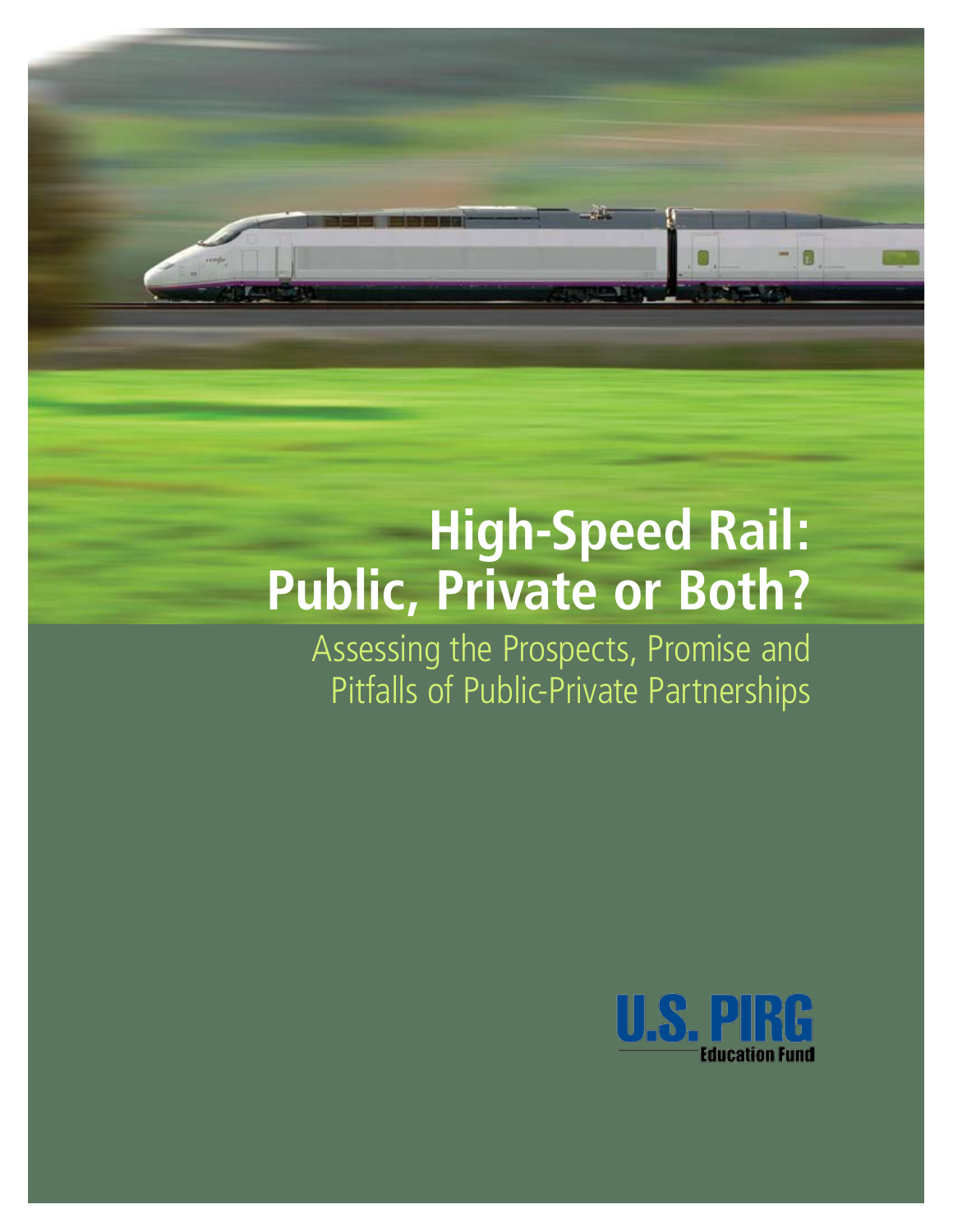# High-Speed Rail: Public, Private or Both?

## Assessing the Prospects, Promise and Pitfalls of Public-Private Partnerships

U.S. PIRG Education Fund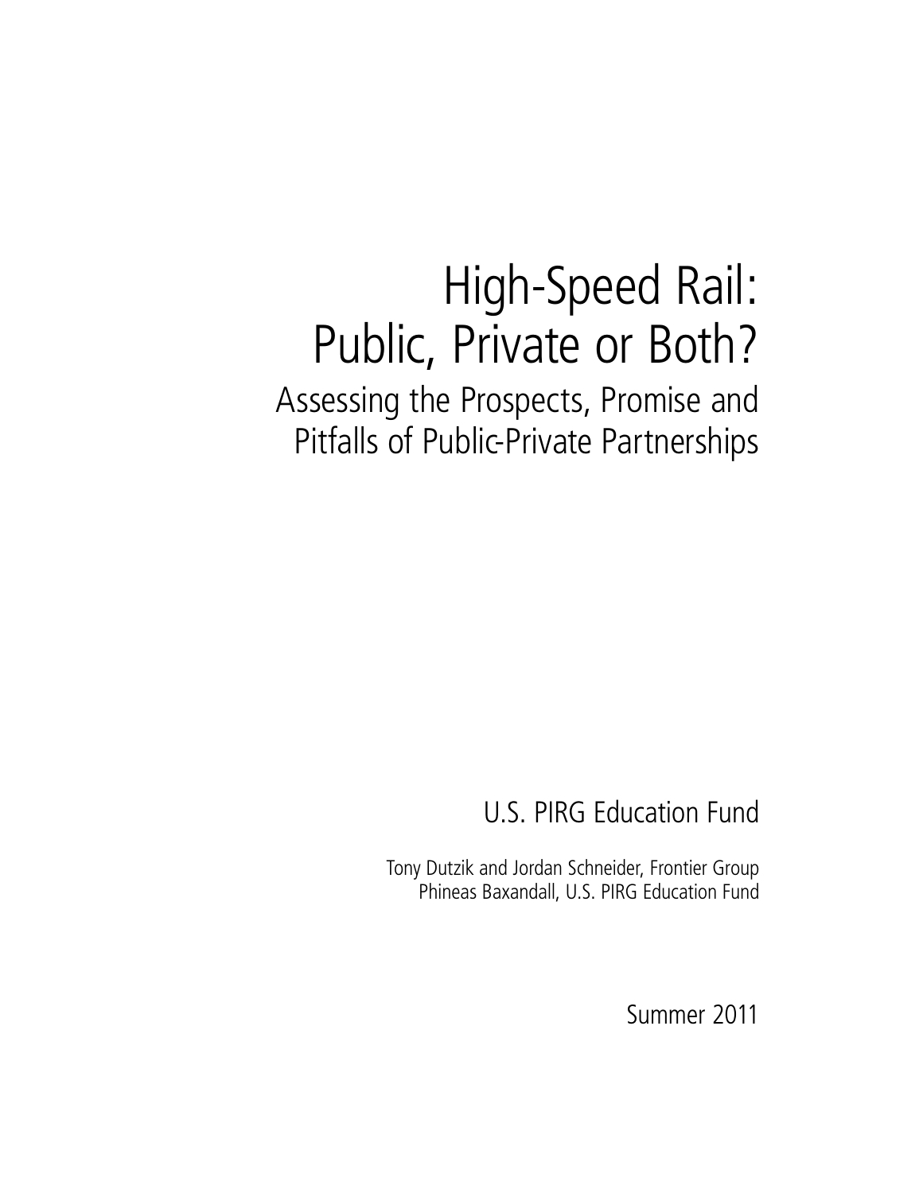# High-Speed Rail: Public, Private or Both?

## Assessing the Prospects, Promise and Pitfalls of Public-Private Partnerships

U.S. PIRG Education Fund

Tony Dutzik and Jordan Schneider, Frontier Group
Phineas Baxandall, U.S. PIRG Education Fund

Summer 2011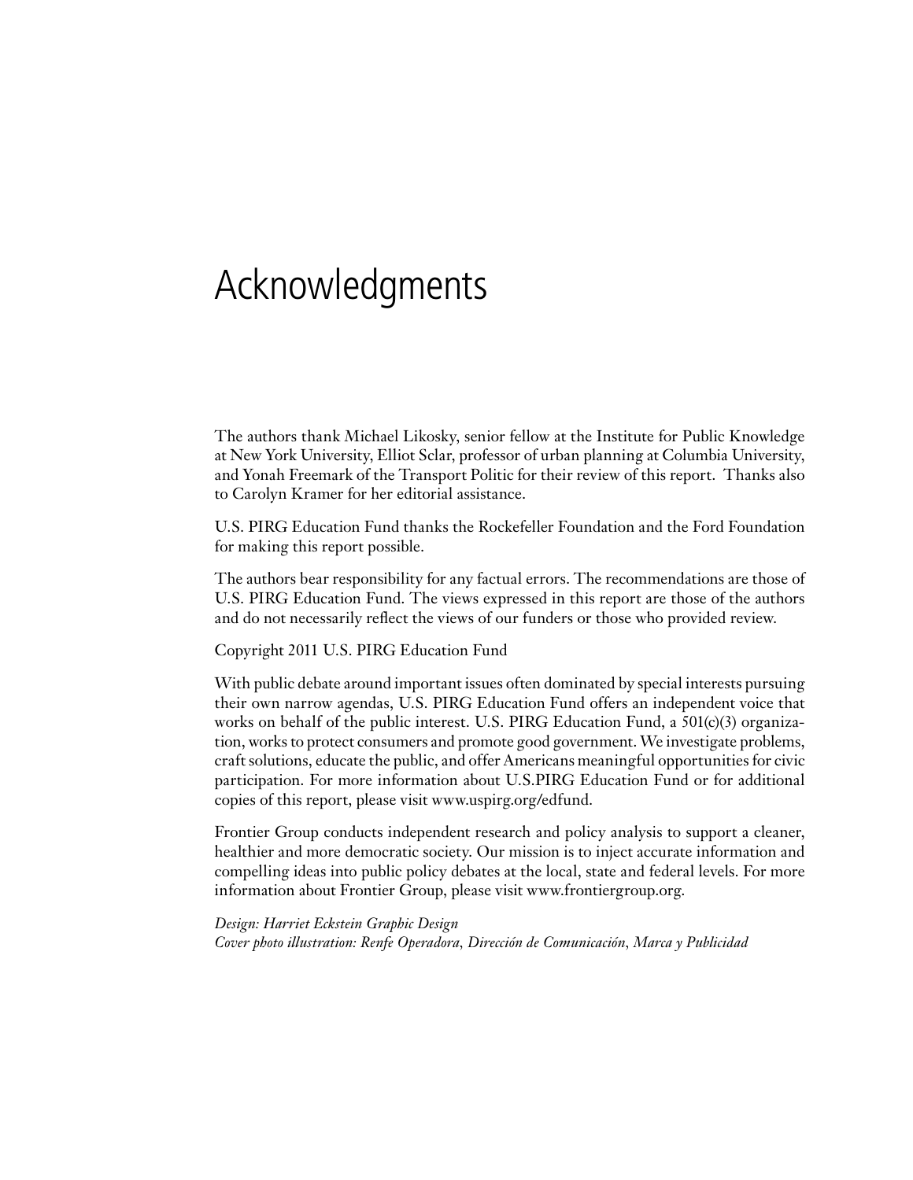# Acknowledgments

The authors thank Michael Likosky, senior fellow at the Institute for Public Knowledge at New York University, Elliot Sclar, professor of urban planning at Columbia University, and Yonah Freemark of the Transport Politic for their review of this report. Thanks also to Carolyn Kramer for her editorial assistance.

U.S. PIRG Education Fund thanks the Rockefeller Foundation and the Ford Foundation for making this report possible.

The authors bear responsibility for any factual errors. The recommendations are those of U.S. PIRG Education Fund. The views expressed in this report are those of the authors and do not necessarily reflect the views of our funders or those who provided review.

Copyright 2011 U.S. PIRG Education Fund

With public debate around important issues often dominated by special interests pursuing their own narrow agendas, U.S. PIRG Education Fund offers an independent voice that works on behalf of the public interest. U.S. PIRG Education Fund, a 501(c)(3) organization, works to protect consumers and promote good government. We investigate problems, craft solutions, educate the public, and offer Americans meaningful opportunities for civic participation. For more information about U.S.PIRG Education Fund or for additional copies of this report, please visit www.uspirg.org/edfund.

Frontier Group conducts independent research and policy analysis to support a cleaner, healthier and more democratic society. Our mission is to inject accurate information and compelling ideas into public policy debates at the local, state and federal levels. For more information about Frontier Group, please visit www.frontiergroup.org.

*Design: Harriet Eckstein Graphic Design*
*Cover photo illustration: Renfe Operadora, Dirección de Comunicación, Marca y Publicidad*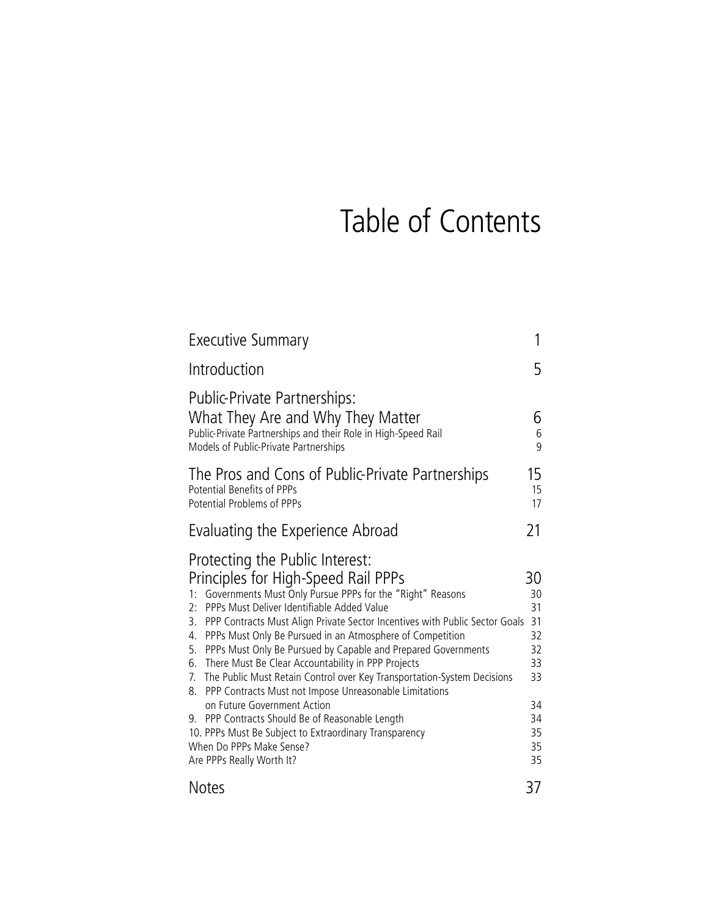# Table of Contents

| | |
|---|---|
| Executive Summary | 1 |
| Introduction | 5 |
| Public-Private Partnerships: What They Are and Why They Matter | 6 |
| Public-Private Partnerships and their Role in High-Speed Rail | 6 |
| Models of Public-Private Partnerships | 9 |
| The Pros and Cons of Public-Private Partnerships | 15 |
| Potential Benefits of PPPs | 15 |
| Potential Problems of PPPs | 17 |
| Evaluating the Experience Abroad | 21 |
| Protecting the Public Interest: Principles for High-Speed Rail PPPs | 30 |
| 1: Governments Must Only Pursue PPPs for the "Right" Reasons | 30 |
| 2: PPPs Must Deliver Identifiable Added Value | 31 |
| 3. PPP Contracts Must Align Private Sector Incentives with Public Sector Goals | 31 |
| 4. PPPs Must Only Be Pursued in an Atmosphere of Competition | 32 |
| 5. PPPs Must Only Be Pursued by Capable and Prepared Governments | 32 |
| 6. There Must Be Clear Accountability in PPP Projects | 33 |
| 7. The Public Must Retain Control over Key Transportation-System Decisions | 33 |
| 8. PPP Contracts Must not Impose Unreasonable Limitations on Future Government Action | 34 |
| 9. PPP Contracts Should Be of Reasonable Length | 34 |
| 10. PPPs Must Be Subject to Extraordinary Transparency | 35 |
| When Do PPPs Make Sense? | 35 |
| Are PPPs Really Worth It? | 35 |
| Notes | 37 |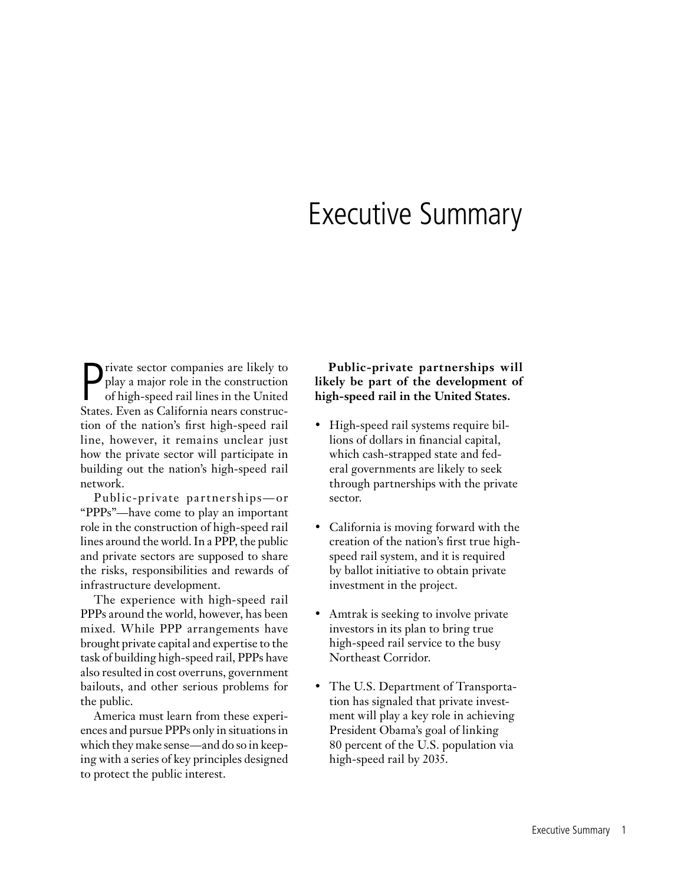# Executive Summary

Private sector companies are likely to play a major role in the construction of high-speed rail lines in the United States. Even as California nears construction of the nation's first high-speed rail line, however, it remains unclear just how the private sector will participate in building out the nation's high-speed rail network.

Public-private partnerships—or "PPPs"—have come to play an important role in the construction of high-speed rail lines around the world. In a PPP, the public and private sectors are supposed to share the risks, responsibilities and rewards of infrastructure development.

The experience with high-speed rail PPPs around the world, however, has been mixed. While PPP arrangements have brought private capital and expertise to the task of building high-speed rail, PPPs have also resulted in cost overruns, government bailouts, and other serious problems for the public.

America must learn from these experiences and pursue PPPs only in situations in which they make sense—and do so in keeping with a series of key principles designed to protect the public interest.

**Public-private partnerships will likely be part of the development of high-speed rail in the United States.**

- High-speed rail systems require billions of dollars in financial capital, which cash-strapped state and federal governments are likely to seek through partnerships with the private sector.
- California is moving forward with the creation of the nation's first true high-speed rail system, and it is required by ballot initiative to obtain private investment in the project.
- Amtrak is seeking to involve private investors in its plan to bring true high-speed rail service to the busy Northeast Corridor.
- The U.S. Department of Transportation has signaled that private investment will play a key role in achieving President Obama's goal of linking 80 percent of the U.S. population via high-speed rail by 2035.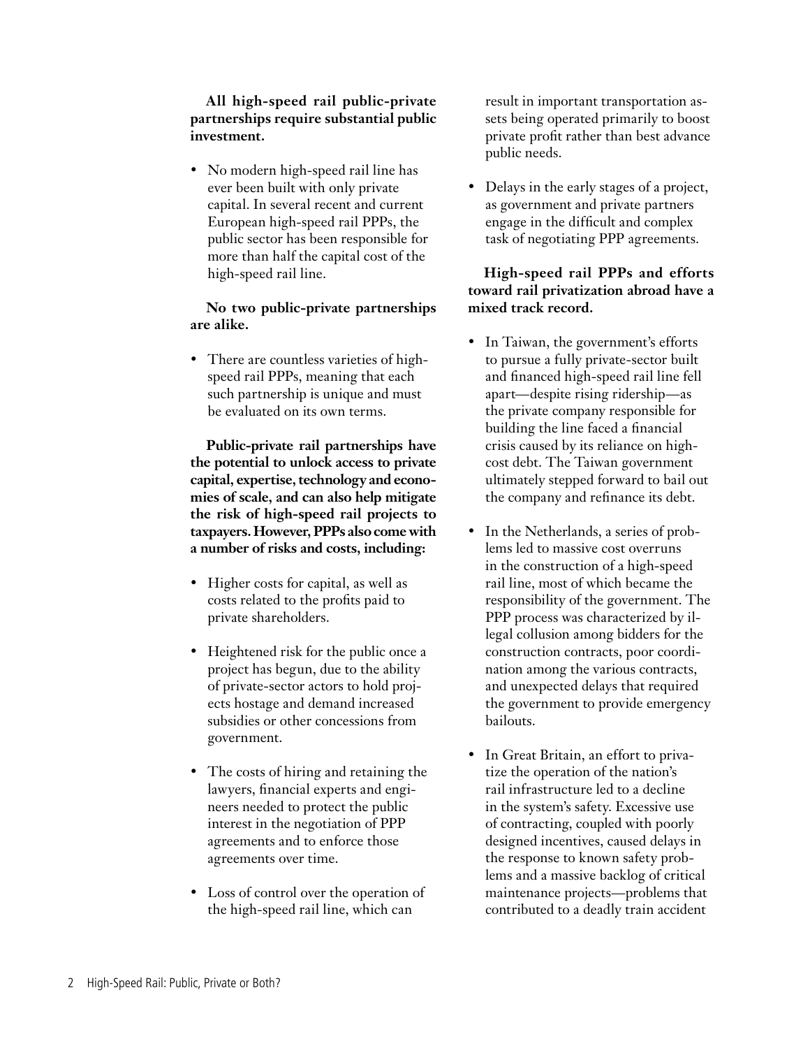**All high-speed rail public-private partnerships require substantial public investment.**

- No modern high-speed rail line has ever been built with only private capital. In several recent and current European high-speed rail PPPs, the public sector has been responsible for more than half the capital cost of the high-speed rail line.

**No two public-private partnerships are alike.**

- There are countless varieties of high-speed rail PPPs, meaning that each such partnership is unique and must be evaluated on its own terms.

**Public-private rail partnerships have the potential to unlock access to private capital, expertise, technology and economies of scale, and can also help mitigate the risk of high-speed rail projects to taxpayers. However, PPPs also come with a number of risks and costs, including:**

- Higher costs for capital, as well as costs related to the profits paid to private shareholders.
- Heightened risk for the public once a project has begun, due to the ability of private-sector actors to hold projects hostage and demand increased subsidies or other concessions from government.
- The costs of hiring and retaining the lawyers, financial experts and engineers needed to protect the public interest in the negotiation of PPP agreements and to enforce those agreements over time.
- Loss of control over the operation of the high-speed rail line, which can result in important transportation assets being operated primarily to boost private profit rather than best advance public needs.
- Delays in the early stages of a project, as government and private partners engage in the difficult and complex task of negotiating PPP agreements.

**High-speed rail PPPs and efforts toward rail privatization abroad have a mixed track record.**

- In Taiwan, the government's efforts to pursue a fully private-sector built and financed high-speed rail line fell apart—despite rising ridership—as the private company responsible for building the line faced a financial crisis caused by its reliance on high-cost debt. The Taiwan government ultimately stepped forward to bail out the company and refinance its debt.
- In the Netherlands, a series of problems led to massive cost overruns in the construction of a high-speed rail line, most of which became the responsibility of the government. The PPP process was characterized by illegal collusion among bidders for the construction contracts, poor coordination among the various contracts, and unexpected delays that required the government to provide emergency bailouts.
- In Great Britain, an effort to privatize the operation of the nation's rail infrastructure led to a decline in the system's safety. Excessive use of contracting, coupled with poorly designed incentives, caused delays in the response to known safety problems and a massive backlog of critical maintenance projects—problems that contributed to a deadly train accident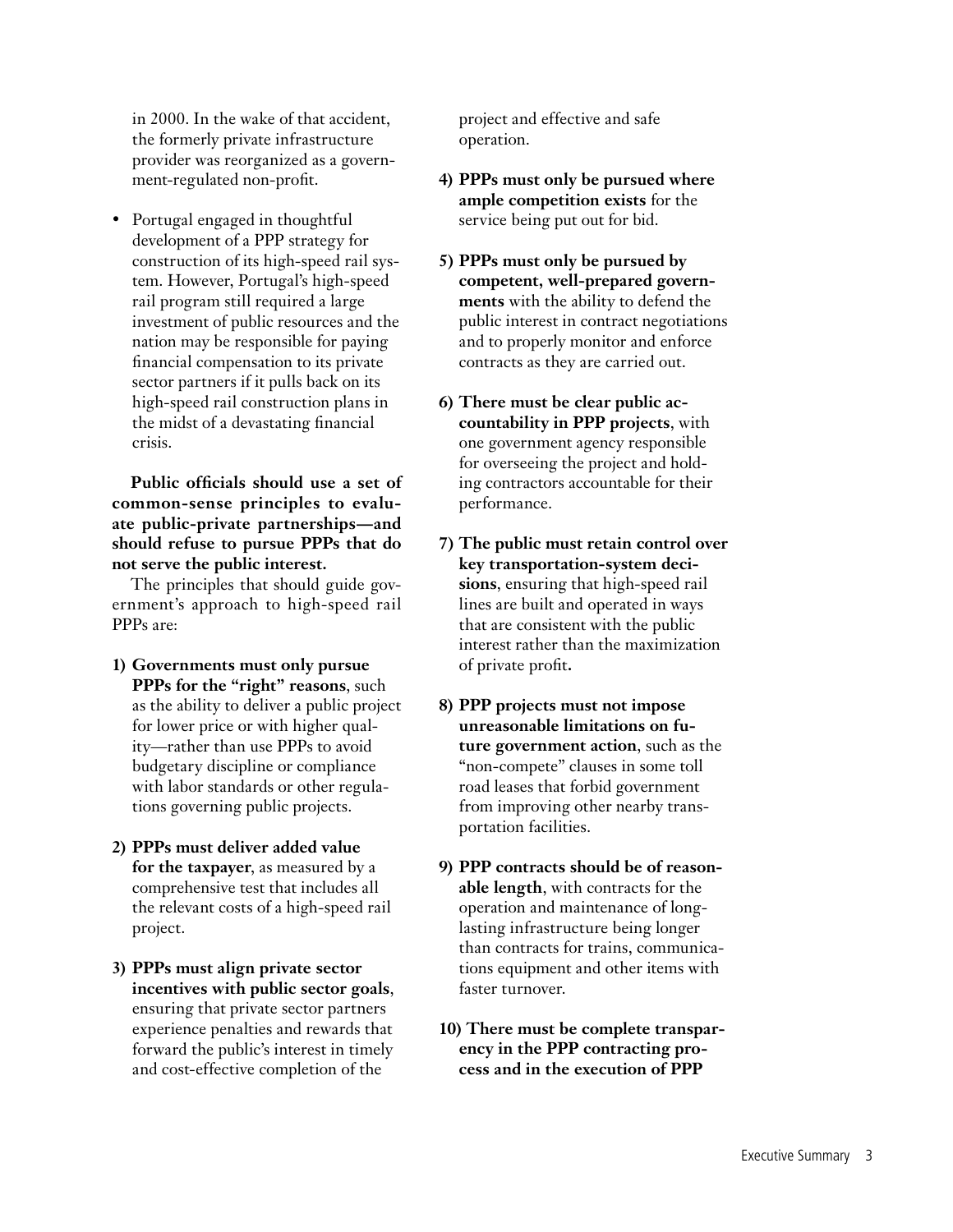in 2000. In the wake of that accident, the formerly private infrastructure provider was reorganized as a government-regulated non-profit.

- Portugal engaged in thoughtful development of a PPP strategy for construction of its high-speed rail system. However, Portugal's high-speed rail program still required a large investment of public resources and the nation may be responsible for paying financial compensation to its private sector partners if it pulls back on its high-speed rail construction plans in the midst of a devastating financial crisis.

**Public officials should use a set of common-sense principles to evaluate public-private partnerships—and should refuse to pursue PPPs that do not serve the public interest.**

The principles that should guide government's approach to high-speed rail PPPs are:

1) **Governments must only pursue PPPs for the "right" reasons**, such as the ability to deliver a public project for lower price or with higher quality—rather than use PPPs to avoid budgetary discipline or compliance with labor standards or other regulations governing public projects.

2) **PPPs must deliver added value for the taxpayer**, as measured by a comprehensive test that includes all the relevant costs of a high-speed rail project.

3) **PPPs must align private sector incentives with public sector goals**, ensuring that private sector partners experience penalties and rewards that forward the public's interest in timely and cost-effective completion of the project and effective and safe operation.

4) **PPPs must only be pursued where ample competition exists** for the service being put out for bid.

5) **PPPs must only be pursued by competent, well-prepared governments** with the ability to defend the public interest in contract negotiations and to properly monitor and enforce contracts as they are carried out.

6) **There must be clear public accountability in PPP projects**, with one government agency responsible for overseeing the project and holding contractors accountable for their performance.

7) **The public must retain control over key transportation-system decisions**, ensuring that high-speed rail lines are built and operated in ways that are consistent with the public interest rather than the maximization of private profit.

8) **PPP projects must not impose unreasonable limitations on future government action**, such as the "non-compete" clauses in some toll road leases that forbid government from improving other nearby transportation facilities.

9) **PPP contracts should be of reasonable length**, with contracts for the operation and maintenance of long-lasting infrastructure being longer than contracts for trains, communications equipment and other items with faster turnover.

10) **There must be complete transparency in the PPP contracting process and in the execution of PPP**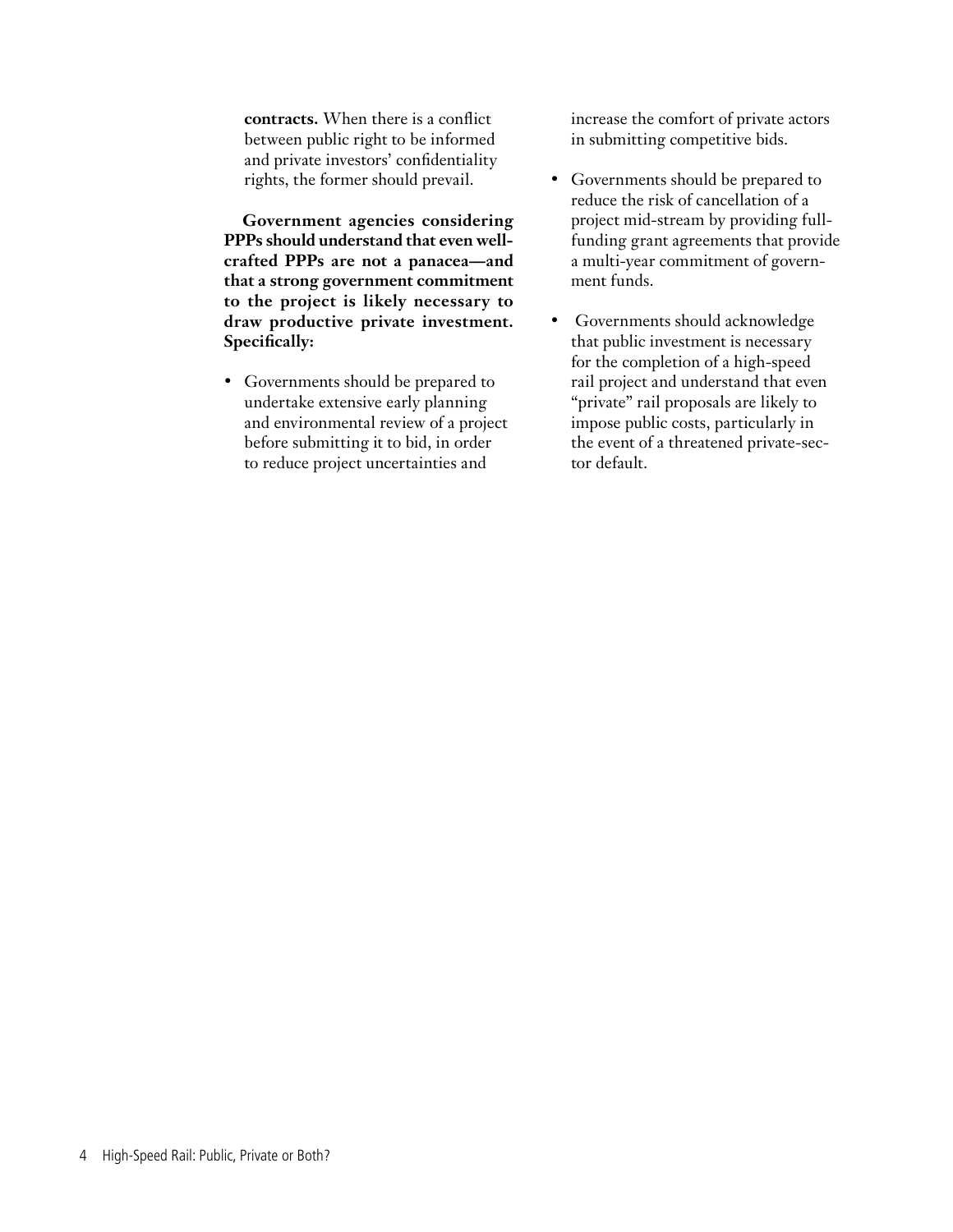**contracts.** When there is a conflict between public right to be informed and private investors' confidentiality rights, the former should prevail.

**Government agencies considering PPPs should understand that even well-crafted PPPs are not a panacea—and that a strong government commitment to the project is likely necessary to draw productive private investment. Specifically:**

- Governments should be prepared to undertake extensive early planning and environmental review of a project before submitting it to bid, in order to reduce project uncertainties and increase the comfort of private actors in submitting competitive bids.
- Governments should be prepared to reduce the risk of cancellation of a project mid-stream by providing full-funding grant agreements that provide a multi-year commitment of government funds.
- Governments should acknowledge that public investment is necessary for the completion of a high-speed rail project and understand that even "private" rail proposals are likely to impose public costs, particularly in the event of a threatened private-sector default.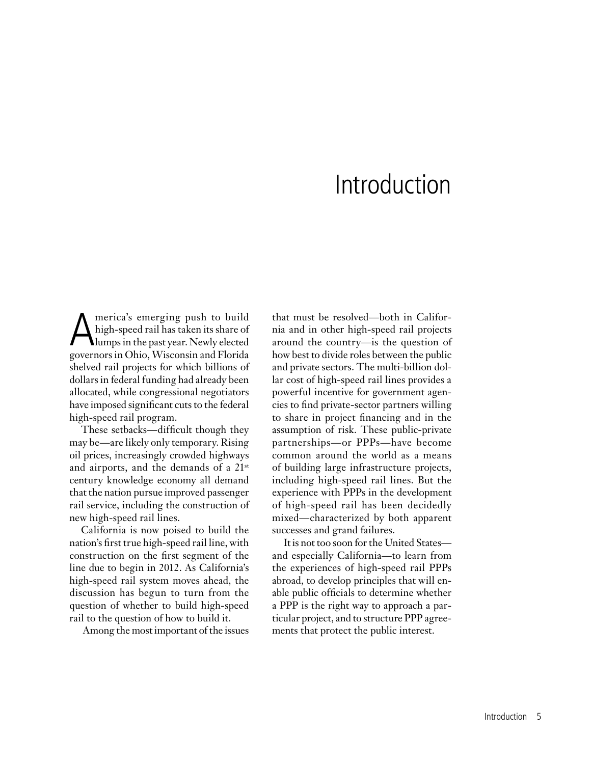# Introduction

America's emerging push to build high-speed rail has taken its share of lumps in the past year. Newly elected governors in Ohio, Wisconsin and Florida shelved rail projects for which billions of dollars in federal funding had already been allocated, while congressional negotiators have imposed significant cuts to the federal high-speed rail program.

These setbacks—difficult though they may be—are likely only temporary. Rising oil prices, increasingly crowded highways and airports, and the demands of a 21st century knowledge economy all demand that the nation pursue improved passenger rail service, including the construction of new high-speed rail lines.

California is now poised to build the nation's first true high-speed rail line, with construction on the first segment of the line due to begin in 2012. As California's high-speed rail system moves ahead, the discussion has begun to turn from the question of whether to build high-speed rail to the question of how to build it.

Among the most important of the issues that must be resolved—both in California and in other high-speed rail projects around the country—is the question of how best to divide roles between the public and private sectors. The multi-billion dollar cost of high-speed rail lines provides a powerful incentive for government agencies to find private-sector partners willing to share in project financing and in the assumption of risk. These public-private partnerships—or PPPs—have become common around the world as a means of building large infrastructure projects, including high-speed rail lines. But the experience with PPPs in the development of high-speed rail has been decidedly mixed—characterized by both apparent successes and grand failures.

It is not too soon for the United States—and especially California—to learn from the experiences of high-speed rail PPPs abroad, to develop principles that will enable public officials to determine whether a PPP is the right way to approach a particular project, and to structure PPP agreements that protect the public interest.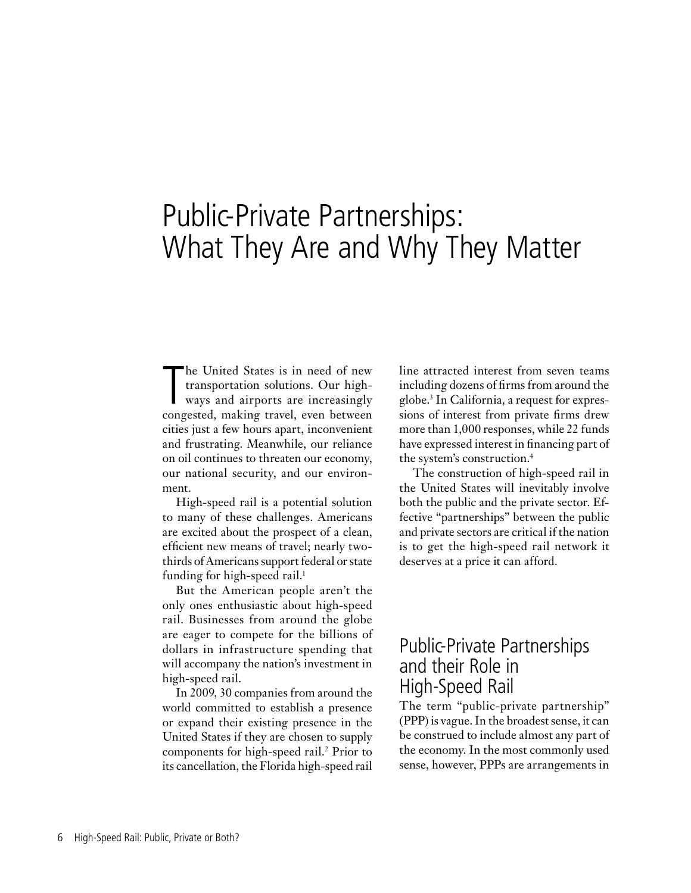# Public-Private Partnerships: What They Are and Why They Matter

The United States is in need of new transportation solutions. Our highways and airports are increasingly congested, making travel, even between cities just a few hours apart, inconvenient and frustrating. Meanwhile, our reliance on oil continues to threaten our economy, our national security, and our environment.

High-speed rail is a potential solution to many of these challenges. Americans are excited about the prospect of a clean, efficient new means of travel; nearly two-thirds of Americans support federal or state funding for high-speed rail.[1]

But the American people aren't the only ones enthusiastic about high-speed rail. Businesses from around the globe are eager to compete for the billions of dollars in infrastructure spending that will accompany the nation's investment in high-speed rail.

In 2009, 30 companies from around the world committed to establish a presence or expand their existing presence in the United States if they are chosen to supply components for high-speed rail.[2] Prior to its cancellation, the Florida high-speed rail line attracted interest from seven teams including dozens of firms from around the globe.[3] In California, a request for expressions of interest from private firms drew more than 1,000 responses, while 22 funds have expressed interest in financing part of the system's construction.[4]

The construction of high-speed rail in the United States will inevitably involve both the public and the private sector. Effective "partnerships" between the public and private sectors are critical if the nation is to get the high-speed rail network it deserves at a price it can afford.

## Public-Private Partnerships and their Role in High-Speed Rail

The term "public-private partnership" (PPP) is vague. In the broadest sense, it can be construed to include almost any part of the economy. In the most commonly used sense, however, PPPs are arrangements in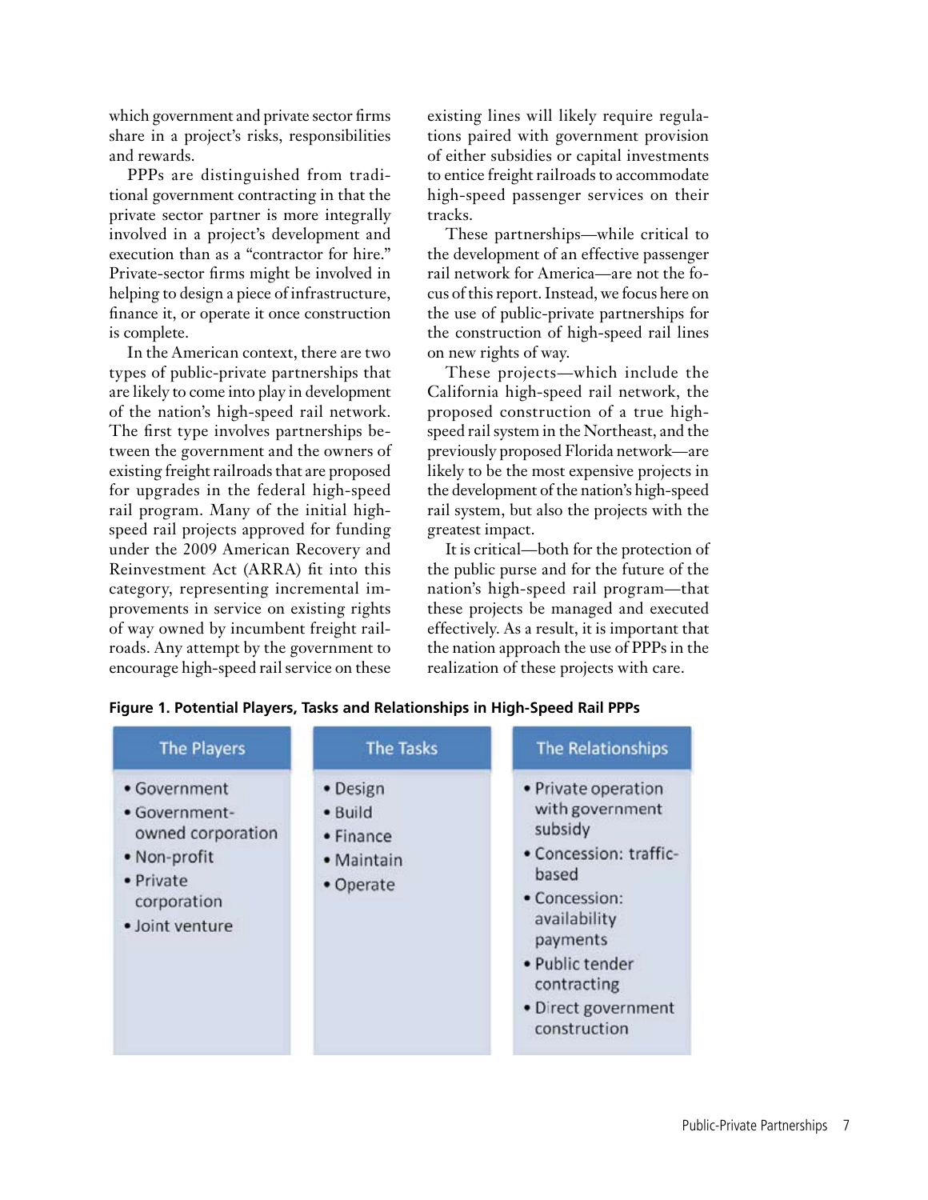which government and private sector firms share in a project's risks, responsibilities and rewards.

PPPs are distinguished from traditional government contracting in that the private sector partner is more integrally involved in a project's development and execution than as a "contractor for hire." Private-sector firms might be involved in helping to design a piece of infrastructure, finance it, or operate it once construction is complete.

In the American context, there are two types of public-private partnerships that are likely to come into play in development of the nation's high-speed rail network. The first type involves partnerships between the government and the owners of existing freight railroads that are proposed for upgrades in the federal high-speed rail program. Many of the initial high-speed rail projects approved for funding under the 2009 American Recovery and Reinvestment Act (ARRA) fit into this category, representing incremental improvements in service on existing rights of way owned by incumbent freight railroads. Any attempt by the government to encourage high-speed rail service on these existing lines will likely require regulations paired with government provision of either subsidies or capital investments to entice freight railroads to accommodate high-speed passenger services on their tracks.

These partnerships—while critical to the development of an effective passenger rail network for America—are not the focus of this report. Instead, we focus here on the use of public-private partnerships for the construction of high-speed rail lines on new rights of way.

These projects—which include the California high-speed rail network, the proposed construction of a true high-speed rail system in the Northeast, and the previously proposed Florida network—are likely to be the most expensive projects in the development of the nation's high-speed rail system, but also the projects with the greatest impact.

It is critical—both for the protection of the public purse and for the future of the nation's high-speed rail program—that these projects be managed and executed effectively. As a result, it is important that the nation approach the use of PPPs in the realization of these projects with care.

**Figure 1. Potential Players, Tasks and Relationships in High-Speed Rail PPPs**

| The Players | The Tasks | The Relationships |
|---|---|---|
| • Government<br>• Government-owned corporation<br>• Non-profit<br>• Private corporation<br>• Joint venture | • Design<br>• Build<br>• Finance<br>• Maintain<br>• Operate | • Private operation with government subsidy<br>• Concession: traffic-based<br>• Concession: availability payments<br>• Public tender contracting<br>• Direct government construction |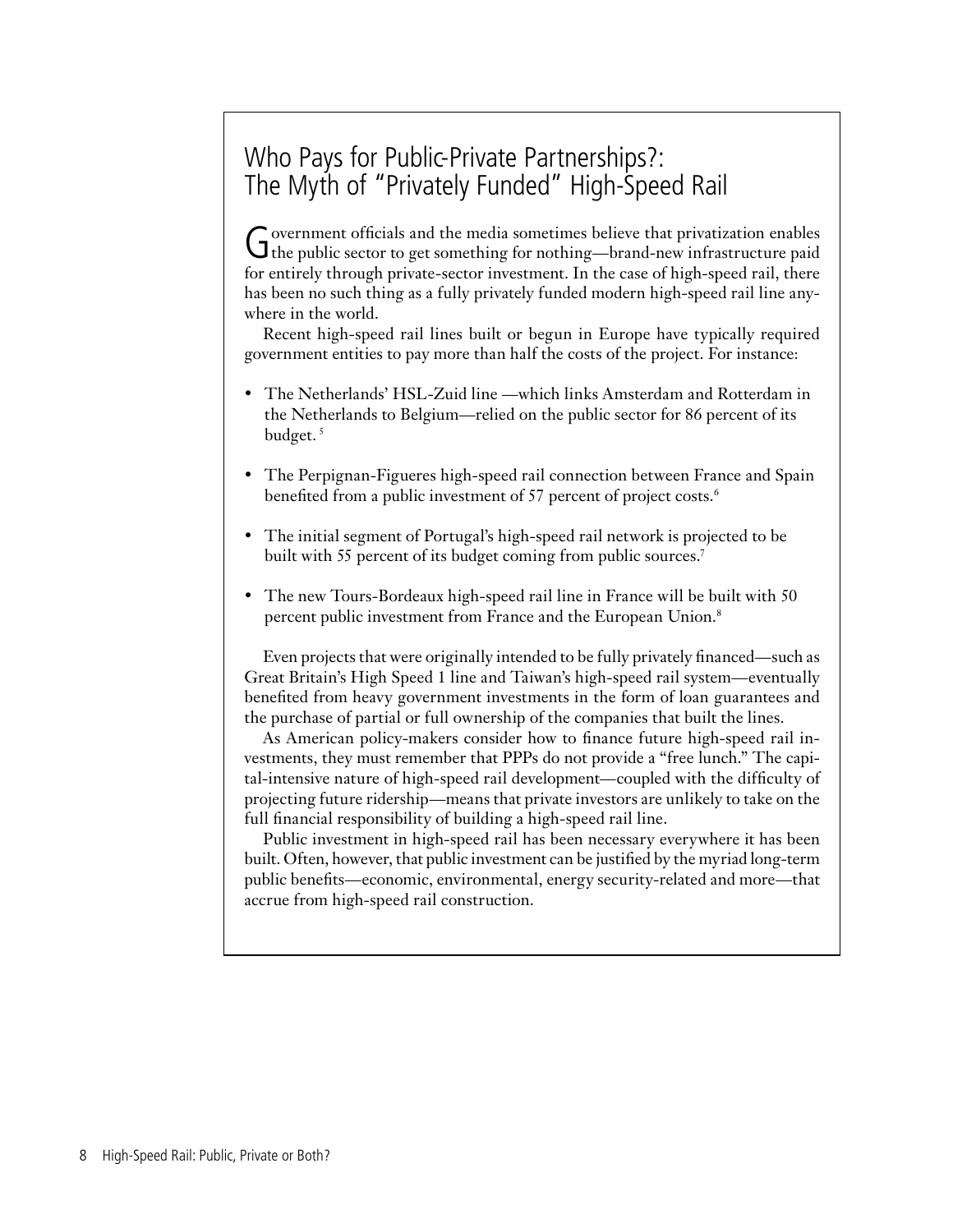## Who Pays for Public-Private Partnerships?: The Myth of "Privately Funded" High-Speed Rail

Government officials and the media sometimes believe that privatization enables the public sector to get something for nothing—brand-new infrastructure paid for entirely through private-sector investment. In the case of high-speed rail, there has been no such thing as a fully privately funded modern high-speed rail line anywhere in the world.

Recent high-speed rail lines built or begun in Europe have typically required government entities to pay more than half the costs of the project. For instance:

- The Netherlands' HSL-Zuid line —which links Amsterdam and Rotterdam in the Netherlands to Belgium—relied on the public sector for 86 percent of its budget. [5]
- The Perpignan-Figueres high-speed rail connection between France and Spain benefited from a public investment of 57 percent of project costs.[6]
- The initial segment of Portugal's high-speed rail network is projected to be built with 55 percent of its budget coming from public sources.[7]
- The new Tours-Bordeaux high-speed rail line in France will be built with 50 percent public investment from France and the European Union.[8]

Even projects that were originally intended to be fully privately financed—such as Great Britain's High Speed 1 line and Taiwan's high-speed rail system—eventually benefited from heavy government investments in the form of loan guarantees and the purchase of partial or full ownership of the companies that built the lines.

As American policy-makers consider how to finance future high-speed rail investments, they must remember that PPPs do not provide a "free lunch." The capital-intensive nature of high-speed rail development—coupled with the difficulty of projecting future ridership—means that private investors are unlikely to take on the full financial responsibility of building a high-speed rail line.

Public investment in high-speed rail has been necessary everywhere it has been built. Often, however, that public investment can be justified by the myriad long-term public benefits—economic, environmental, energy security-related and more—that accrue from high-speed rail construction.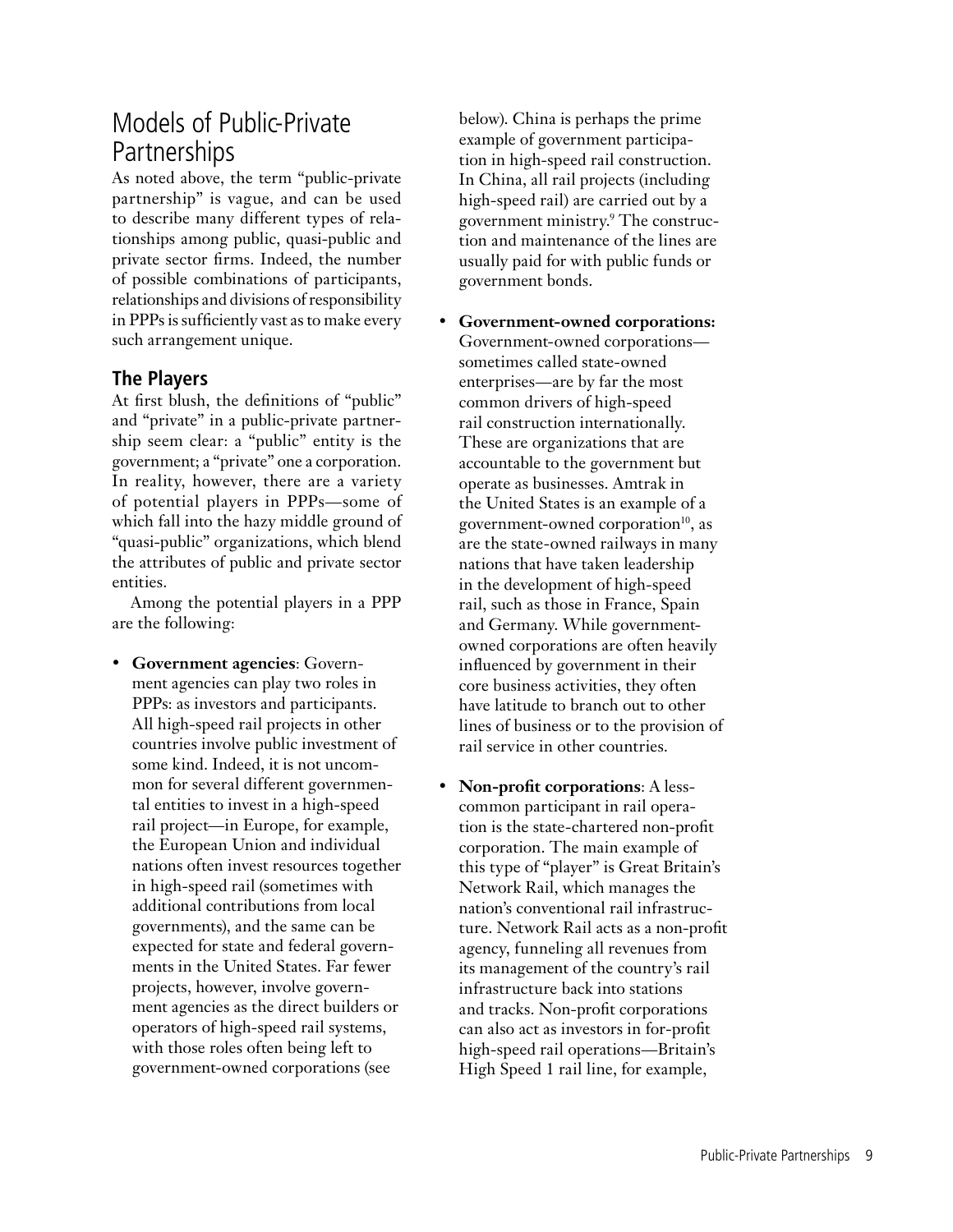## Models of Public-Private Partnerships

As noted above, the term "public-private partnership" is vague, and can be used to describe many different types of relationships among public, quasi-public and private sector firms. Indeed, the number of possible combinations of participants, relationships and divisions of responsibility in PPPs is sufficiently vast as to make every such arrangement unique.

### The Players

At first blush, the definitions of "public" and "private" in a public-private partnership seem clear: a "public" entity is the government; a "private" one a corporation. In reality, however, there are a variety of potential players in PPPs—some of which fall into the hazy middle ground of "quasi-public" organizations, which blend the attributes of public and private sector entities.

Among the potential players in a PPP are the following:

- **Government agencies**: Government agencies can play two roles in PPPs: as investors and participants. All high-speed rail projects in other countries involve public investment of some kind. Indeed, it is not uncommon for several different governmental entities to invest in a high-speed rail project—in Europe, for example, the European Union and individual nations often invest resources together in high-speed rail (sometimes with additional contributions from local governments), and the same can be expected for state and federal governments in the United States. Far fewer projects, however, involve government agencies as the direct builders or operators of high-speed rail systems, with those roles often being left to government-owned corporations (see below). China is perhaps the prime example of government participation in high-speed rail construction. In China, all rail projects (including high-speed rail) are carried out by a government ministry.[9] The construction and maintenance of the lines are usually paid for with public funds or government bonds.

- **Government-owned corporations:** Government-owned corporations—sometimes called state-owned enterprises—are by far the most common drivers of high-speed rail construction internationally. These are organizations that are accountable to the government but operate as businesses. Amtrak in the United States is an example of a government-owned corporation[10], as are the state-owned railways in many nations that have taken leadership in the development of high-speed rail, such as those in France, Spain and Germany. While government-owned corporations are often heavily influenced by government in their core business activities, they often have latitude to branch out to other lines of business or to the provision of rail service in other countries.

- **Non-profit corporations**: A less-common participant in rail operation is the state-chartered non-profit corporation. The main example of this type of "player" is Great Britain's Network Rail, which manages the nation's conventional rail infrastructure. Network Rail acts as a non-profit agency, funneling all revenues from its management of the country's rail infrastructure back into stations and tracks. Non-profit corporations can also act as investors in for-profit high-speed rail operations—Britain's High Speed 1 rail line, for example,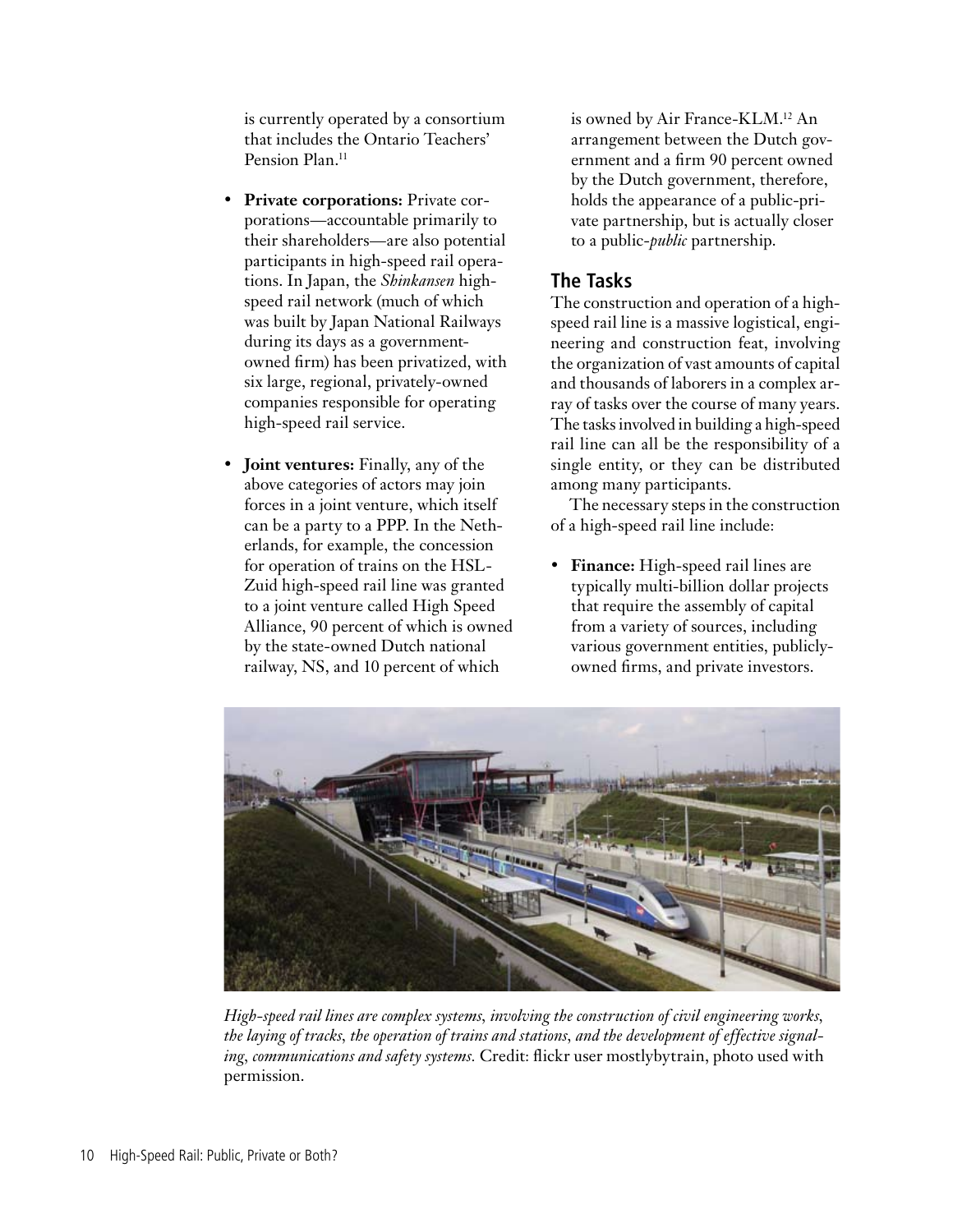is currently operated by a consortium that includes the Ontario Teachers' Pension Plan.[11]

- **Private corporations:** Private corporations—accountable primarily to their shareholders—are also potential participants in high-speed rail operations. In Japan, the *Shinkansen* high-speed rail network (much of which was built by Japan National Railways during its days as a government-owned firm) has been privatized, with six large, regional, privately-owned companies responsible for operating high-speed rail service.

- **Joint ventures:** Finally, any of the above categories of actors may join forces in a joint venture, which itself can be a party to a PPP. In the Netherlands, for example, the concession for operation of trains on the HSL-Zuid high-speed rail line was granted to a joint venture called High Speed Alliance, 90 percent of which is owned by the state-owned Dutch national railway, NS, and 10 percent of which is owned by Air France-KLM.[12] An arrangement between the Dutch government and a firm 90 percent owned by the Dutch government, therefore, holds the appearance of a public-private partnership, but is actually closer to a public-*public* partnership.

## The Tasks

The construction and operation of a high-speed rail line is a massive logistical, engineering and construction feat, involving the organization of vast amounts of capital and thousands of laborers in a complex array of tasks over the course of many years. The tasks involved in building a high-speed rail line can all be the responsibility of a single entity, or they can be distributed among many participants.

The necessary steps in the construction of a high-speed rail line include:

- **Finance:** High-speed rail lines are typically multi-billion dollar projects that require the assembly of capital from a variety of sources, including various government entities, publicly-owned firms, and private investors.

*High-speed rail lines are complex systems, involving the construction of civil engineering works, the laying of tracks, the operation of trains and stations, and the development of effective signaling, communications and safety systems.* Credit: flickr user mostlybytrain, photo used with permission.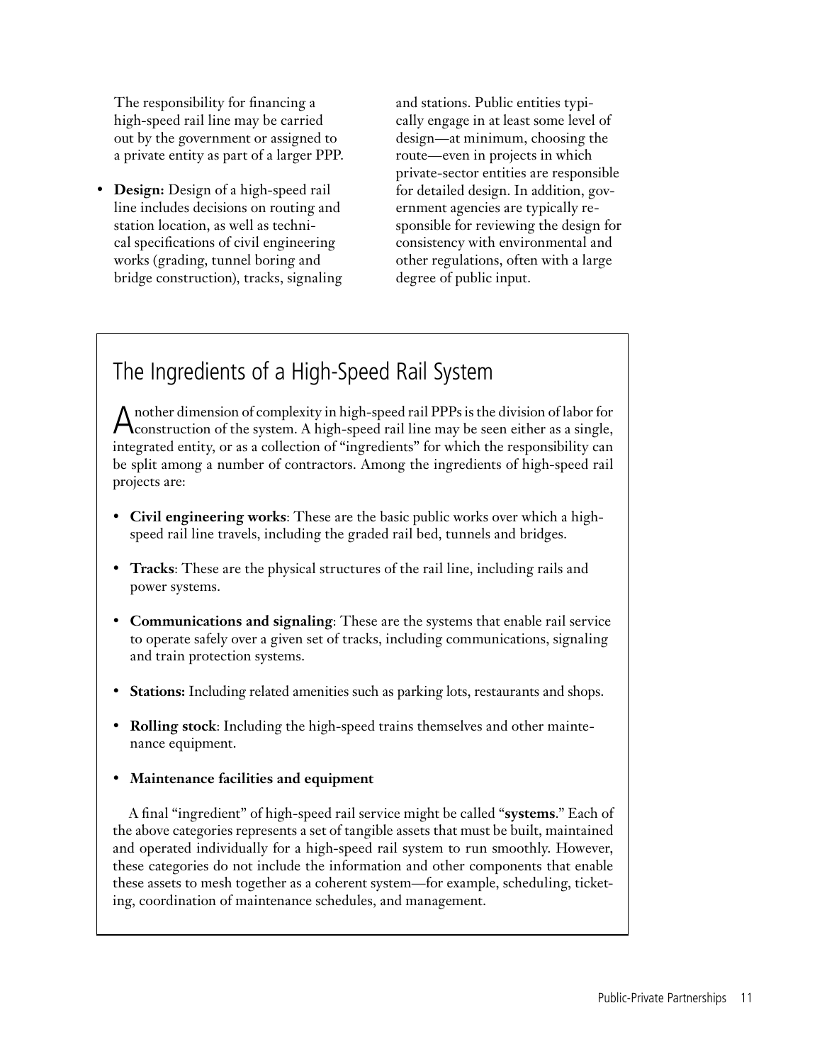The responsibility for financing a high-speed rail line may be carried out by the government or assigned to a private entity as part of a larger PPP.

- **Design:** Design of a high-speed rail line includes decisions on routing and station location, as well as technical specifications of civil engineering works (grading, tunnel boring and bridge construction), tracks, signaling and stations. Public entities typically engage in at least some level of design—at minimum, choosing the route—even in projects in which private-sector entities are responsible for detailed design. In addition, government agencies are typically responsible for reviewing the design for consistency with environmental and other regulations, often with a large degree of public input.

## The Ingredients of a High-Speed Rail System

Another dimension of complexity in high-speed rail PPPs is the division of labor for construction of the system. A high-speed rail line may be seen either as a single, integrated entity, or as a collection of "ingredients" for which the responsibility can be split among a number of contractors. Among the ingredients of high-speed rail projects are:

- **Civil engineering works**: These are the basic public works over which a high-speed rail line travels, including the graded rail bed, tunnels and bridges.
- **Tracks**: These are the physical structures of the rail line, including rails and power systems.
- **Communications and signaling**: These are the systems that enable rail service to operate safely over a given set of tracks, including communications, signaling and train protection systems.
- **Stations:** Including related amenities such as parking lots, restaurants and shops.
- **Rolling stock**: Including the high-speed trains themselves and other maintenance equipment.
- **Maintenance facilities and equipment**

A final "ingredient" of high-speed rail service might be called "**systems**." Each of the above categories represents a set of tangible assets that must be built, maintained and operated individually for a high-speed rail system to run smoothly. However, these categories do not include the information and other components that enable these assets to mesh together as a coherent system—for example, scheduling, ticketing, coordination of maintenance schedules, and management.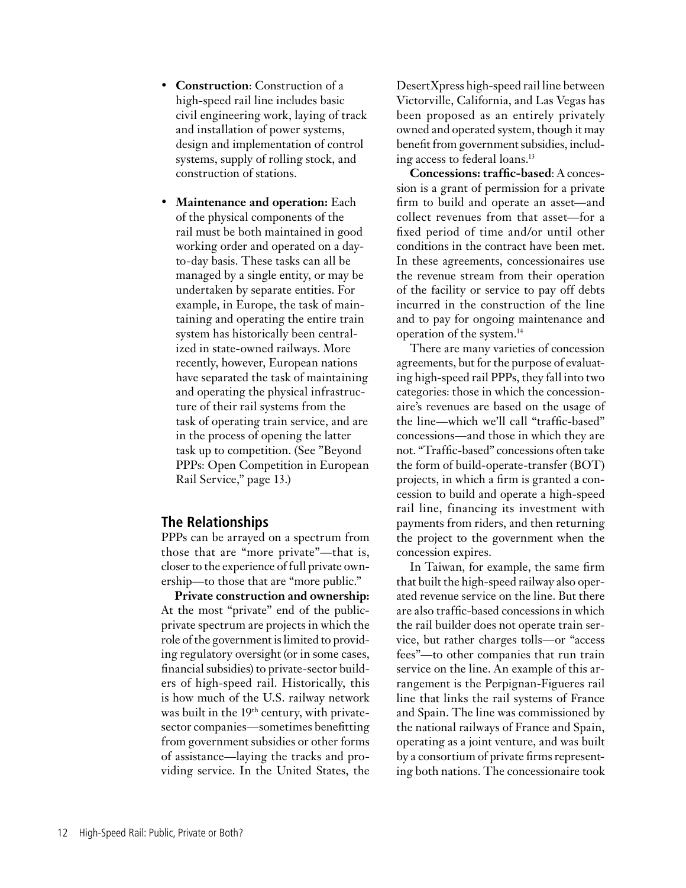- **Construction**: Construction of a high-speed rail line includes basic civil engineering work, laying of track and installation of power systems, design and implementation of control systems, supply of rolling stock, and construction of stations.

- **Maintenance and operation:** Each of the physical components of the rail must be both maintained in good working order and operated on a day-to-day basis. These tasks can all be managed by a single entity, or may be undertaken by separate entities. For example, in Europe, the task of maintaining and operating the entire train system has historically been centralized in state-owned railways. More recently, however, European nations have separated the task of maintaining and operating the physical infrastructure of their rail systems from the task of operating train service, and are in the process of opening the latter task up to competition. (See "Beyond PPPs: Open Competition in European Rail Service," page 13.)

## The Relationships

PPPs can be arrayed on a spectrum from those that are "more private"—that is, closer to the experience of full private ownership—to those that are "more public."

**Private construction and ownership:** At the most "private" end of the public-private spectrum are projects in which the role of the government is limited to providing regulatory oversight (or in some cases, financial subsidies) to private-sector builders of high-speed rail. Historically, this is how much of the U.S. railway network was built in the 19th century, with private-sector companies—sometimes benefitting from government subsidies or other forms of assistance—laying the tracks and providing service. In the United States, the DesertXpress high-speed rail line between Victorville, California, and Las Vegas has been proposed as an entirely privately owned and operated system, though it may benefit from government subsidies, including access to federal loans.[13]

**Concessions: traffic-based**: A concession is a grant of permission for a private firm to build and operate an asset—and collect revenues from that asset—for a fixed period of time and/or until other conditions in the contract have been met. In these agreements, concessionaires use the revenue stream from their operation of the facility or service to pay off debts incurred in the construction of the line and to pay for ongoing maintenance and operation of the system.[14]

There are many varieties of concession agreements, but for the purpose of evaluating high-speed rail PPPs, they fall into two categories: those in which the concessionaire's revenues are based on the usage of the line—which we'll call "traffic-based" concessions—and those in which they are not. "Traffic-based" concessions often take the form of build-operate-transfer (BOT) projects, in which a firm is granted a concession to build and operate a high-speed rail line, financing its investment with payments from riders, and then returning the project to the government when the concession expires.

In Taiwan, for example, the same firm that built the high-speed railway also operated revenue service on the line. But there are also traffic-based concessions in which the rail builder does not operate train service, but rather charges tolls—or "access fees"—to other companies that run train service on the line. An example of this arrangement is the Perpignan-Figueres rail line that links the rail systems of France and Spain. The line was commissioned by the national railways of France and Spain, operating as a joint venture, and was built by a consortium of private firms representing both nations. The concessionaire took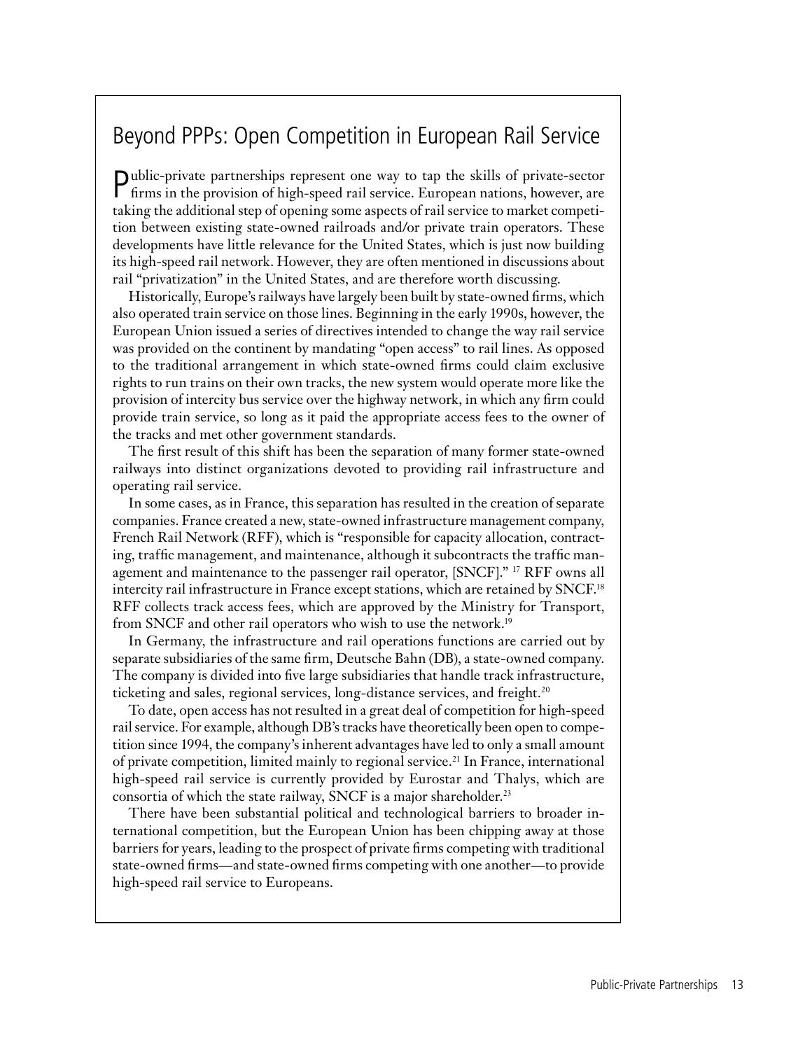## Beyond PPPs: Open Competition in European Rail Service

Public-private partnerships represent one way to tap the skills of private-sector firms in the provision of high-speed rail service. European nations, however, are taking the additional step of opening some aspects of rail service to market competition between existing state-owned railroads and/or private train operators. These developments have little relevance for the United States, which is just now building its high-speed rail network. However, they are often mentioned in discussions about rail "privatization" in the United States, and are therefore worth discussing.

Historically, Europe's railways have largely been built by state-owned firms, which also operated train service on those lines. Beginning in the early 1990s, however, the European Union issued a series of directives intended to change the way rail service was provided on the continent by mandating "open access" to rail lines. As opposed to the traditional arrangement in which state-owned firms could claim exclusive rights to run trains on their own tracks, the new system would operate more like the provision of intercity bus service over the highway network, in which any firm could provide train service, so long as it paid the appropriate access fees to the owner of the tracks and met other government standards.

The first result of this shift has been the separation of many former state-owned railways into distinct organizations devoted to providing rail infrastructure and operating rail service.

In some cases, as in France, this separation has resulted in the creation of separate companies. France created a new, state-owned infrastructure management company, French Rail Network (RFF), which is "responsible for capacity allocation, contracting, traffic management, and maintenance, although it subcontracts the traffic management and maintenance to the passenger rail operator, [SNCF]." [17] RFF owns all intercity rail infrastructure in France except stations, which are retained by SNCF.[18] RFF collects track access fees, which are approved by the Ministry for Transport, from SNCF and other rail operators who wish to use the network.[19]

In Germany, the infrastructure and rail operations functions are carried out by separate subsidiaries of the same firm, Deutsche Bahn (DB), a state-owned company. The company is divided into five large subsidiaries that handle track infrastructure, ticketing and sales, regional services, long-distance services, and freight.[20]

To date, open access has not resulted in a great deal of competition for high-speed rail service. For example, although DB's tracks have theoretically been open to competition since 1994, the company's inherent advantages have led to only a small amount of private competition, limited mainly to regional service.[21] In France, international high-speed rail service is currently provided by Eurostar and Thalys, which are consortia of which the state railway, SNCF is a major shareholder.[23]

There have been substantial political and technological barriers to broader international competition, but the European Union has been chipping away at those barriers for years, leading to the prospect of private firms competing with traditional state-owned firms—and state-owned firms competing with one another—to provide high-speed rail service to Europeans.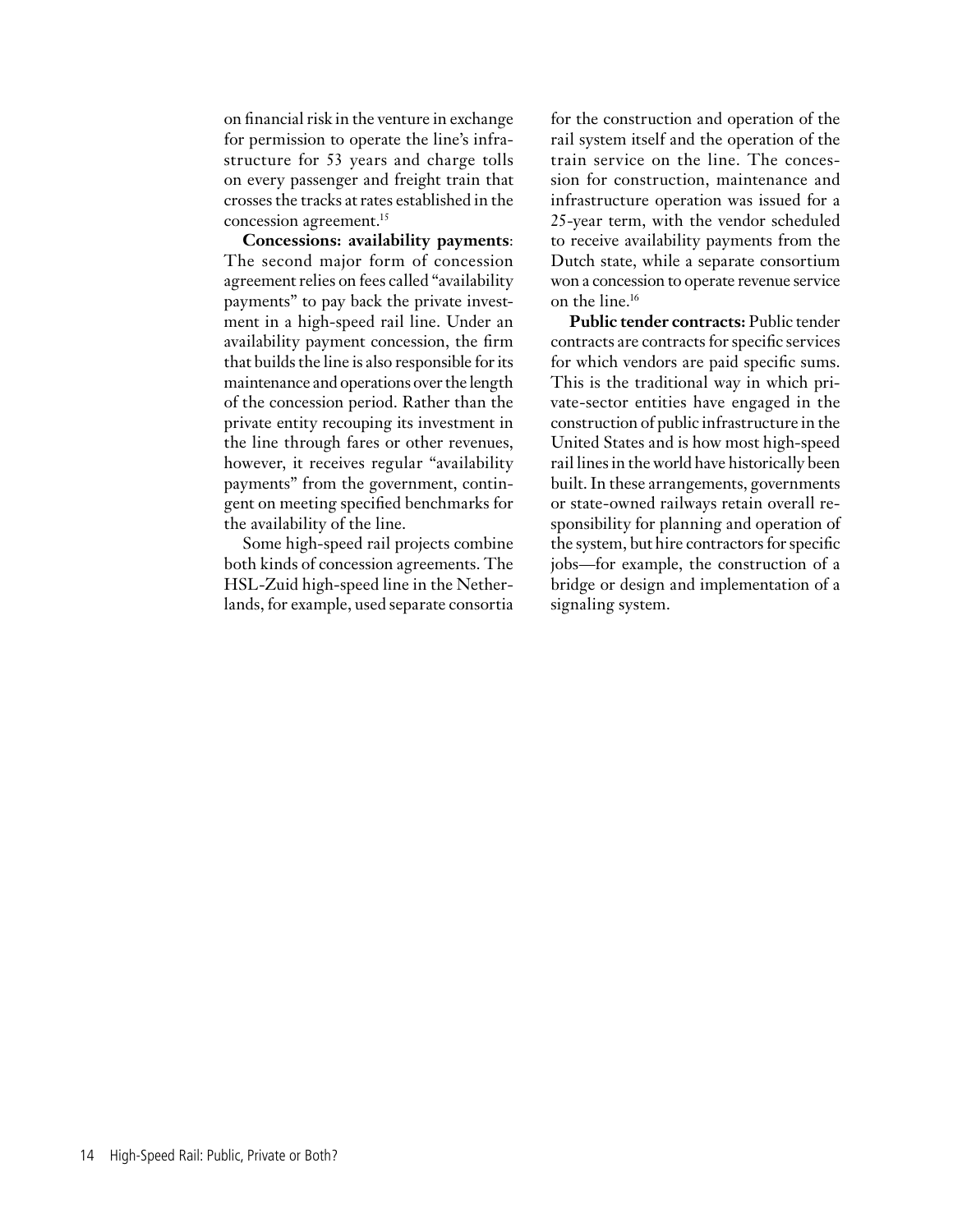on financial risk in the venture in exchange for permission to operate the line's infrastructure for 53 years and charge tolls on every passenger and freight train that crosses the tracks at rates established in the concession agreement.[15]

**Concessions: availability payments**: The second major form of concession agreement relies on fees called "availability payments" to pay back the private investment in a high-speed rail line. Under an availability payment concession, the firm that builds the line is also responsible for its maintenance and operations over the length of the concession period. Rather than the private entity recouping its investment in the line through fares or other revenues, however, it receives regular "availability payments" from the government, contingent on meeting specified benchmarks for the availability of the line.

Some high-speed rail projects combine both kinds of concession agreements. The HSL-Zuid high-speed line in the Netherlands, for example, used separate consortia for the construction and operation of the rail system itself and the operation of the train service on the line. The concession for construction, maintenance and infrastructure operation was issued for a 25-year term, with the vendor scheduled to receive availability payments from the Dutch state, while a separate consortium won a concession to operate revenue service on the line.[16]

**Public tender contracts:** Public tender contracts are contracts for specific services for which vendors are paid specific sums. This is the traditional way in which private-sector entities have engaged in the construction of public infrastructure in the United States and is how most high-speed rail lines in the world have historically been built. In these arrangements, governments or state-owned railways retain overall responsibility for planning and operation of the system, but hire contractors for specific jobs—for example, the construction of a bridge or design and implementation of a signaling system.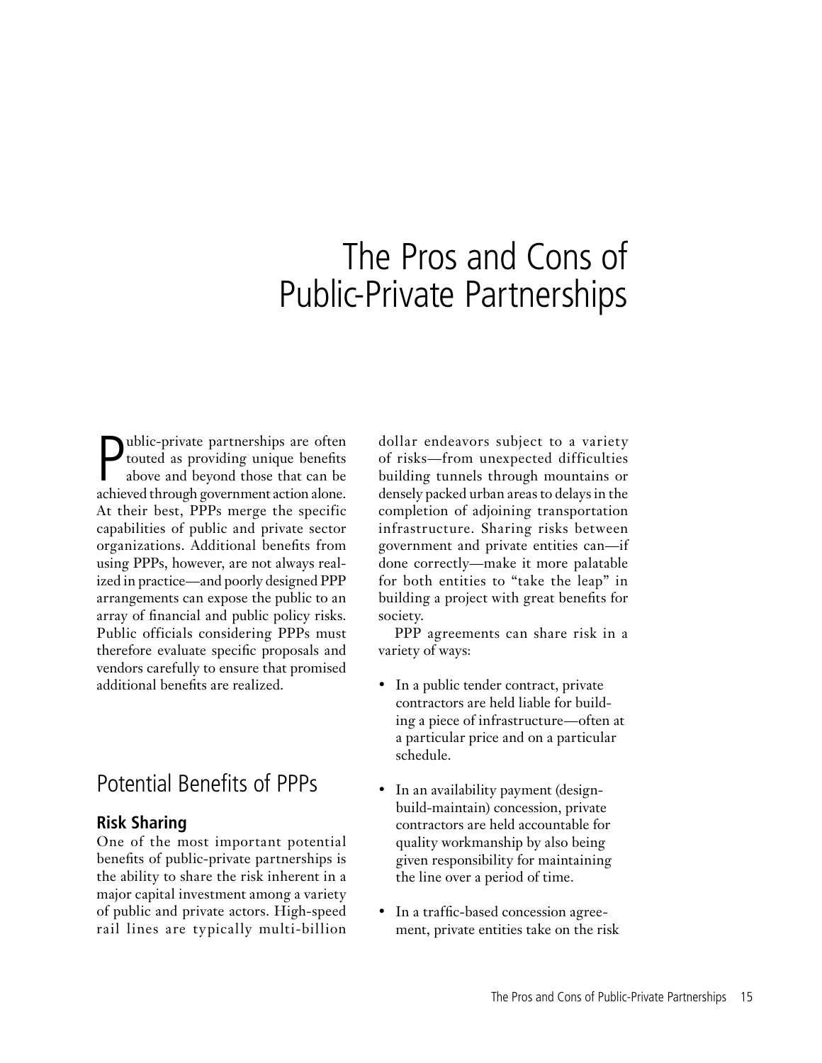# The Pros and Cons of Public-Private Partnerships

Public-private partnerships are often touted as providing unique benefits above and beyond those that can be achieved through government action alone. At their best, PPPs merge the specific capabilities of public and private sector organizations. Additional benefits from using PPPs, however, are not always realized in practice—and poorly designed PPP arrangements can expose the public to an array of financial and public policy risks. Public officials considering PPPs must therefore evaluate specific proposals and vendors carefully to ensure that promised additional benefits are realized.

## Potential Benefits of PPPs

### Risk Sharing

One of the most important potential benefits of public-private partnerships is the ability to share the risk inherent in a major capital investment among a variety of public and private actors. High-speed rail lines are typically multi-billion dollar endeavors subject to a variety of risks—from unexpected difficulties building tunnels through mountains or densely packed urban areas to delays in the completion of adjoining transportation infrastructure. Sharing risks between government and private entities can—if done correctly—make it more palatable for both entities to "take the leap" in building a project with great benefits for society.

PPP agreements can share risk in a variety of ways:

- In a public tender contract, private contractors are held liable for building a piece of infrastructure—often at a particular price and on a particular schedule.
- In an availability payment (design-build-maintain) concession, private contractors are held accountable for quality workmanship by also being given responsibility for maintaining the line over a period of time.
- In a traffic-based concession agreement, private entities take on the risk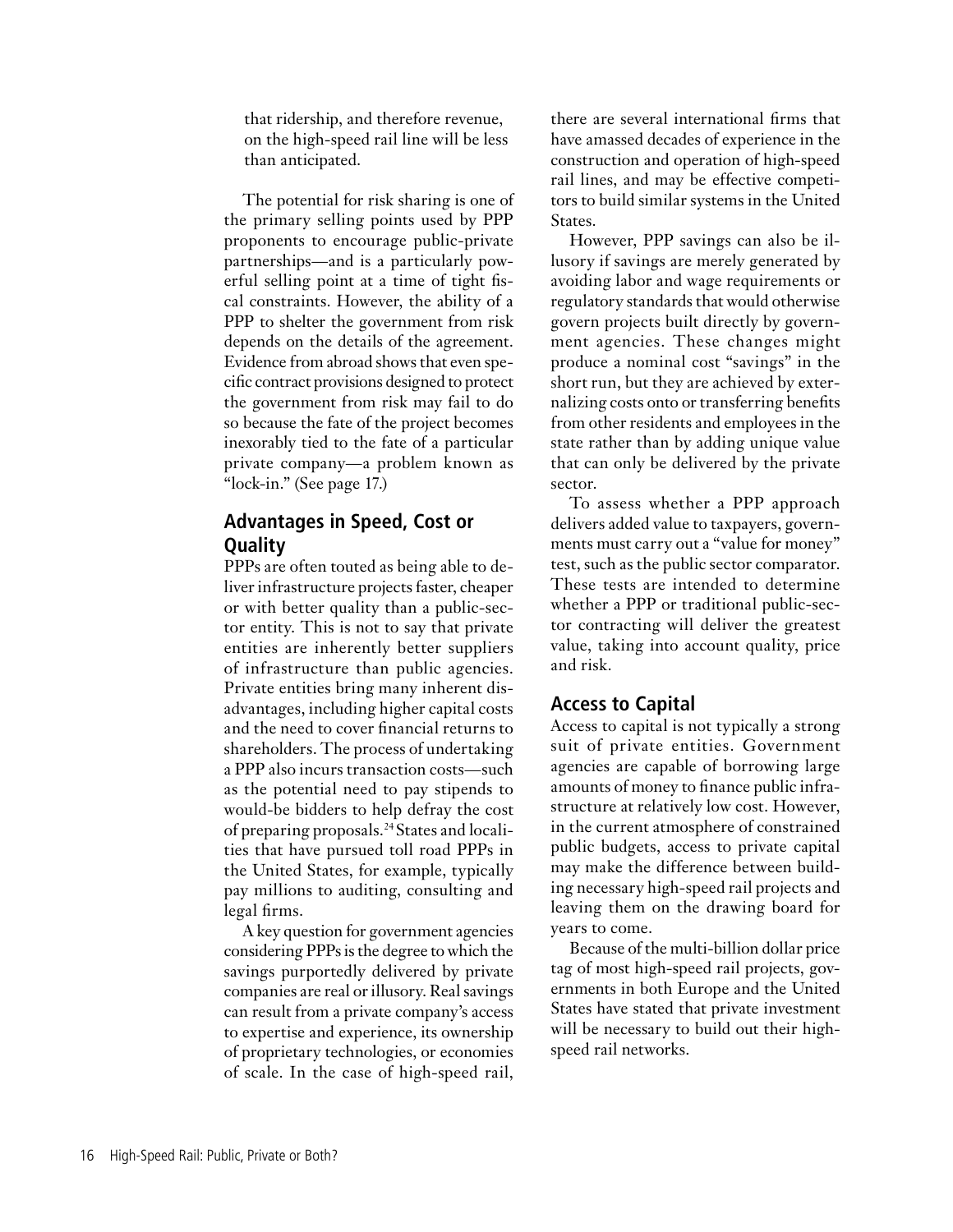that ridership, and therefore revenue, on the high-speed rail line will be less than anticipated.

The potential for risk sharing is one of the primary selling points used by PPP proponents to encourage public-private partnerships—and is a particularly powerful selling point at a time of tight fiscal constraints. However, the ability of a PPP to shelter the government from risk depends on the details of the agreement. Evidence from abroad shows that even specific contract provisions designed to protect the government from risk may fail to do so because the fate of the project becomes inexorably tied to the fate of a particular private company—a problem known as "lock-in." (See page 17.)

## Advantages in Speed, Cost or Quality

PPPs are often touted as being able to deliver infrastructure projects faster, cheaper or with better quality than a public-sector entity. This is not to say that private entities are inherently better suppliers of infrastructure than public agencies. Private entities bring many inherent disadvantages, including higher capital costs and the need to cover financial returns to shareholders. The process of undertaking a PPP also incurs transaction costs—such as the potential need to pay stipends to would-be bidders to help defray the cost of preparing proposals.[24] States and localities that have pursued toll road PPPs in the United States, for example, typically pay millions to auditing, consulting and legal firms.

A key question for government agencies considering PPPs is the degree to which the savings purportedly delivered by private companies are real or illusory. Real savings can result from a private company's access to expertise and experience, its ownership of proprietary technologies, or economies of scale. In the case of high-speed rail, there are several international firms that have amassed decades of experience in the construction and operation of high-speed rail lines, and may be effective competitors to build similar systems in the United States.

However, PPP savings can also be illusory if savings are merely generated by avoiding labor and wage requirements or regulatory standards that would otherwise govern projects built directly by government agencies. These changes might produce a nominal cost "savings" in the short run, but they are achieved by externalizing costs onto or transferring benefits from other residents and employees in the state rather than by adding unique value that can only be delivered by the private sector.

To assess whether a PPP approach delivers added value to taxpayers, governments must carry out a "value for money" test, such as the public sector comparator. These tests are intended to determine whether a PPP or traditional public-sector contracting will deliver the greatest value, taking into account quality, price and risk.

## Access to Capital

Access to capital is not typically a strong suit of private entities. Government agencies are capable of borrowing large amounts of money to finance public infrastructure at relatively low cost. However, in the current atmosphere of constrained public budgets, access to private capital may make the difference between building necessary high-speed rail projects and leaving them on the drawing board for years to come.

Because of the multi-billion dollar price tag of most high-speed rail projects, governments in both Europe and the United States have stated that private investment will be necessary to build out their high-speed rail networks.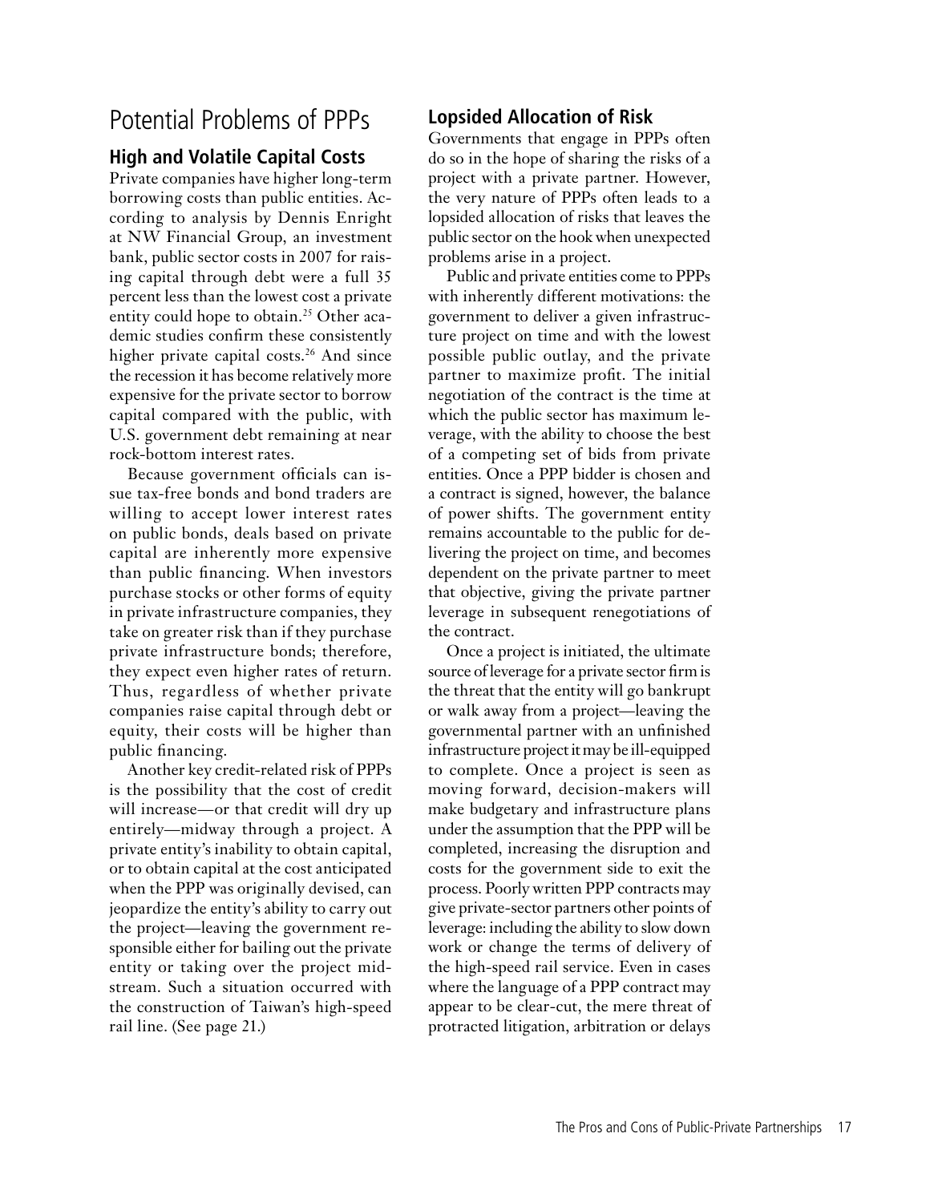# Potential Problems of PPPs

## High and Volatile Capital Costs

Private companies have higher long-term borrowing costs than public entities. According to analysis by Dennis Enright at NW Financial Group, an investment bank, public sector costs in 2007 for raising capital through debt were a full 35 percent less than the lowest cost a private entity could hope to obtain.[25] Other academic studies confirm these consistently higher private capital costs.[26] And since the recession it has become relatively more expensive for the private sector to borrow capital compared with the public, with U.S. government debt remaining at near rock-bottom interest rates.

Because government officials can issue tax-free bonds and bond traders are willing to accept lower interest rates on public bonds, deals based on private capital are inherently more expensive than public financing. When investors purchase stocks or other forms of equity in private infrastructure companies, they take on greater risk than if they purchase private infrastructure bonds; therefore, they expect even higher rates of return. Thus, regardless of whether private companies raise capital through debt or equity, their costs will be higher than public financing.

Another key credit-related risk of PPPs is the possibility that the cost of credit will increase—or that credit will dry up entirely—midway through a project. A private entity's inability to obtain capital, or to obtain capital at the cost anticipated when the PPP was originally devised, can jeopardize the entity's ability to carry out the project—leaving the government responsible either for bailing out the private entity or taking over the project midstream. Such a situation occurred with the construction of Taiwan's high-speed rail line. (See page 21.)

## Lopsided Allocation of Risk

Governments that engage in PPPs often do so in the hope of sharing the risks of a project with a private partner. However, the very nature of PPPs often leads to a lopsided allocation of risks that leaves the public sector on the hook when unexpected problems arise in a project.

Public and private entities come to PPPs with inherently different motivations: the government to deliver a given infrastructure project on time and with the lowest possible public outlay, and the private partner to maximize profit. The initial negotiation of the contract is the time at which the public sector has maximum leverage, with the ability to choose the best of a competing set of bids from private entities. Once a PPP bidder is chosen and a contract is signed, however, the balance of power shifts. The government entity remains accountable to the public for delivering the project on time, and becomes dependent on the private partner to meet that objective, giving the private partner leverage in subsequent renegotiations of the contract.

Once a project is initiated, the ultimate source of leverage for a private sector firm is the threat that the entity will go bankrupt or walk away from a project—leaving the governmental partner with an unfinished infrastructure project it may be ill-equipped to complete. Once a project is seen as moving forward, decision-makers will make budgetary and infrastructure plans under the assumption that the PPP will be completed, increasing the disruption and costs for the government side to exit the process. Poorly written PPP contracts may give private-sector partners other points of leverage: including the ability to slow down work or change the terms of delivery of the high-speed rail service. Even in cases where the language of a PPP contract may appear to be clear-cut, the mere threat of protracted litigation, arbitration or delays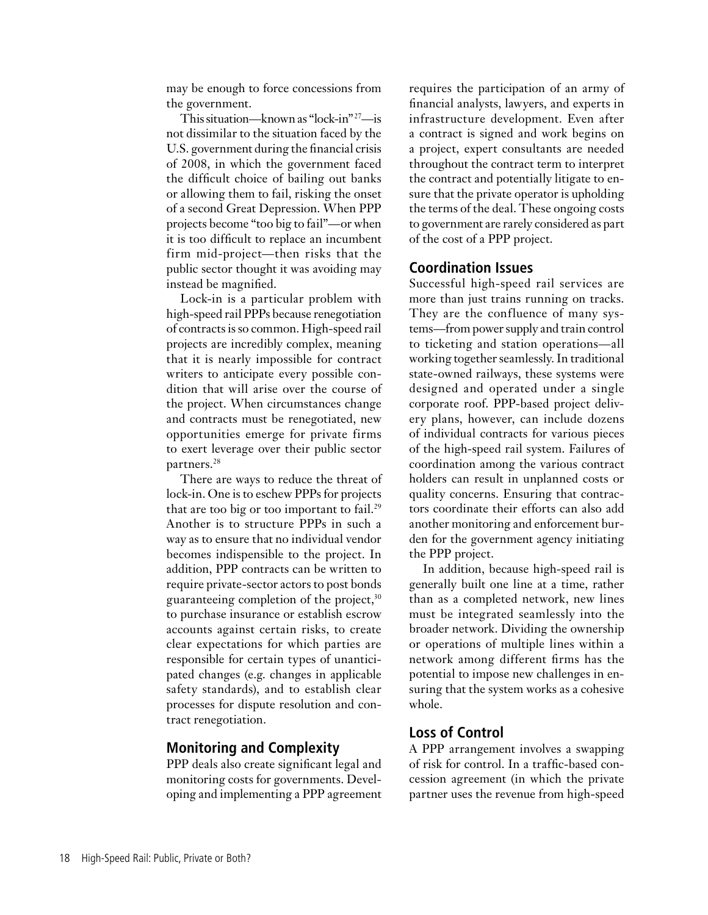may be enough to force concessions from the government.

This situation—known as "lock-in"[27]—is not dissimilar to the situation faced by the U.S. government during the financial crisis of 2008, in which the government faced the difficult choice of bailing out banks or allowing them to fail, risking the onset of a second Great Depression. When PPP projects become "too big to fail"—or when it is too difficult to replace an incumbent firm mid-project—then risks that the public sector thought it was avoiding may instead be magnified.

Lock-in is a particular problem with high-speed rail PPPs because renegotiation of contracts is so common. High-speed rail projects are incredibly complex, meaning that it is nearly impossible for contract writers to anticipate every possible condition that will arise over the course of the project. When circumstances change and contracts must be renegotiated, new opportunities emerge for private firms to exert leverage over their public sector partners.[28]

There are ways to reduce the threat of lock-in. One is to eschew PPPs for projects that are too big or too important to fail.[29] Another is to structure PPPs in such a way as to ensure that no individual vendor becomes indispensible to the project. In addition, PPP contracts can be written to require private-sector actors to post bonds guaranteeing completion of the project,[30] to purchase insurance or establish escrow accounts against certain risks, to create clear expectations for which parties are responsible for certain types of unanticipated changes (e.g. changes in applicable safety standards), and to establish clear processes for dispute resolution and contract renegotiation.

## Monitoring and Complexity

PPP deals also create significant legal and monitoring costs for governments. Developing and implementing a PPP agreement requires the participation of an army of financial analysts, lawyers, and experts in infrastructure development. Even after a contract is signed and work begins on a project, expert consultants are needed throughout the contract term to interpret the contract and potentially litigate to ensure that the private operator is upholding the terms of the deal. These ongoing costs to government are rarely considered as part of the cost of a PPP project.

## Coordination Issues

Successful high-speed rail services are more than just trains running on tracks. They are the confluence of many systems—from power supply and train control to ticketing and station operations—all working together seamlessly. In traditional state-owned railways, these systems were designed and operated under a single corporate roof. PPP-based project delivery plans, however, can include dozens of individual contracts for various pieces of the high-speed rail system. Failures of coordination among the various contract holders can result in unplanned costs or quality concerns. Ensuring that contractors coordinate their efforts can also add another monitoring and enforcement burden for the government agency initiating the PPP project.

In addition, because high-speed rail is generally built one line at a time, rather than as a completed network, new lines must be integrated seamlessly into the broader network. Dividing the ownership or operations of multiple lines within a network among different firms has the potential to impose new challenges in ensuring that the system works as a cohesive whole.

## Loss of Control

A PPP arrangement involves a swapping of risk for control. In a traffic-based concession agreement (in which the private partner uses the revenue from high-speed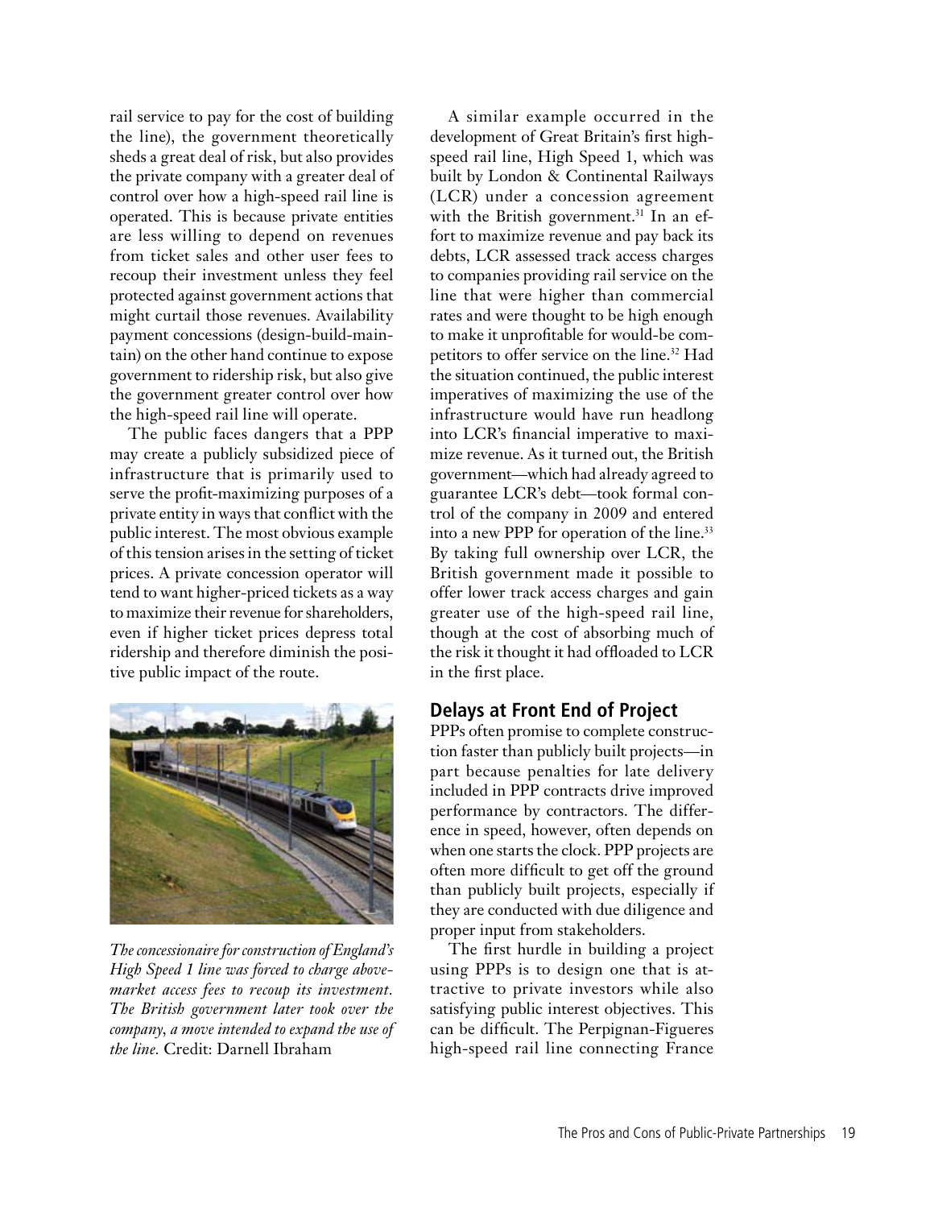rail service to pay for the cost of building the line), the government theoretically sheds a great deal of risk, but also provides the private company with a greater deal of control over how a high-speed rail line is operated. This is because private entities are less willing to depend on revenues from ticket sales and other user fees to recoup their investment unless they feel protected against government actions that might curtail those revenues. Availability payment concessions (design-build-maintain) on the other hand continue to expose government to ridership risk, but also give the government greater control over how the high-speed rail line will operate.

The public faces dangers that a PPP may create a publicly subsidized piece of infrastructure that is primarily used to serve the profit-maximizing purposes of a private entity in ways that conflict with the public interest. The most obvious example of this tension arises in the setting of ticket prices. A private concession operator will tend to want higher-priced tickets as a way to maximize their revenue for shareholders, even if higher ticket prices depress total ridership and therefore diminish the positive public impact of the route.

*The concessionaire for construction of England's High Speed 1 line was forced to charge above-market access fees to recoup its investment. The British government later took over the company, a move intended to expand the use of the line.* Credit: Darnell Ibraham

A similar example occurred in the development of Great Britain's first high-speed rail line, High Speed 1, which was built by London & Continental Railways (LCR) under a concession agreement with the British government.[31] In an effort to maximize revenue and pay back its debts, LCR assessed track access charges to companies providing rail service on the line that were higher than commercial rates and were thought to be high enough to make it unprofitable for would-be competitors to offer service on the line.[32] Had the situation continued, the public interest imperatives of maximizing the use of the infrastructure would have run headlong into LCR's financial imperative to maximize revenue. As it turned out, the British government—which had already agreed to guarantee LCR's debt—took formal control of the company in 2009 and entered into a new PPP for operation of the line.[33] By taking full ownership over LCR, the British government made it possible to offer lower track access charges and gain greater use of the high-speed rail line, though at the cost of absorbing much of the risk it thought it had offloaded to LCR in the first place.

## Delays at Front End of Project

PPPs often promise to complete construction faster than publicly built projects—in part because penalties for late delivery included in PPP contracts drive improved performance by contractors. The difference in speed, however, often depends on when one starts the clock. PPP projects are often more difficult to get off the ground than publicly built projects, especially if they are conducted with due diligence and proper input from stakeholders.

The first hurdle in building a project using PPPs is to design one that is attractive to private investors while also satisfying public interest objectives. This can be difficult. The Perpignan-Figueres high-speed rail line connecting France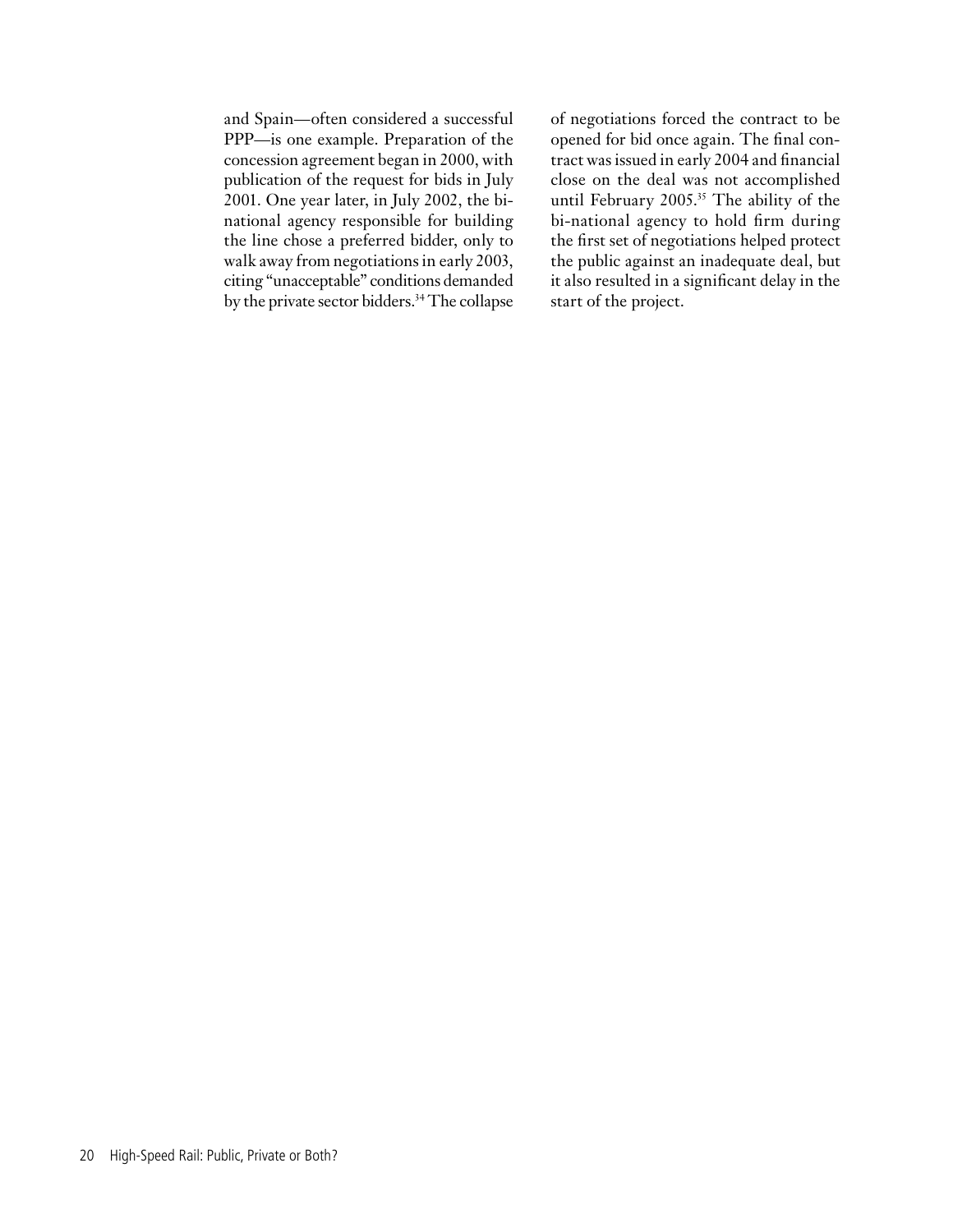and Spain—often considered a successful PPP—is one example. Preparation of the concession agreement began in 2000, with publication of the request for bids in July 2001. One year later, in July 2002, the bi-national agency responsible for building the line chose a preferred bidder, only to walk away from negotiations in early 2003, citing "unacceptable" conditions demanded by the private sector bidders.[34] The collapse of negotiations forced the contract to be opened for bid once again. The final contract was issued in early 2004 and financial close on the deal was not accomplished until February 2005.[35] The ability of the bi-national agency to hold firm during the first set of negotiations helped protect the public against an inadequate deal, but it also resulted in a significant delay in the start of the project.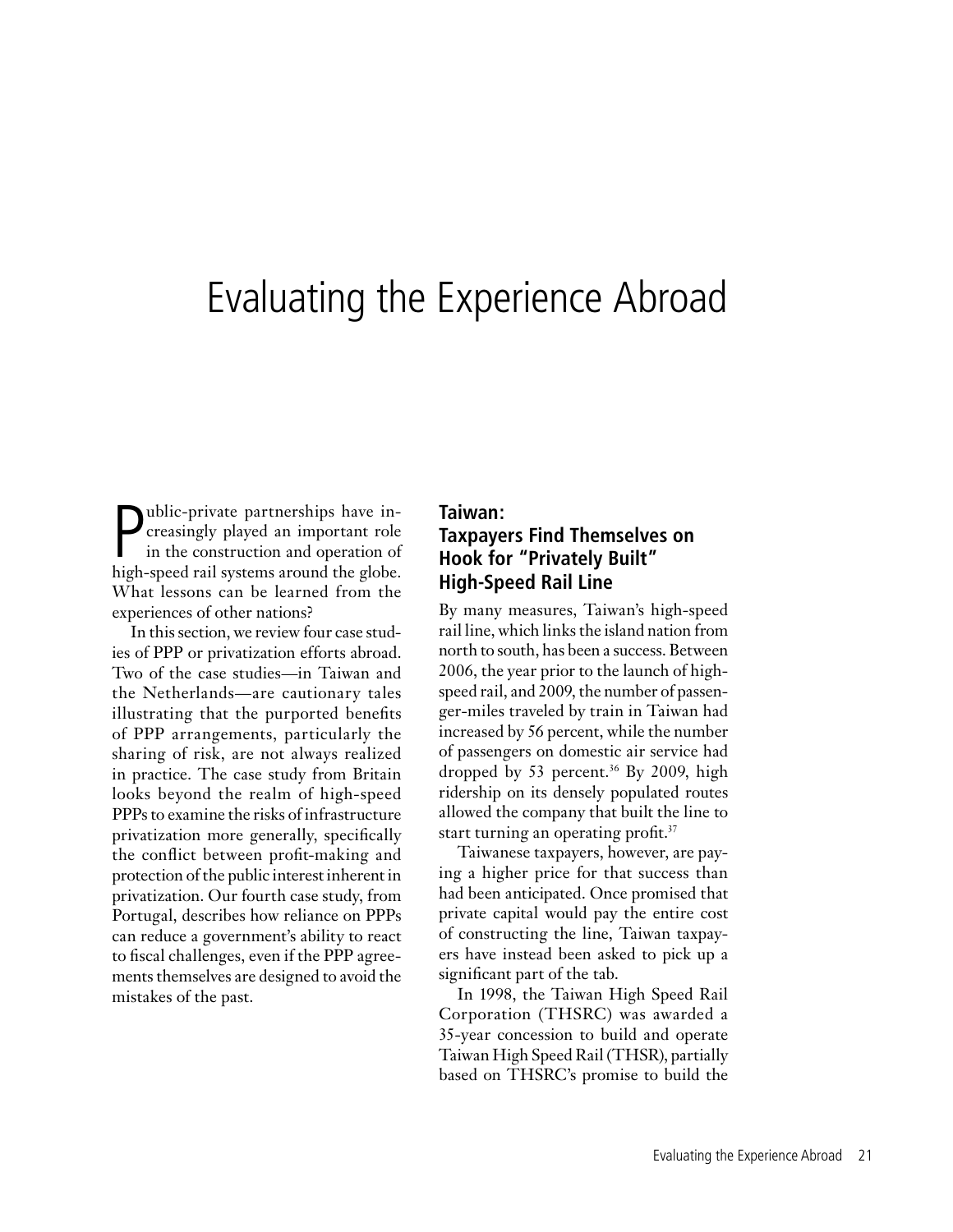# Evaluating the Experience Abroad

Public-private partnerships have increasingly played an important role in the construction and operation of high-speed rail systems around the globe. What lessons can be learned from the experiences of other nations?

In this section, we review four case studies of PPP or privatization efforts abroad. Two of the case studies—in Taiwan and the Netherlands—are cautionary tales illustrating that the purported benefits of PPP arrangements, particularly the sharing of risk, are not always realized in practice. The case study from Britain looks beyond the realm of high-speed PPPs to examine the risks of infrastructure privatization more generally, specifically the conflict between profit-making and protection of the public interest inherent in privatization. Our fourth case study, from Portugal, describes how reliance on PPPs can reduce a government's ability to react to fiscal challenges, even if the PPP agreements themselves are designed to avoid the mistakes of the past.

## Taiwan: Taxpayers Find Themselves on Hook for "Privately Built" High-Speed Rail Line

By many measures, Taiwan's high-speed rail line, which links the island nation from north to south, has been a success. Between 2006, the year prior to the launch of high-speed rail, and 2009, the number of passenger-miles traveled by train in Taiwan had increased by 56 percent, while the number of passengers on domestic air service had dropped by 53 percent.[36] By 2009, high ridership on its densely populated routes allowed the company that built the line to start turning an operating profit.[37]

Taiwanese taxpayers, however, are paying a higher price for that success than had been anticipated. Once promised that private capital would pay the entire cost of constructing the line, Taiwan taxpayers have instead been asked to pick up a significant part of the tab.

In 1998, the Taiwan High Speed Rail Corporation (THSRC) was awarded a 35-year concession to build and operate Taiwan High Speed Rail (THSR), partially based on THSRC's promise to build the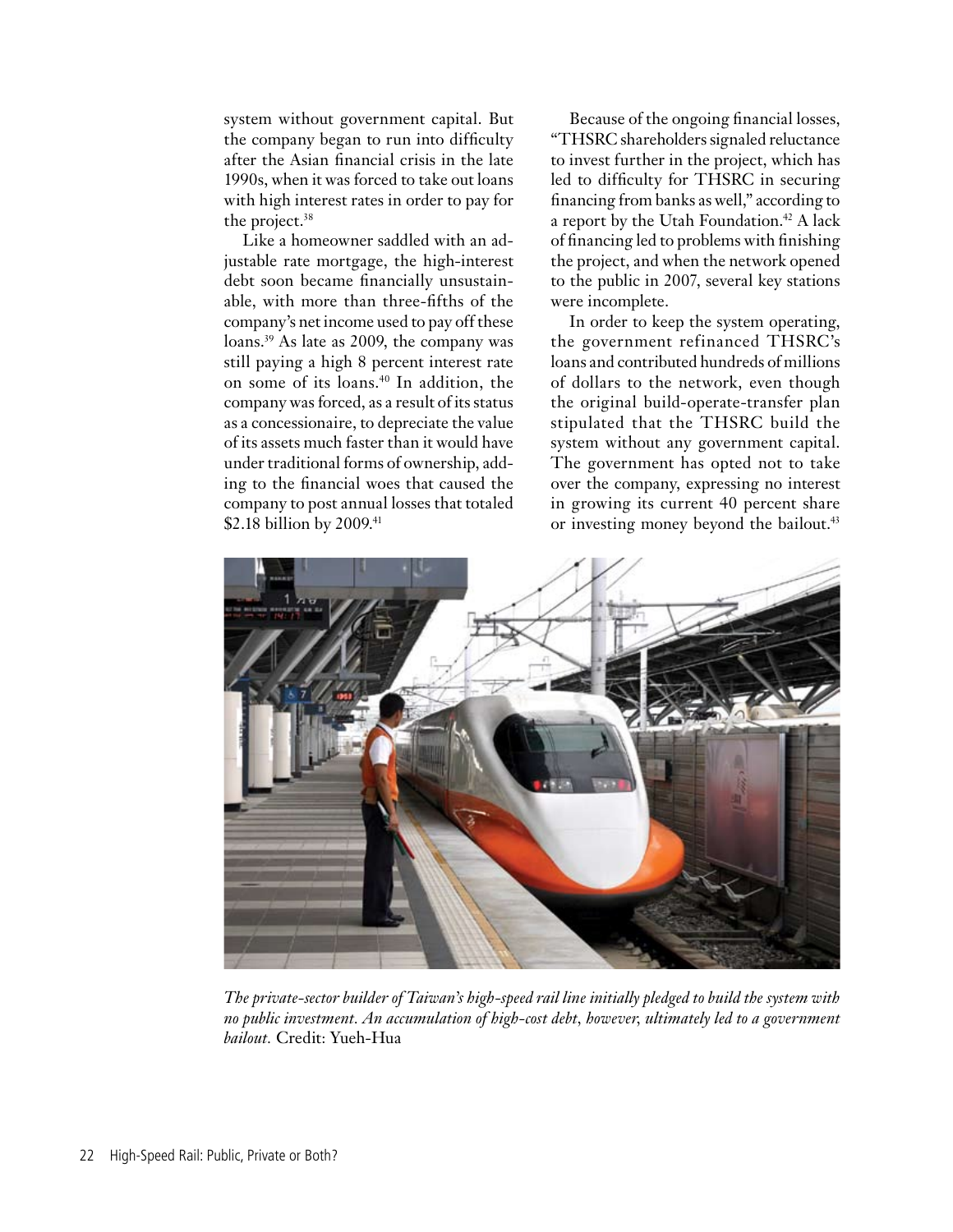system without government capital. But the company began to run into difficulty after the Asian financial crisis in the late 1990s, when it was forced to take out loans with high interest rates in order to pay for the project.[38]

Like a homeowner saddled with an adjustable rate mortgage, the high-interest debt soon became financially unsustainable, with more than three-fifths of the company's net income used to pay off these loans.[39] As late as 2009, the company was still paying a high 8 percent interest rate on some of its loans.[40] In addition, the company was forced, as a result of its status as a concessionaire, to depreciate the value of its assets much faster than it would have under traditional forms of ownership, adding to the financial woes that caused the company to post annual losses that totaled $2.18 billion by 2009.[41]

Because of the ongoing financial losses, "THSRC shareholders signaled reluctance to invest further in the project, which has led to difficulty for THSRC in securing financing from banks as well," according to a report by the Utah Foundation.[42] A lack of financing led to problems with finishing the project, and when the network opened to the public in 2007, several key stations were incomplete.

In order to keep the system operating, the government refinanced THSRC's loans and contributed hundreds of millions of dollars to the network, even though the original build-operate-transfer plan stipulated that the THSRC build the system without any government capital. The government has opted not to take over the company, expressing no interest in growing its current 40 percent share or investing money beyond the bailout.[43]

*The private-sector builder of Taiwan's high-speed rail line initially pledged to build the system with no public investment. An accumulation of high-cost debt, however, ultimately led to a government bailout.* Credit: Yueh-Hua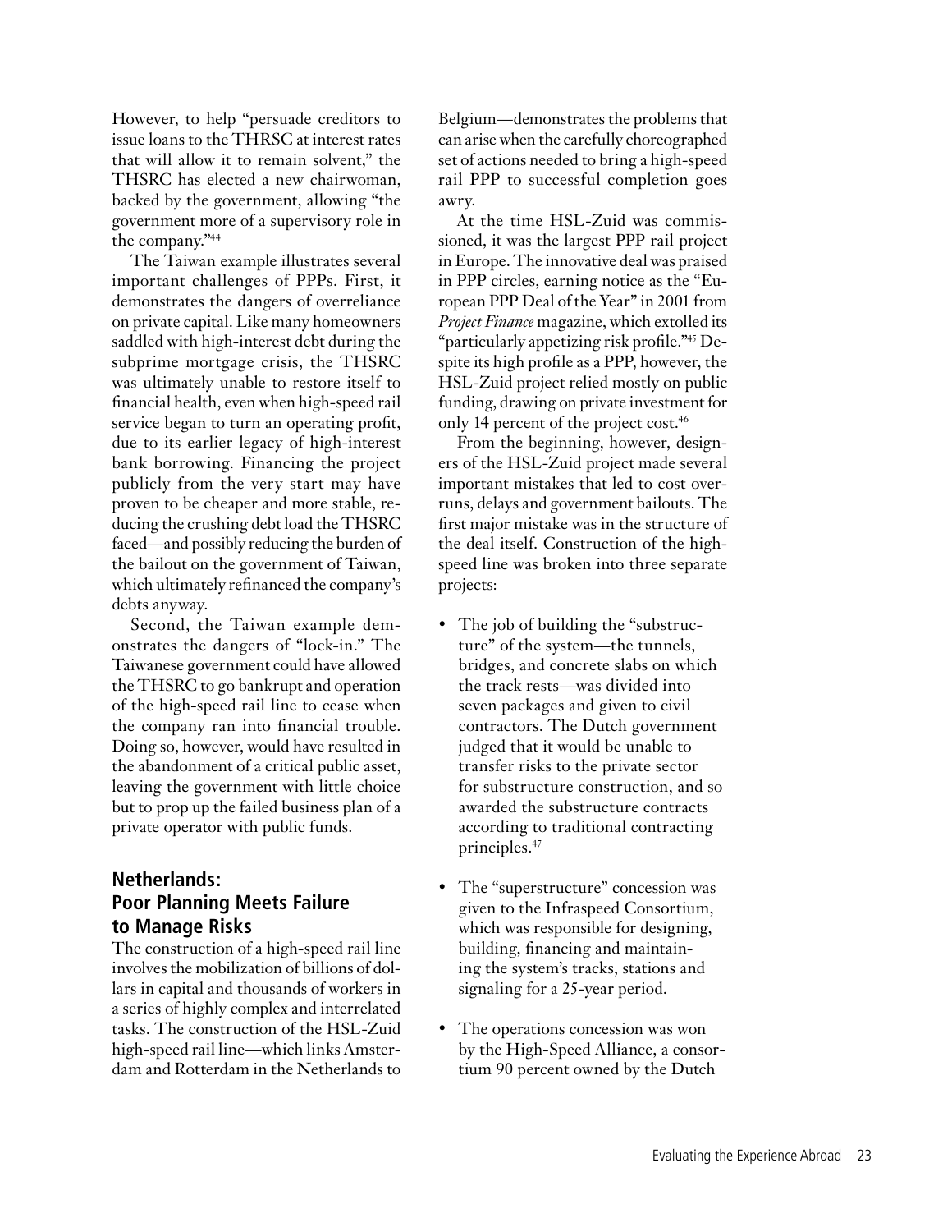However, to help "persuade creditors to issue loans to the THRSC at interest rates that will allow it to remain solvent," the THSRC has elected a new chairwoman, backed by the government, allowing "the government more of a supervisory role in the company."[44]

The Taiwan example illustrates several important challenges of PPPs. First, it demonstrates the dangers of overreliance on private capital. Like many homeowners saddled with high-interest debt during the subprime mortgage crisis, the THSRC was ultimately unable to restore itself to financial health, even when high-speed rail service began to turn an operating profit, due to its earlier legacy of high-interest bank borrowing. Financing the project publicly from the very start may have proven to be cheaper and more stable, reducing the crushing debt load the THSRC faced—and possibly reducing the burden of the bailout on the government of Taiwan, which ultimately refinanced the company's debts anyway.

Second, the Taiwan example demonstrates the dangers of "lock-in." The Taiwanese government could have allowed the THSRC to go bankrupt and operation of the high-speed rail line to cease when the company ran into financial trouble. Doing so, however, would have resulted in the abandonment of a critical public asset, leaving the government with little choice but to prop up the failed business plan of a private operator with public funds.

## Netherlands: Poor Planning Meets Failure to Manage Risks

The construction of a high-speed rail line involves the mobilization of billions of dollars in capital and thousands of workers in a series of highly complex and interrelated tasks. The construction of the HSL-Zuid high-speed rail line—which links Amsterdam and Rotterdam in the Netherlands to Belgium—demonstrates the problems that can arise when the carefully choreographed set of actions needed to bring a high-speed rail PPP to successful completion goes awry.

At the time HSL-Zuid was commissioned, it was the largest PPP rail project in Europe. The innovative deal was praised in PPP circles, earning notice as the "European PPP Deal of the Year" in 2001 from *Project Finance* magazine, which extolled its "particularly appetizing risk profile."[45] Despite its high profile as a PPP, however, the HSL-Zuid project relied mostly on public funding, drawing on private investment for only 14 percent of the project cost.[46]

From the beginning, however, designers of the HSL-Zuid project made several important mistakes that led to cost overruns, delays and government bailouts. The first major mistake was in the structure of the deal itself. Construction of the high-speed line was broken into three separate projects:

- The job of building the "substructure" of the system—the tunnels, bridges, and concrete slabs on which the track rests—was divided into seven packages and given to civil contractors. The Dutch government judged that it would be unable to transfer risks to the private sector for substructure construction, and so awarded the substructure contracts according to traditional contracting principles.[47]
- The "superstructure" concession was given to the Infraspeed Consortium, which was responsible for designing, building, financing and maintaining the system's tracks, stations and signaling for a 25-year period.
- The operations concession was won by the High-Speed Alliance, a consortium 90 percent owned by the Dutch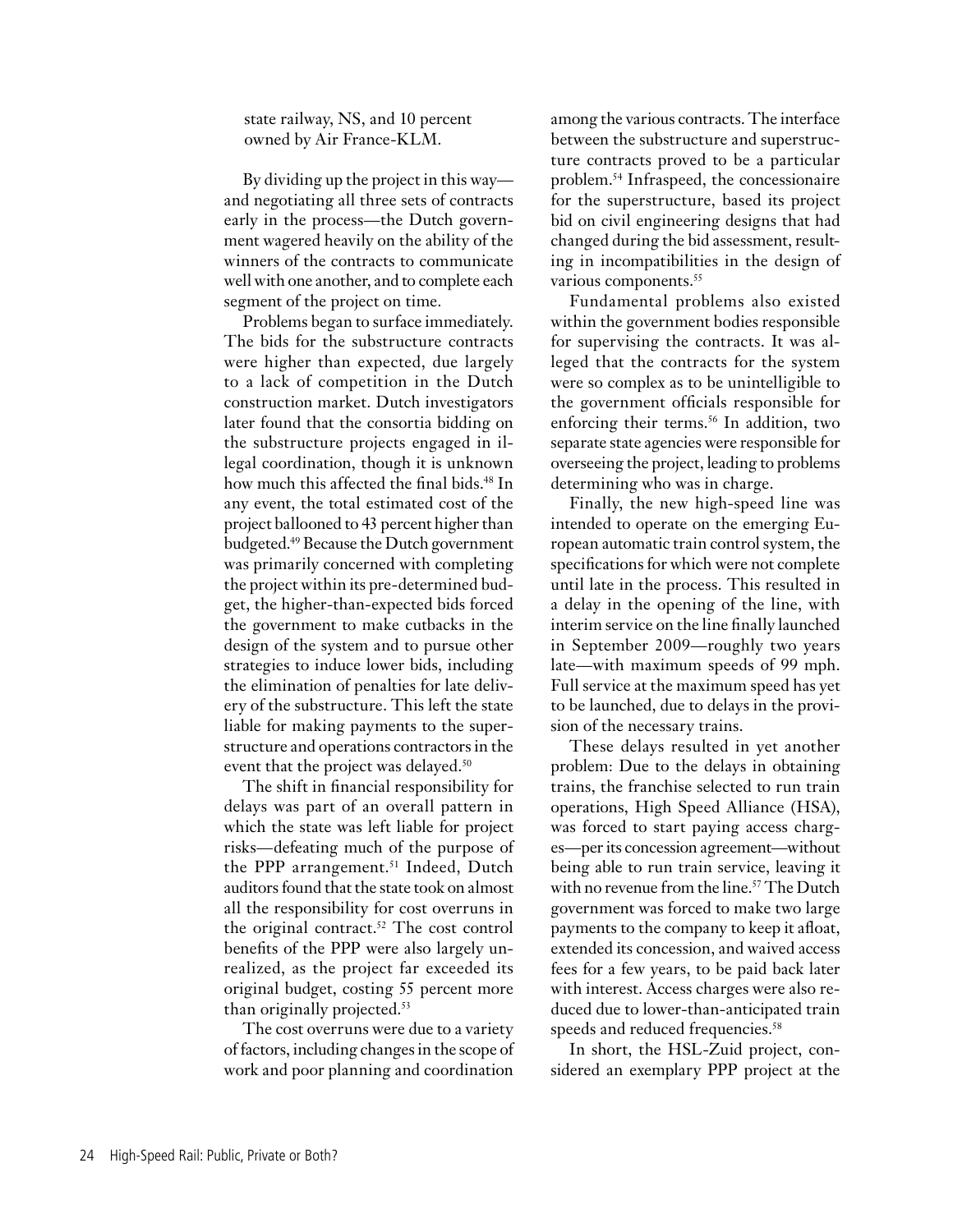state railway, NS, and 10 percent owned by Air France-KLM.

By dividing up the project in this way—and negotiating all three sets of contracts early in the process—the Dutch government wagered heavily on the ability of the winners of the contracts to communicate well with one another, and to complete each segment of the project on time.

Problems began to surface immediately. The bids for the substructure contracts were higher than expected, due largely to a lack of competition in the Dutch construction market. Dutch investigators later found that the consortia bidding on the substructure projects engaged in illegal coordination, though it is unknown how much this affected the final bids.[48] In any event, the total estimated cost of the project ballooned to 43 percent higher than budgeted.[49] Because the Dutch government was primarily concerned with completing the project within its pre-determined budget, the higher-than-expected bids forced the government to make cutbacks in the design of the system and to pursue other strategies to induce lower bids, including the elimination of penalties for late delivery of the substructure. This left the state liable for making payments to the superstructure and operations contractors in the event that the project was delayed.[50]

The shift in financial responsibility for delays was part of an overall pattern in which the state was left liable for project risks—defeating much of the purpose of the PPP arrangement.[51] Indeed, Dutch auditors found that the state took on almost all the responsibility for cost overruns in the original contract.[52] The cost control benefits of the PPP were also largely unrealized, as the project far exceeded its original budget, costing 55 percent more than originally projected.[53]

The cost overruns were due to a variety of factors, including changes in the scope of work and poor planning and coordination among the various contracts. The interface between the substructure and superstructure contracts proved to be a particular problem.[54] Infraspeed, the concessionaire for the superstructure, based its project bid on civil engineering designs that had changed during the bid assessment, resulting in incompatibilities in the design of various components.[55]

Fundamental problems also existed within the government bodies responsible for supervising the contracts. It was alleged that the contracts for the system were so complex as to be unintelligible to the government officials responsible for enforcing their terms.[56] In addition, two separate state agencies were responsible for overseeing the project, leading to problems determining who was in charge.

Finally, the new high-speed line was intended to operate on the emerging European automatic train control system, the specifications for which were not complete until late in the process. This resulted in a delay in the opening of the line, with interim service on the line finally launched in September 2009—roughly two years late—with maximum speeds of 99 mph. Full service at the maximum speed has yet to be launched, due to delays in the provision of the necessary trains.

These delays resulted in yet another problem: Due to the delays in obtaining trains, the franchise selected to run train operations, High Speed Alliance (HSA), was forced to start paying access charges—per its concession agreement—without being able to run train service, leaving it with no revenue from the line.[57] The Dutch government was forced to make two large payments to the company to keep it afloat, extended its concession, and waived access fees for a few years, to be paid back later with interest. Access charges were also reduced due to lower-than-anticipated train speeds and reduced frequencies.[58]

In short, the HSL-Zuid project, considered an exemplary PPP project at the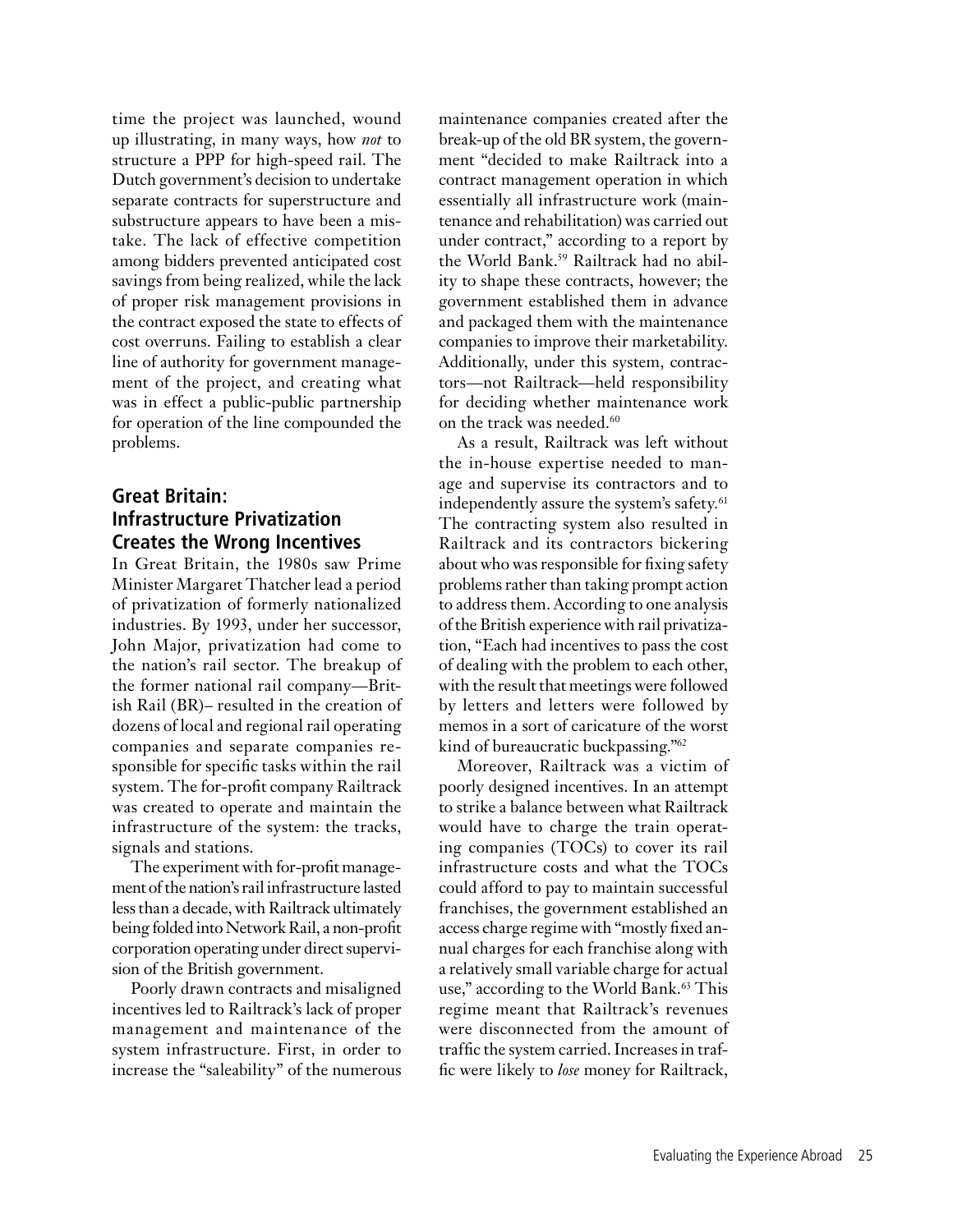time the project was launched, wound up illustrating, in many ways, how *not* to structure a PPP for high-speed rail. The Dutch government's decision to undertake separate contracts for superstructure and substructure appears to have been a mistake. The lack of effective competition among bidders prevented anticipated cost savings from being realized, while the lack of proper risk management provisions in the contract exposed the state to effects of cost overruns. Failing to establish a clear line of authority for government management of the project, and creating what was in effect a public-public partnership for operation of the line compounded the problems.

## Great Britain: Infrastructure Privatization Creates the Wrong Incentives

In Great Britain, the 1980s saw Prime Minister Margaret Thatcher lead a period of privatization of formerly nationalized industries. By 1993, under her successor, John Major, privatization had come to the nation's rail sector. The breakup of the former national rail company—British Rail (BR)– resulted in the creation of dozens of local and regional rail operating companies and separate companies responsible for specific tasks within the rail system. The for-profit company Railtrack was created to operate and maintain the infrastructure of the system: the tracks, signals and stations.

The experiment with for-profit management of the nation's rail infrastructure lasted less than a decade, with Railtrack ultimately being folded into Network Rail, a non-profit corporation operating under direct supervision of the British government.

Poorly drawn contracts and misaligned incentives led to Railtrack's lack of proper management and maintenance of the system infrastructure. First, in order to increase the "saleability" of the numerous maintenance companies created after the break-up of the old BR system, the government "decided to make Railtrack into a contract management operation in which essentially all infrastructure work (maintenance and rehabilitation) was carried out under contract," according to a report by the World Bank.[59] Railtrack had no ability to shape these contracts, however; the government established them in advance and packaged them with the maintenance companies to improve their marketability. Additionally, under this system, contractors—not Railtrack—held responsibility for deciding whether maintenance work on the track was needed.[60]

As a result, Railtrack was left without the in-house expertise needed to manage and supervise its contractors and to independently assure the system's safety.[61] The contracting system also resulted in Railtrack and its contractors bickering about who was responsible for fixing safety problems rather than taking prompt action to address them. According to one analysis of the British experience with rail privatization, "Each had incentives to pass the cost of dealing with the problem to each other, with the result that meetings were followed by letters and letters were followed by memos in a sort of caricature of the worst kind of bureaucratic buckpassing."[62]

Moreover, Railtrack was a victim of poorly designed incentives. In an attempt to strike a balance between what Railtrack would have to charge the train operating companies (TOCs) to cover its rail infrastructure costs and what the TOCs could afford to pay to maintain successful franchises, the government established an access charge regime with "mostly fixed annual charges for each franchise along with a relatively small variable charge for actual use," according to the World Bank.[63] This regime meant that Railtrack's revenues were disconnected from the amount of traffic the system carried. Increases in traffic were likely to *lose* money for Railtrack,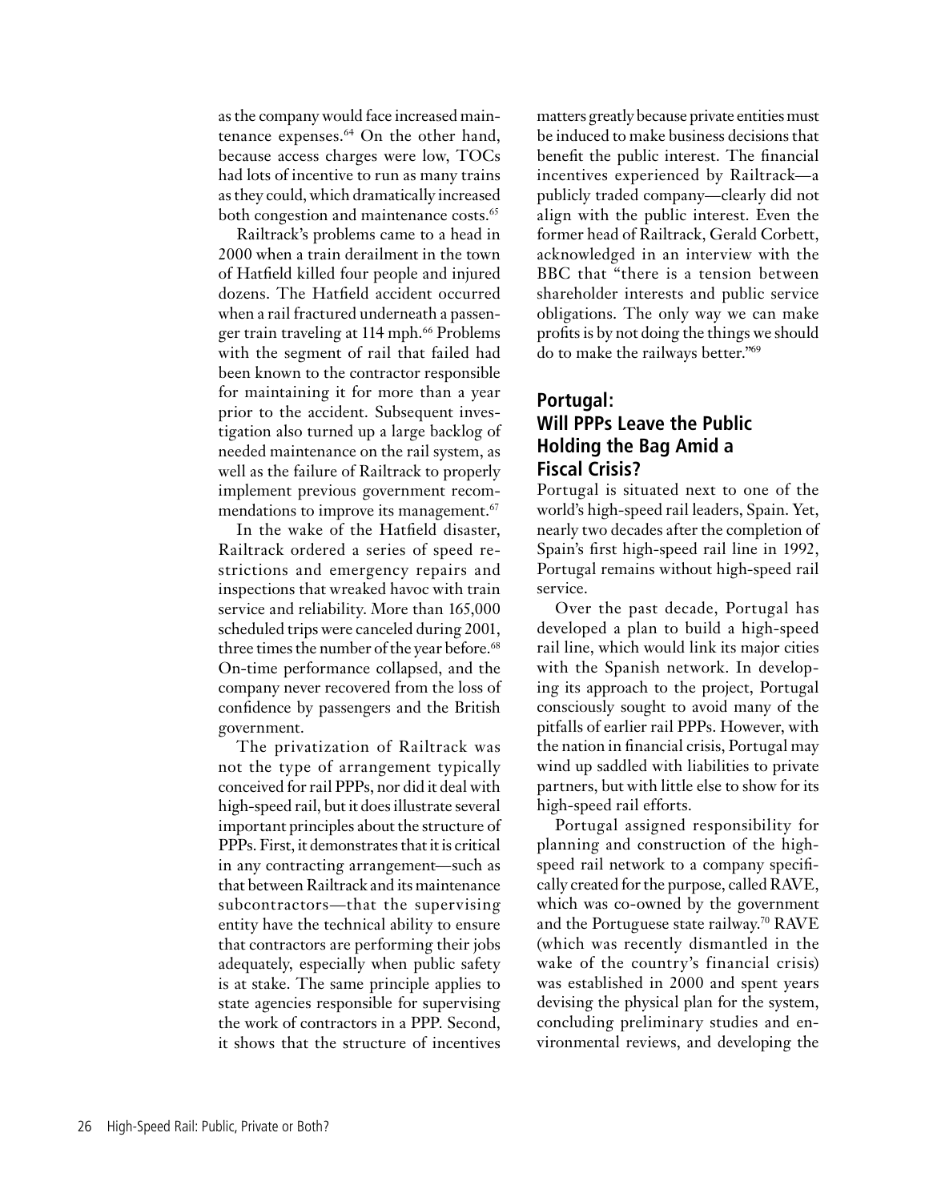as the company would face increased maintenance expenses.[64] On the other hand, because access charges were low, TOCs had lots of incentive to run as many trains as they could, which dramatically increased both congestion and maintenance costs.[65]

Railtrack's problems came to a head in 2000 when a train derailment in the town of Hatfield killed four people and injured dozens. The Hatfield accident occurred when a rail fractured underneath a passenger train traveling at 114 mph.[66] Problems with the segment of rail that failed had been known to the contractor responsible for maintaining it for more than a year prior to the accident. Subsequent investigation also turned up a large backlog of needed maintenance on the rail system, as well as the failure of Railtrack to properly implement previous government recommendations to improve its management.[67]

In the wake of the Hatfield disaster, Railtrack ordered a series of speed restrictions and emergency repairs and inspections that wreaked havoc with train service and reliability. More than 165,000 scheduled trips were canceled during 2001, three times the number of the year before.[68] On-time performance collapsed, and the company never recovered from the loss of confidence by passengers and the British government.

The privatization of Railtrack was not the type of arrangement typically conceived for rail PPPs, nor did it deal with high-speed rail, but it does illustrate several important principles about the structure of PPPs. First, it demonstrates that it is critical in any contracting arrangement—such as that between Railtrack and its maintenance subcontractors—that the supervising entity have the technical ability to ensure that contractors are performing their jobs adequately, especially when public safety is at stake. The same principle applies to state agencies responsible for supervising the work of contractors in a PPP. Second, it shows that the structure of incentives matters greatly because private entities must be induced to make business decisions that benefit the public interest. The financial incentives experienced by Railtrack—a publicly traded company—clearly did not align with the public interest. Even the former head of Railtrack, Gerald Corbett, acknowledged in an interview with the BBC that "there is a tension between shareholder interests and public service obligations. The only way we can make profits is by not doing the things we should do to make the railways better."[69]

## Portugal: Will PPPs Leave the Public Holding the Bag Amid a Fiscal Crisis?

Portugal is situated next to one of the world's high-speed rail leaders, Spain. Yet, nearly two decades after the completion of Spain's first high-speed rail line in 1992, Portugal remains without high-speed rail service.

Over the past decade, Portugal has developed a plan to build a high-speed rail line, which would link its major cities with the Spanish network. In developing its approach to the project, Portugal consciously sought to avoid many of the pitfalls of earlier rail PPPs. However, with the nation in financial crisis, Portugal may wind up saddled with liabilities to private partners, but with little else to show for its high-speed rail efforts.

Portugal assigned responsibility for planning and construction of the high-speed rail network to a company specifically created for the purpose, called RAVE, which was co-owned by the government and the Portuguese state railway.[70] RAVE (which was recently dismantled in the wake of the country's financial crisis) was established in 2000 and spent years devising the physical plan for the system, concluding preliminary studies and environmental reviews, and developing the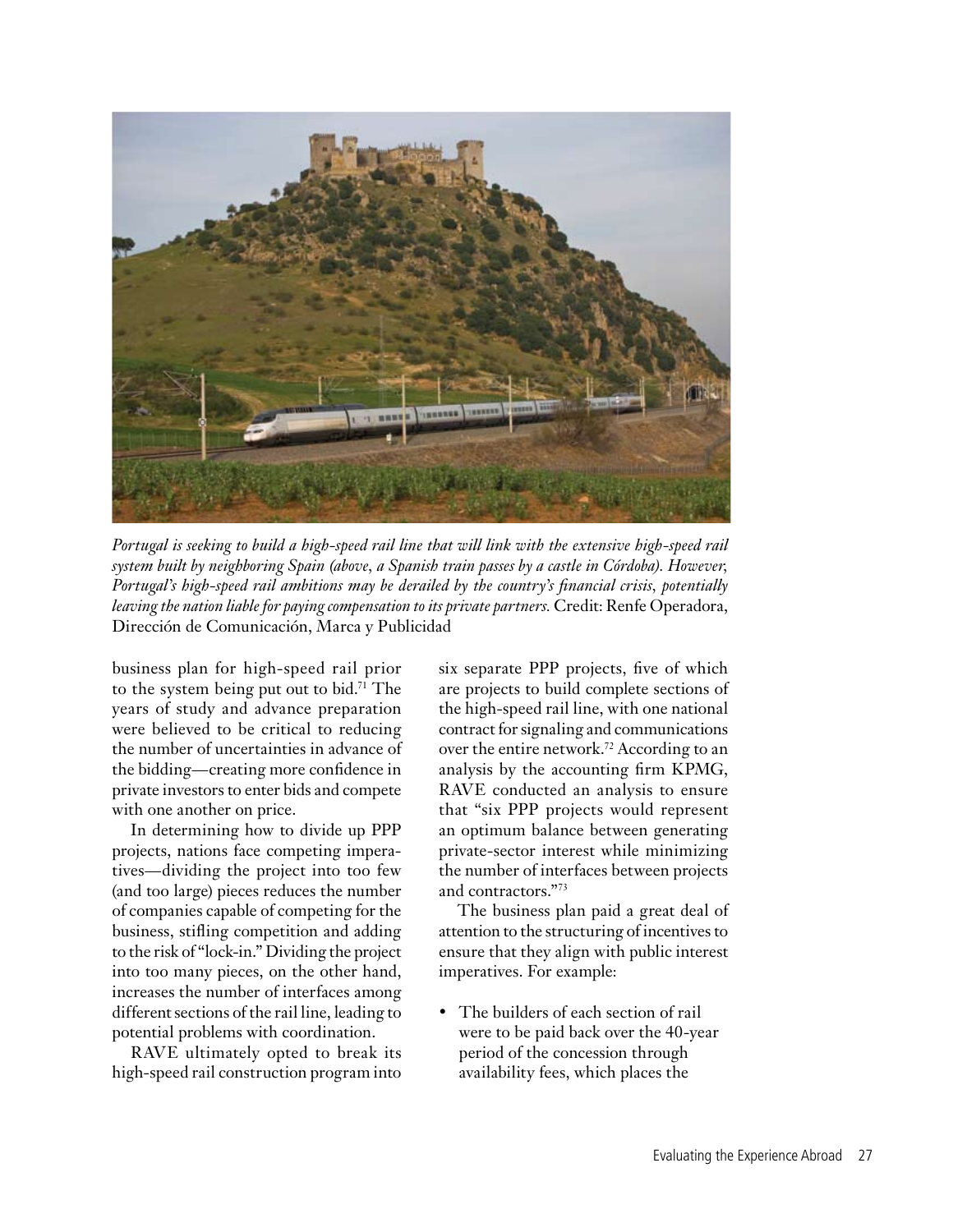*Portugal is seeking to build a high-speed rail line that will link with the extensive high-speed rail system built by neighboring Spain (above, a Spanish train passes by a castle in Córdoba). However, Portugal's high-speed rail ambitions may be derailed by the country's financial crisis, potentially leaving the nation liable for paying compensation to its private partners.* Credit: Renfe Operadora, Dirección de Comunicación, Marca y Publicidad

business plan for high-speed rail prior to the system being put out to bid.[71] The years of study and advance preparation were believed to be critical to reducing the number of uncertainties in advance of the bidding—creating more confidence in private investors to enter bids and compete with one another on price.

In determining how to divide up PPP projects, nations face competing imperatives—dividing the project into too few (and too large) pieces reduces the number of companies capable of competing for the business, stifling competition and adding to the risk of "lock-in." Dividing the project into too many pieces, on the other hand, increases the number of interfaces among different sections of the rail line, leading to potential problems with coordination.

RAVE ultimately opted to break its high-speed rail construction program into six separate PPP projects, five of which are projects to build complete sections of the high-speed rail line, with one national contract for signaling and communications over the entire network.[72] According to an analysis by the accounting firm KPMG, RAVE conducted an analysis to ensure that "six PPP projects would represent an optimum balance between generating private-sector interest while minimizing the number of interfaces between projects and contractors."[73]

The business plan paid a great deal of attention to the structuring of incentives to ensure that they align with public interest imperatives. For example:

- The builders of each section of rail were to be paid back over the 40-year period of the concession through availability fees, which places the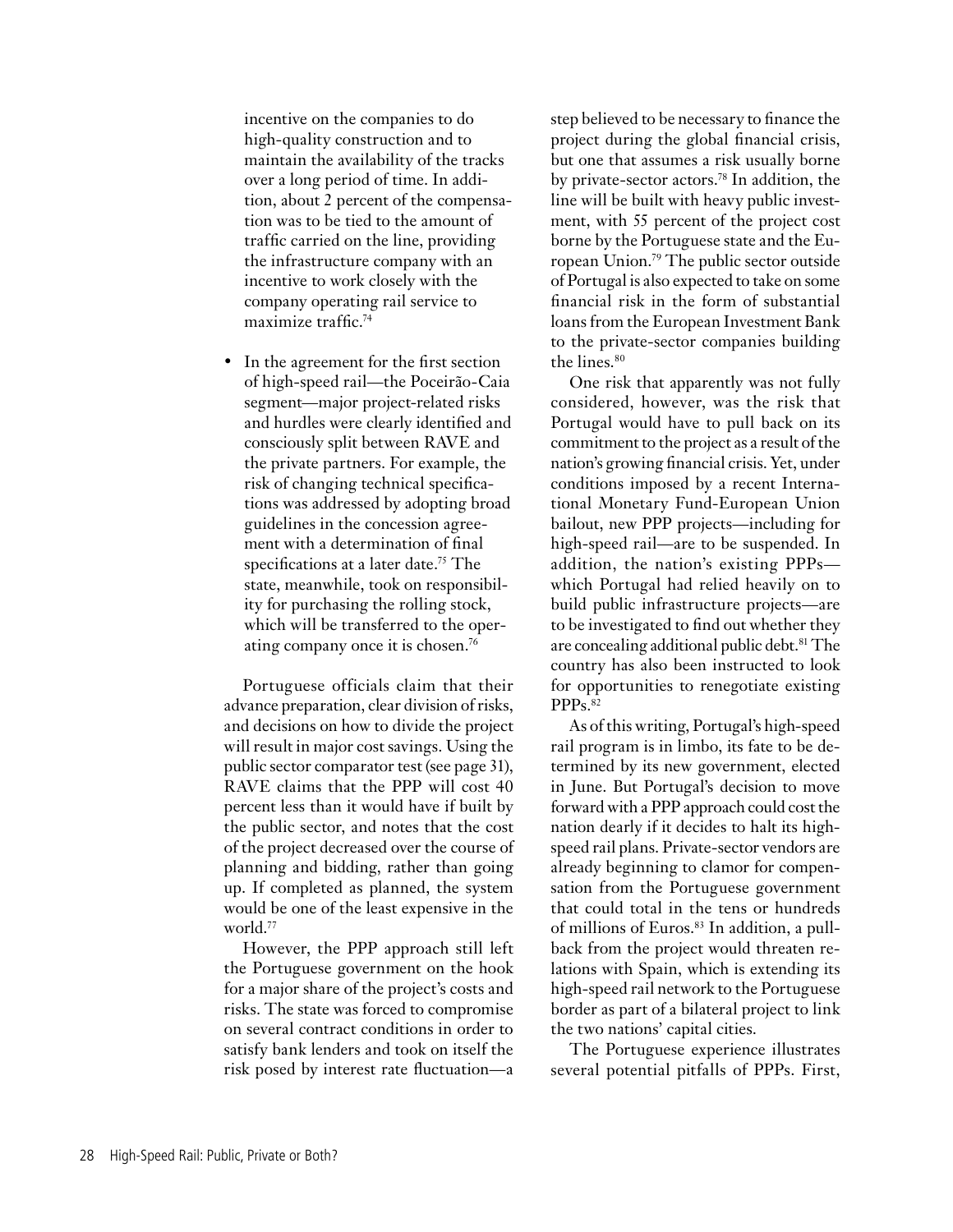incentive on the companies to do high-quality construction and to maintain the availability of the tracks over a long period of time. In addition, about 2 percent of the compensation was to be tied to the amount of traffic carried on the line, providing the infrastructure company with an incentive to work closely with the company operating rail service to maximize traffic.[74]

- In the agreement for the first section of high-speed rail—the Poceirão-Caia segment—major project-related risks and hurdles were clearly identified and consciously split between RAVE and the private partners. For example, the risk of changing technical specifications was addressed by adopting broad guidelines in the concession agreement with a determination of final specifications at a later date.[75] The state, meanwhile, took on responsibility for purchasing the rolling stock, which will be transferred to the operating company once it is chosen.[76]

Portuguese officials claim that their advance preparation, clear division of risks, and decisions on how to divide the project will result in major cost savings. Using the public sector comparator test (see page 31), RAVE claims that the PPP will cost 40 percent less than it would have if built by the public sector, and notes that the cost of the project decreased over the course of planning and bidding, rather than going up. If completed as planned, the system would be one of the least expensive in the world.[77]

However, the PPP approach still left the Portuguese government on the hook for a major share of the project's costs and risks. The state was forced to compromise on several contract conditions in order to satisfy bank lenders and took on itself the risk posed by interest rate fluctuation—a step believed to be necessary to finance the project during the global financial crisis, but one that assumes a risk usually borne by private-sector actors.[78] In addition, the line will be built with heavy public investment, with 55 percent of the project cost borne by the Portuguese state and the European Union.[79] The public sector outside of Portugal is also expected to take on some financial risk in the form of substantial loans from the European Investment Bank to the private-sector companies building the lines.[80]

One risk that apparently was not fully considered, however, was the risk that Portugal would have to pull back on its commitment to the project as a result of the nation's growing financial crisis. Yet, under conditions imposed by a recent International Monetary Fund-European Union bailout, new PPP projects—including for high-speed rail—are to be suspended. In addition, the nation's existing PPPs—which Portugal had relied heavily on to build public infrastructure projects—are to be investigated to find out whether they are concealing additional public debt.[81] The country has also been instructed to look for opportunities to renegotiate existing PPPs.[82]

As of this writing, Portugal's high-speed rail program is in limbo, its fate to be determined by its new government, elected in June. But Portugal's decision to move forward with a PPP approach could cost the nation dearly if it decides to halt its high-speed rail plans. Private-sector vendors are already beginning to clamor for compensation from the Portuguese government that could total in the tens or hundreds of millions of Euros.[83] In addition, a pull-back from the project would threaten relations with Spain, which is extending its high-speed rail network to the Portuguese border as part of a bilateral project to link the two nations' capital cities.

The Portuguese experience illustrates several potential pitfalls of PPPs. First,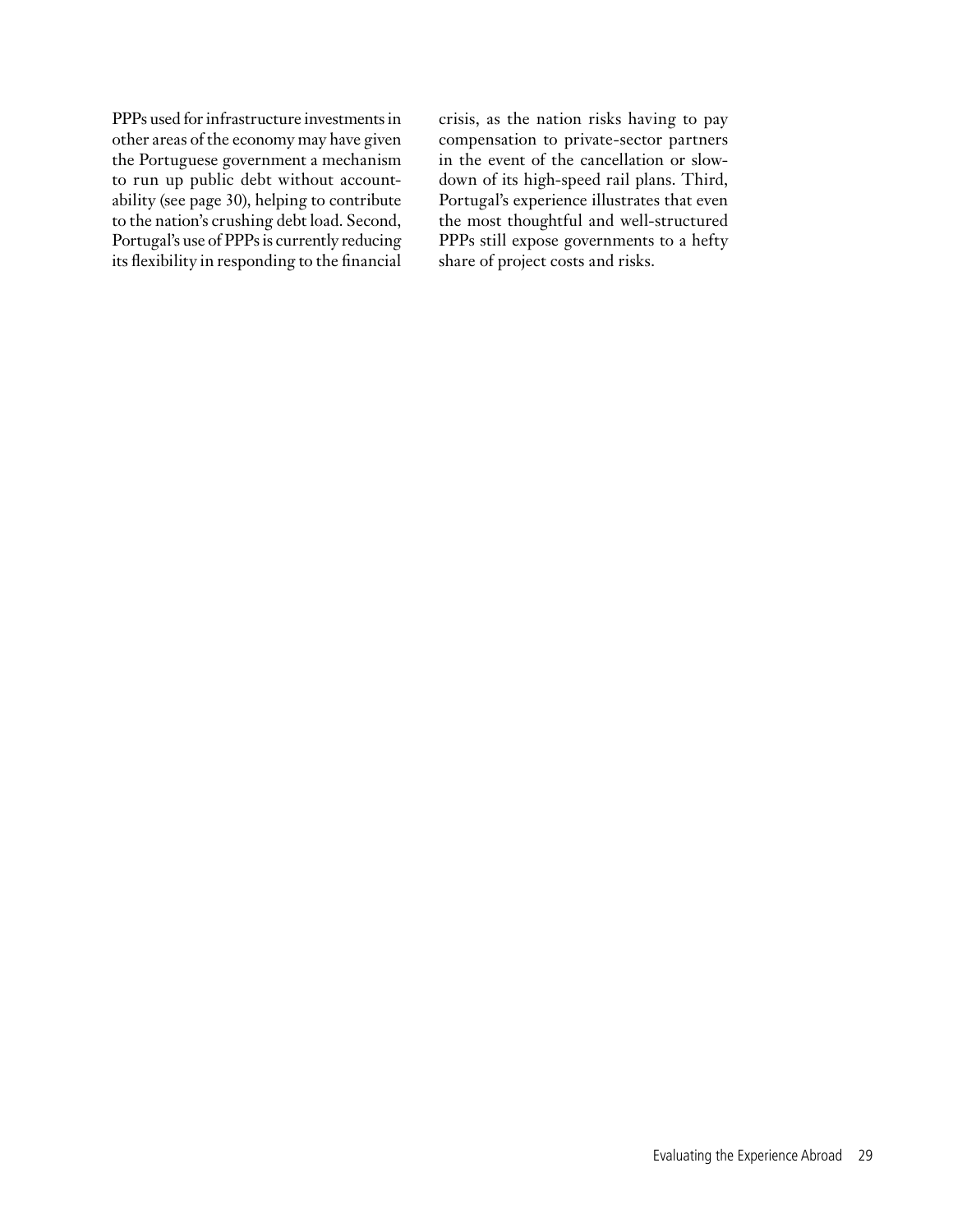PPPs used for infrastructure investments in other areas of the economy may have given the Portuguese government a mechanism to run up public debt without accountability (see page 30), helping to contribute to the nation's crushing debt load. Second, Portugal's use of PPPs is currently reducing its flexibility in responding to the financial crisis, as the nation risks having to pay compensation to private-sector partners in the event of the cancellation or slowdown of its high-speed rail plans. Third, Portugal's experience illustrates that even the most thoughtful and well-structured PPPs still expose governments to a hefty share of project costs and risks.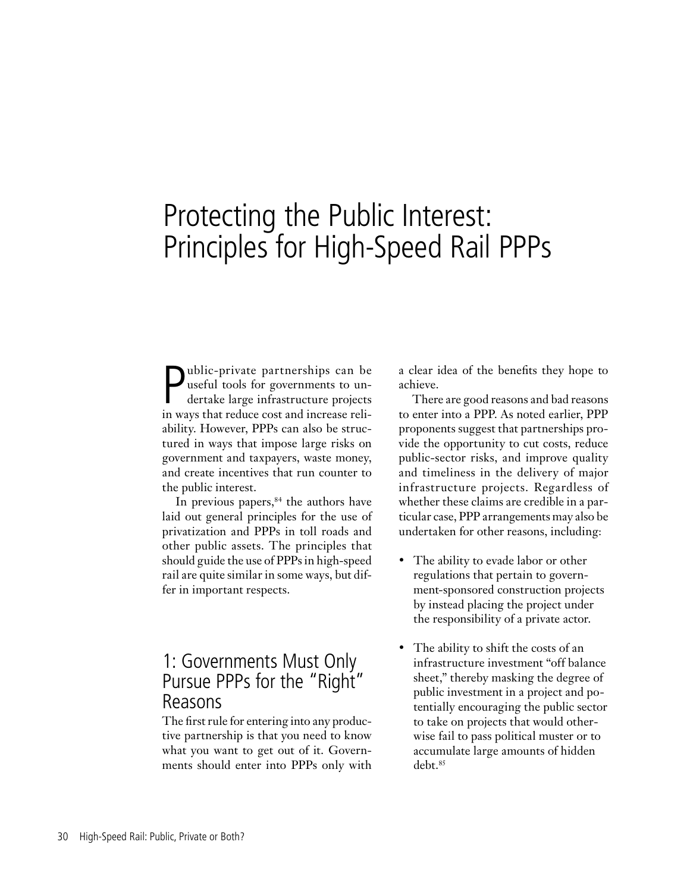# Protecting the Public Interest: Principles for High-Speed Rail PPPs

Public-private partnerships can be useful tools for governments to undertake large infrastructure projects in ways that reduce cost and increase reliability. However, PPPs can also be structured in ways that impose large risks on government and taxpayers, waste money, and create incentives that run counter to the public interest.

In previous papers,[84] the authors have laid out general principles for the use of privatization and PPPs in toll roads and other public assets. The principles that should guide the use of PPPs in high-speed rail are quite similar in some ways, but differ in important respects.

## 1: Governments Must Only Pursue PPPs for the "Right" Reasons

The first rule for entering into any productive partnership is that you need to know what you want to get out of it. Governments should enter into PPPs only with a clear idea of the benefits they hope to achieve.

There are good reasons and bad reasons to enter into a PPP. As noted earlier, PPP proponents suggest that partnerships provide the opportunity to cut costs, reduce public-sector risks, and improve quality and timeliness in the delivery of major infrastructure projects. Regardless of whether these claims are credible in a particular case, PPP arrangements may also be undertaken for other reasons, including:

- The ability to evade labor or other regulations that pertain to government-sponsored construction projects by instead placing the project under the responsibility of a private actor.
- The ability to shift the costs of an infrastructure investment "off balance sheet," thereby masking the degree of public investment in a project and potentially encouraging the public sector to take on projects that would otherwise fail to pass political muster or to accumulate large amounts of hidden debt.[85]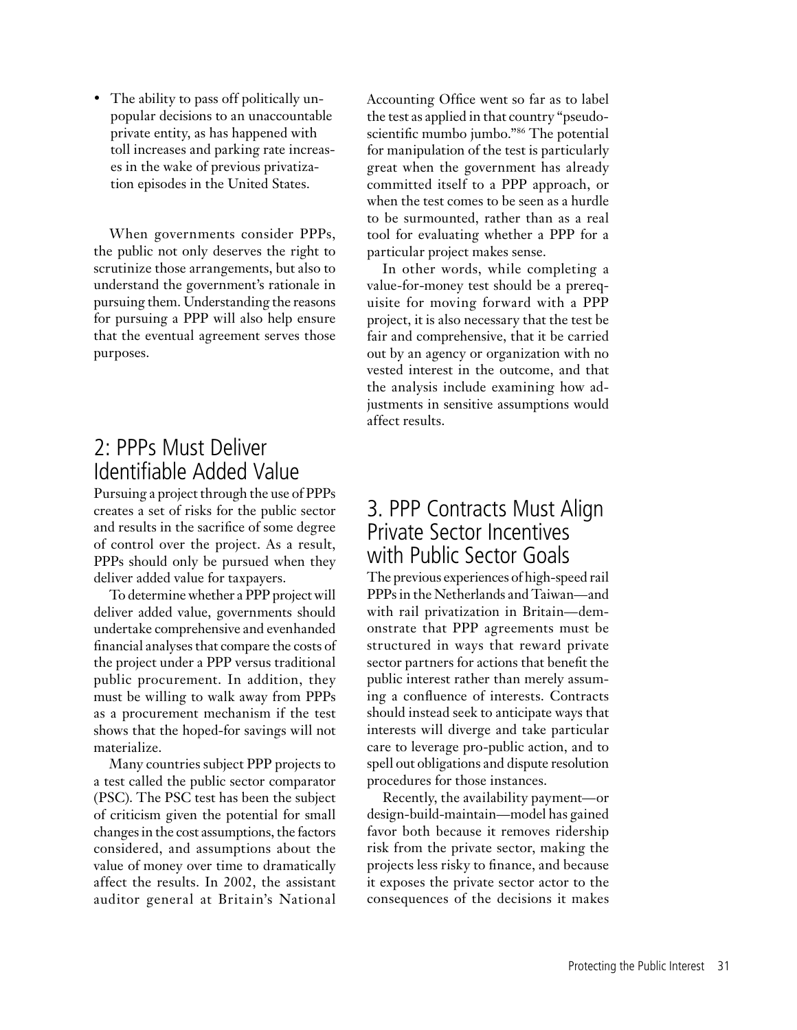- The ability to pass off politically unpopular decisions to an unaccountable private entity, as has happened with toll increases and parking rate increases in the wake of previous privatization episodes in the United States.

When governments consider PPPs, the public not only deserves the right to scrutinize those arrangements, but also to understand the government's rationale in pursuing them. Understanding the reasons for pursuing a PPP will also help ensure that the eventual agreement serves those purposes.

## 2: PPPs Must Deliver Identifiable Added Value

Pursuing a project through the use of PPPs creates a set of risks for the public sector and results in the sacrifice of some degree of control over the project. As a result, PPPs should only be pursued when they deliver added value for taxpayers.

To determine whether a PPP project will deliver added value, governments should undertake comprehensive and evenhanded financial analyses that compare the costs of the project under a PPP versus traditional public procurement. In addition, they must be willing to walk away from PPPs as a procurement mechanism if the test shows that the hoped-for savings will not materialize.

Many countries subject PPP projects to a test called the public sector comparator (PSC). The PSC test has been the subject of criticism given the potential for small changes in the cost assumptions, the factors considered, and assumptions about the value of money over time to dramatically affect the results. In 2002, the assistant auditor general at Britain's National Accounting Office went so far as to label the test as applied in that country "pseudo-scientific mumbo jumbo."[86] The potential for manipulation of the test is particularly great when the government has already committed itself to a PPP approach, or when the test comes to be seen as a hurdle to be surmounted, rather than as a real tool for evaluating whether a PPP for a particular project makes sense.

In other words, while completing a value-for-money test should be a prerequisite for moving forward with a PPP project, it is also necessary that the test be fair and comprehensive, that it be carried out by an agency or organization with no vested interest in the outcome, and that the analysis include examining how adjustments in sensitive assumptions would affect results.

## 3. PPP Contracts Must Align Private Sector Incentives with Public Sector Goals

The previous experiences of high-speed rail PPPs in the Netherlands and Taiwan—and with rail privatization in Britain—demonstrate that PPP agreements must be structured in ways that reward private sector partners for actions that benefit the public interest rather than merely assuming a confluence of interests. Contracts should instead seek to anticipate ways that interests will diverge and take particular care to leverage pro-public action, and to spell out obligations and dispute resolution procedures for those instances.

Recently, the availability payment—or design-build-maintain—model has gained favor both because it removes ridership risk from the private sector, making the projects less risky to finance, and because it exposes the private sector actor to the consequences of the decisions it makes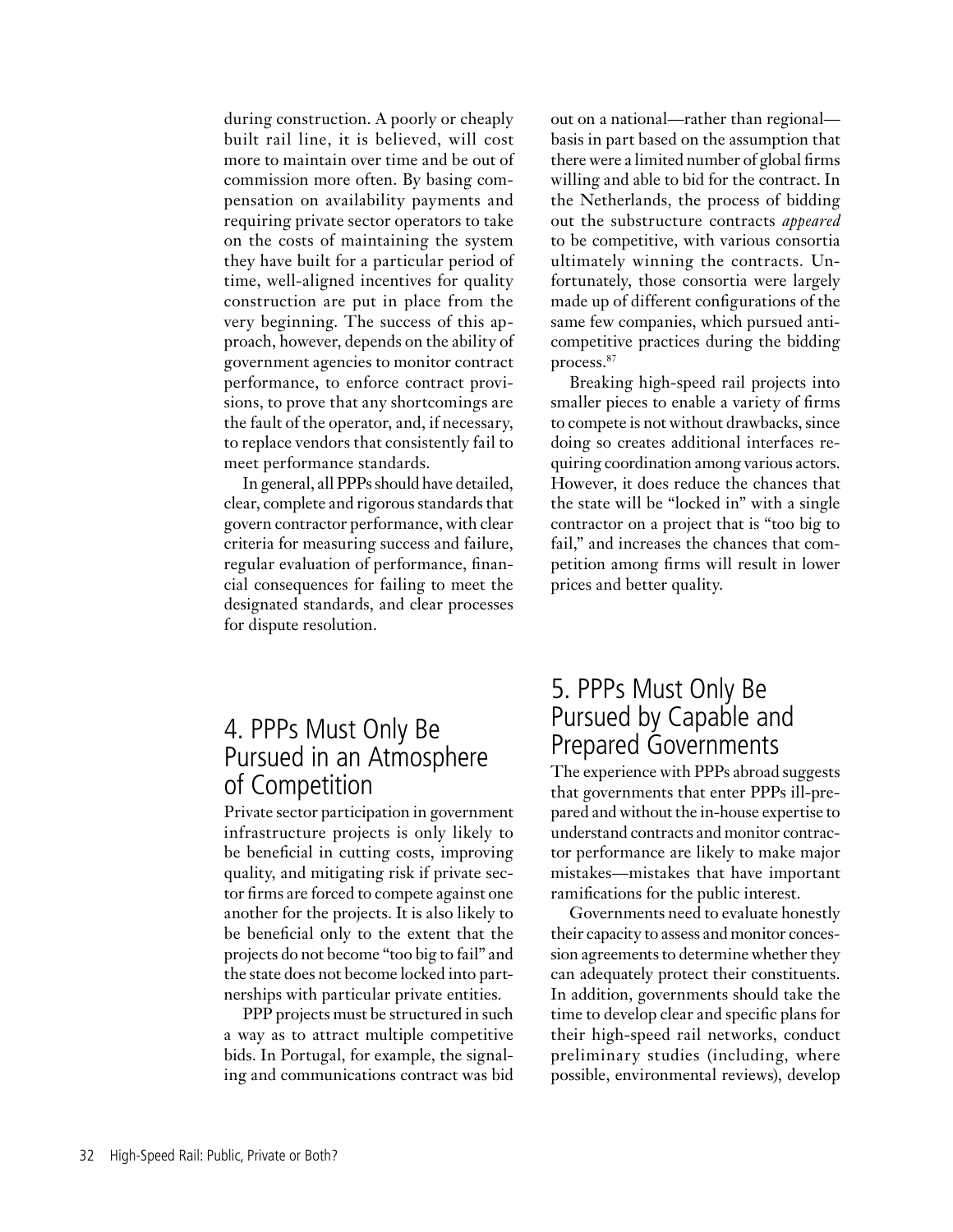during construction. A poorly or cheaply built rail line, it is believed, will cost more to maintain over time and be out of commission more often. By basing compensation on availability payments and requiring private sector operators to take on the costs of maintaining the system they have built for a particular period of time, well-aligned incentives for quality construction are put in place from the very beginning. The success of this approach, however, depends on the ability of government agencies to monitor contract performance, to enforce contract provisions, to prove that any shortcomings are the fault of the operator, and, if necessary, to replace vendors that consistently fail to meet performance standards.

In general, all PPPs should have detailed, clear, complete and rigorous standards that govern contractor performance, with clear criteria for measuring success and failure, regular evaluation of performance, financial consequences for failing to meet the designated standards, and clear processes for dispute resolution.

## 4. PPPs Must Only Be Pursued in an Atmosphere of Competition

Private sector participation in government infrastructure projects is only likely to be beneficial in cutting costs, improving quality, and mitigating risk if private sector firms are forced to compete against one another for the projects. It is also likely to be beneficial only to the extent that the projects do not become "too big to fail" and the state does not become locked into partnerships with particular private entities.

PPP projects must be structured in such a way as to attract multiple competitive bids. In Portugal, for example, the signaling and communications contract was bid out on a national—rather than regional—basis in part based on the assumption that there were a limited number of global firms willing and able to bid for the contract. In the Netherlands, the process of bidding out the substructure contracts *appeared* to be competitive, with various consortia ultimately winning the contracts. Unfortunately, those consortia were largely made up of different configurations of the same few companies, which pursued anti-competitive practices during the bidding process.[87]

Breaking high-speed rail projects into smaller pieces to enable a variety of firms to compete is not without drawbacks, since doing so creates additional interfaces requiring coordination among various actors. However, it does reduce the chances that the state will be "locked in" with a single contractor on a project that is "too big to fail," and increases the chances that competition among firms will result in lower prices and better quality.

## 5. PPPs Must Only Be Pursued by Capable and Prepared Governments

The experience with PPPs abroad suggests that governments that enter PPPs ill-prepared and without the in-house expertise to understand contracts and monitor contractor performance are likely to make major mistakes—mistakes that have important ramifications for the public interest.

Governments need to evaluate honestly their capacity to assess and monitor concession agreements to determine whether they can adequately protect their constituents. In addition, governments should take the time to develop clear and specific plans for their high-speed rail networks, conduct preliminary studies (including, where possible, environmental reviews), develop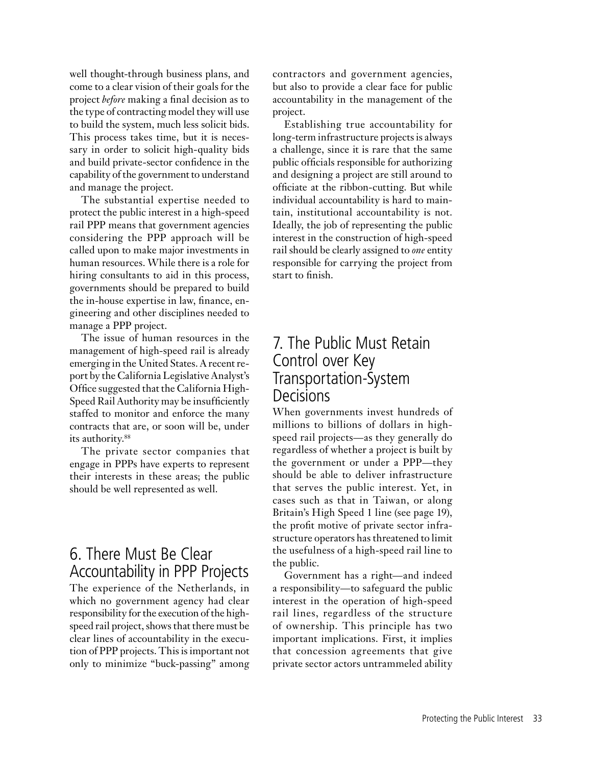well thought-through business plans, and come to a clear vision of their goals for the project *before* making a final decision as to the type of contracting model they will use to build the system, much less solicit bids. This process takes time, but it is necessary in order to solicit high-quality bids and build private-sector confidence in the capability of the government to understand and manage the project.

The substantial expertise needed to protect the public interest in a high-speed rail PPP means that government agencies considering the PPP approach will be called upon to make major investments in human resources. While there is a role for hiring consultants to aid in this process, governments should be prepared to build the in-house expertise in law, finance, engineering and other disciplines needed to manage a PPP project.

The issue of human resources in the management of high-speed rail is already emerging in the United States. A recent report by the California Legislative Analyst's Office suggested that the California High-Speed Rail Authority may be insufficiently staffed to monitor and enforce the many contracts that are, or soon will be, under its authority.[88]

The private sector companies that engage in PPPs have experts to represent their interests in these areas; the public should be well represented as well.

## 6. There Must Be Clear Accountability in PPP Projects

The experience of the Netherlands, in which no government agency had clear responsibility for the execution of the high-speed rail project, shows that there must be clear lines of accountability in the execution of PPP projects. This is important not only to minimize "buck-passing" among contractors and government agencies, but also to provide a clear face for public accountability in the management of the project.

Establishing true accountability for long-term infrastructure projects is always a challenge, since it is rare that the same public officials responsible for authorizing and designing a project are still around to officiate at the ribbon-cutting. But while individual accountability is hard to maintain, institutional accountability is not. Ideally, the job of representing the public interest in the construction of high-speed rail should be clearly assigned to *one* entity responsible for carrying the project from start to finish.

## 7. The Public Must Retain Control over Key Transportation-System Decisions

When governments invest hundreds of millions to billions of dollars in high-speed rail projects—as they generally do regardless of whether a project is built by the government or under a PPP—they should be able to deliver infrastructure that serves the public interest. Yet, in cases such as that in Taiwan, or along Britain's High Speed 1 line (see page 19), the profit motive of private sector infrastructure operators has threatened to limit the usefulness of a high-speed rail line to the public.

Government has a right—and indeed a responsibility—to safeguard the public interest in the operation of high-speed rail lines, regardless of the structure of ownership. This principle has two important implications. First, it implies that concession agreements that give private sector actors untrammeled ability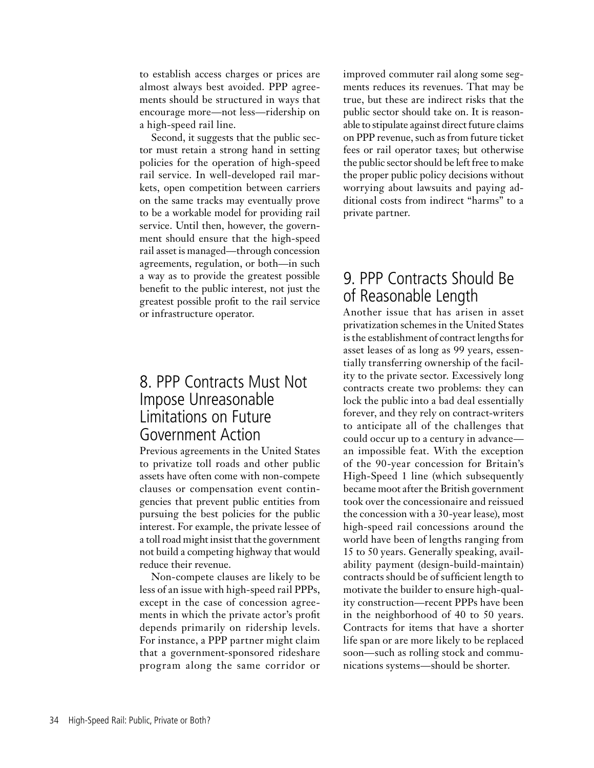to establish access charges or prices are almost always best avoided. PPP agreements should be structured in ways that encourage more—not less—ridership on a high-speed rail line.

Second, it suggests that the public sector must retain a strong hand in setting policies for the operation of high-speed rail service. In well-developed rail markets, open competition between carriers on the same tracks may eventually prove to be a workable model for providing rail service. Until then, however, the government should ensure that the high-speed rail asset is managed—through concession agreements, regulation, or both—in such a way as to provide the greatest possible benefit to the public interest, not just the greatest possible profit to the rail service or infrastructure operator.

## 8. PPP Contracts Must Not Impose Unreasonable Limitations on Future Government Action

Previous agreements in the United States to privatize toll roads and other public assets have often come with non-compete clauses or compensation event contingencies that prevent public entities from pursuing the best policies for the public interest. For example, the private lessee of a toll road might insist that the government not build a competing highway that would reduce their revenue.

Non-compete clauses are likely to be less of an issue with high-speed rail PPPs, except in the case of concession agreements in which the private actor's profit depends primarily on ridership levels. For instance, a PPP partner might claim that a government-sponsored rideshare program along the same corridor or improved commuter rail along some segments reduces its revenues. That may be true, but these are indirect risks that the public sector should take on. It is reasonable to stipulate against direct future claims on PPP revenue, such as from future ticket fees or rail operator taxes; but otherwise the public sector should be left free to make the proper public policy decisions without worrying about lawsuits and paying additional costs from indirect "harms" to a private partner.

## 9. PPP Contracts Should Be of Reasonable Length

Another issue that has arisen in asset privatization schemes in the United States is the establishment of contract lengths for asset leases of as long as 99 years, essentially transferring ownership of the facility to the private sector. Excessively long contracts create two problems: they can lock the public into a bad deal essentially forever, and they rely on contract-writers to anticipate all of the challenges that could occur up to a century in advance—an impossible feat. With the exception of the 90-year concession for Britain's High-Speed 1 line (which subsequently became moot after the British government took over the concessionaire and reissued the concession with a 30-year lease), most high-speed rail concessions around the world have been of lengths ranging from 15 to 50 years. Generally speaking, availability payment (design-build-maintain) contracts should be of sufficient length to motivate the builder to ensure high-quality construction—recent PPPs have been in the neighborhood of 40 to 50 years. Contracts for items that have a shorter life span or are more likely to be replaced soon—such as rolling stock and communications systems—should be shorter.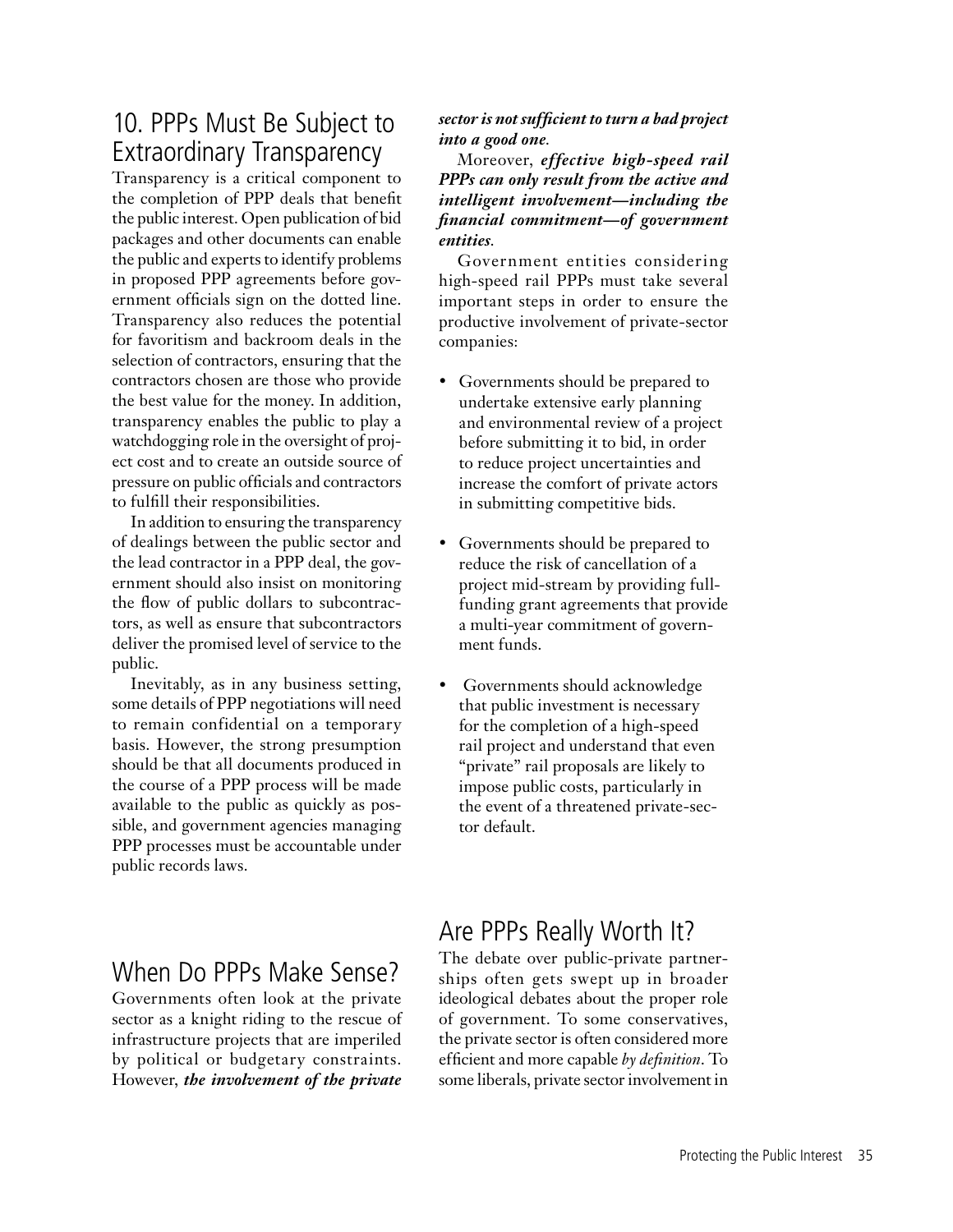## 10. PPPs Must Be Subject to Extraordinary Transparency

Transparency is a critical component to the completion of PPP deals that benefit the public interest. Open publication of bid packages and other documents can enable the public and experts to identify problems in proposed PPP agreements before government officials sign on the dotted line. Transparency also reduces the potential for favoritism and backroom deals in the selection of contractors, ensuring that the contractors chosen are those who provide the best value for the money. In addition, transparency enables the public to play a watchdogging role in the oversight of project cost and to create an outside source of pressure on public officials and contractors to fulfill their responsibilities.

In addition to ensuring the transparency of dealings between the public sector and the lead contractor in a PPP deal, the government should also insist on monitoring the flow of public dollars to subcontractors, as well as ensure that subcontractors deliver the promised level of service to the public.

Inevitably, as in any business setting, some details of PPP negotiations will need to remain confidential on a temporary basis. However, the strong presumption should be that all documents produced in the course of a PPP process will be made available to the public as quickly as possible, and government agencies managing PPP processes must be accountable under public records laws.

## When Do PPPs Make Sense?

Governments often look at the private sector as a knight riding to the rescue of infrastructure projects that are imperiled by political or budgetary constraints. However, ***the involvement of the private sector is not sufficient to turn a bad project into a good one***.

Moreover, ***effective high-speed rail PPPs can only result from the active and intelligent involvement—including the financial commitment—of government entities***.

Government entities considering high-speed rail PPPs must take several important steps in order to ensure the productive involvement of private-sector companies:

- Governments should be prepared to undertake extensive early planning and environmental review of a project before submitting it to bid, in order to reduce project uncertainties and increase the comfort of private actors in submitting competitive bids.
- Governments should be prepared to reduce the risk of cancellation of a project mid-stream by providing full-funding grant agreements that provide a multi-year commitment of government funds.
- Governments should acknowledge that public investment is necessary for the completion of a high-speed rail project and understand that even "private" rail proposals are likely to impose public costs, particularly in the event of a threatened private-sector default.

## Are PPPs Really Worth It?

The debate over public-private partnerships often gets swept up in broader ideological debates about the proper role of government. To some conservatives, the private sector is often considered more efficient and more capable *by definition*. To some liberals, private sector involvement in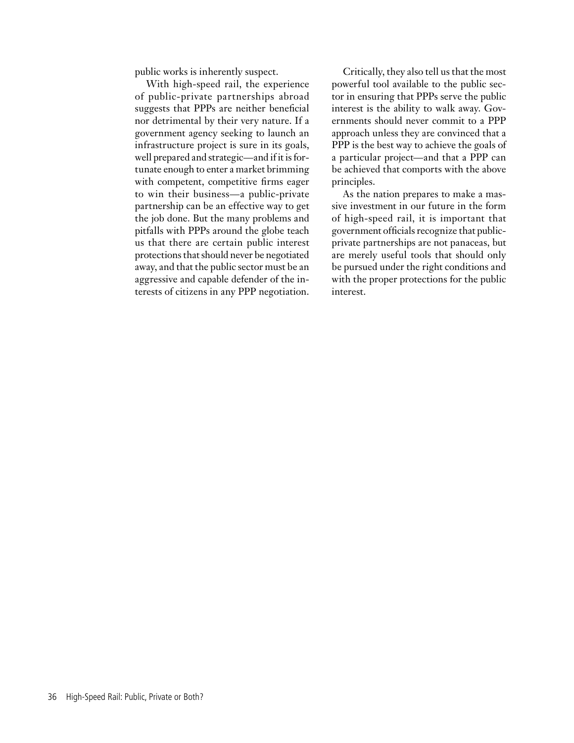public works is inherently suspect.

With high-speed rail, the experience of public-private partnerships abroad suggests that PPPs are neither beneficial nor detrimental by their very nature. If a government agency seeking to launch an infrastructure project is sure in its goals, well prepared and strategic—and if it is fortunate enough to enter a market brimming with competent, competitive firms eager to win their business—a public-private partnership can be an effective way to get the job done. But the many problems and pitfalls with PPPs around the globe teach us that there are certain public interest protections that should never be negotiated away, and that the public sector must be an aggressive and capable defender of the interests of citizens in any PPP negotiation.

Critically, they also tell us that the most powerful tool available to the public sector in ensuring that PPPs serve the public interest is the ability to walk away. Governments should never commit to a PPP approach unless they are convinced that a PPP is the best way to achieve the goals of a particular project—and that a PPP can be achieved that comports with the above principles.

As the nation prepares to make a massive investment in our future in the form of high-speed rail, it is important that government officials recognize that public-private partnerships are not panaceas, but are merely useful tools that should only be pursued under the right conditions and with the proper protections for the public interest.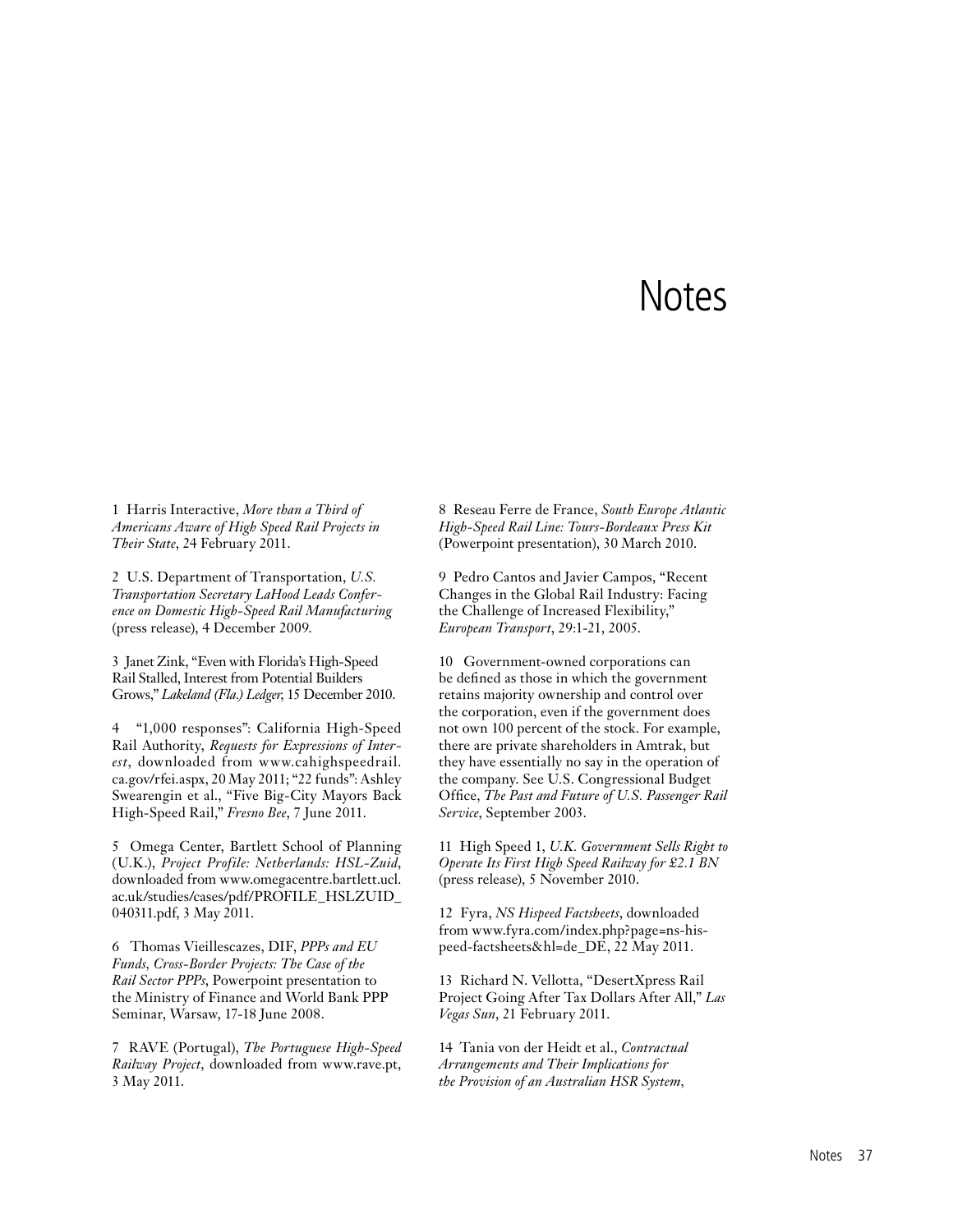# Notes

1 Harris Interactive, *More than a Third of Americans Aware of High Speed Rail Projects in Their State*, 24 February 2011.

2 U.S. Department of Transportation, *U.S. Transportation Secretary LaHood Leads Conference on Domestic High-Speed Rail Manufacturing* (press release), 4 December 2009.

3 Janet Zink, "Even with Florida's High-Speed Rail Stalled, Interest from Potential Builders Grows," *Lakeland (Fla.) Ledger*, 15 December 2010.

4 "1,000 responses": California High-Speed Rail Authority, *Requests for Expressions of Interest*, downloaded from www.cahighspeedrail.ca.gov/rfei.aspx, 20 May 2011; "22 funds": Ashley Swearengin et al., "Five Big-City Mayors Back High-Speed Rail," *Fresno Bee*, 7 June 2011.

5 Omega Center, Bartlett School of Planning (U.K.), *Project Profile: Netherlands: HSL-Zuid*, downloaded from www.omegacentre.bartlett.ucl.ac.uk/studies/cases/pdf/PROFILE_HSLZUID_040311.pdf, 3 May 2011.

6 Thomas Vieillescazes, DIF, *PPPs and EU Funds, Cross-Border Projects: The Case of the Rail Sector PPPs*, Powerpoint presentation to the Ministry of Finance and World Bank PPP Seminar, Warsaw, 17-18 June 2008.

7 RAVE (Portugal), *The Portuguese High-Speed Railway Project*, downloaded from www.rave.pt, 3 May 2011.

8 Reseau Ferre de France, *South Europe Atlantic High-Speed Rail Line: Tours-Bordeaux Press Kit* (Powerpoint presentation), 30 March 2010.

9 Pedro Cantos and Javier Campos, "Recent Changes in the Global Rail Industry: Facing the Challenge of Increased Flexibility," *European Transport*, 29:1-21, 2005.

10 Government-owned corporations can be defined as those in which the government retains majority ownership and control over the corporation, even if the government does not own 100 percent of the stock. For example, there are private shareholders in Amtrak, but they have essentially no say in the operation of the company. See U.S. Congressional Budget Office, *The Past and Future of U.S. Passenger Rail Service*, September 2003.

11 High Speed 1, *U.K. Government Sells Right to Operate Its First High Speed Railway for £2.1 BN* (press release), 5 November 2010.

12 Fyra, *NS Hispeed Factsheets*, downloaded from www.fyra.com/index.php?page=ns-hispeed-factsheets&hl=de_DE, 22 May 2011.

13 Richard N. Vellotta, "DesertXpress Rail Project Going After Tax Dollars After All," *Las Vegas Sun*, 21 February 2011.

14 Tania von der Heidt et al., *Contractual Arrangements and Their Implications for the Provision of an Australian HSR System*,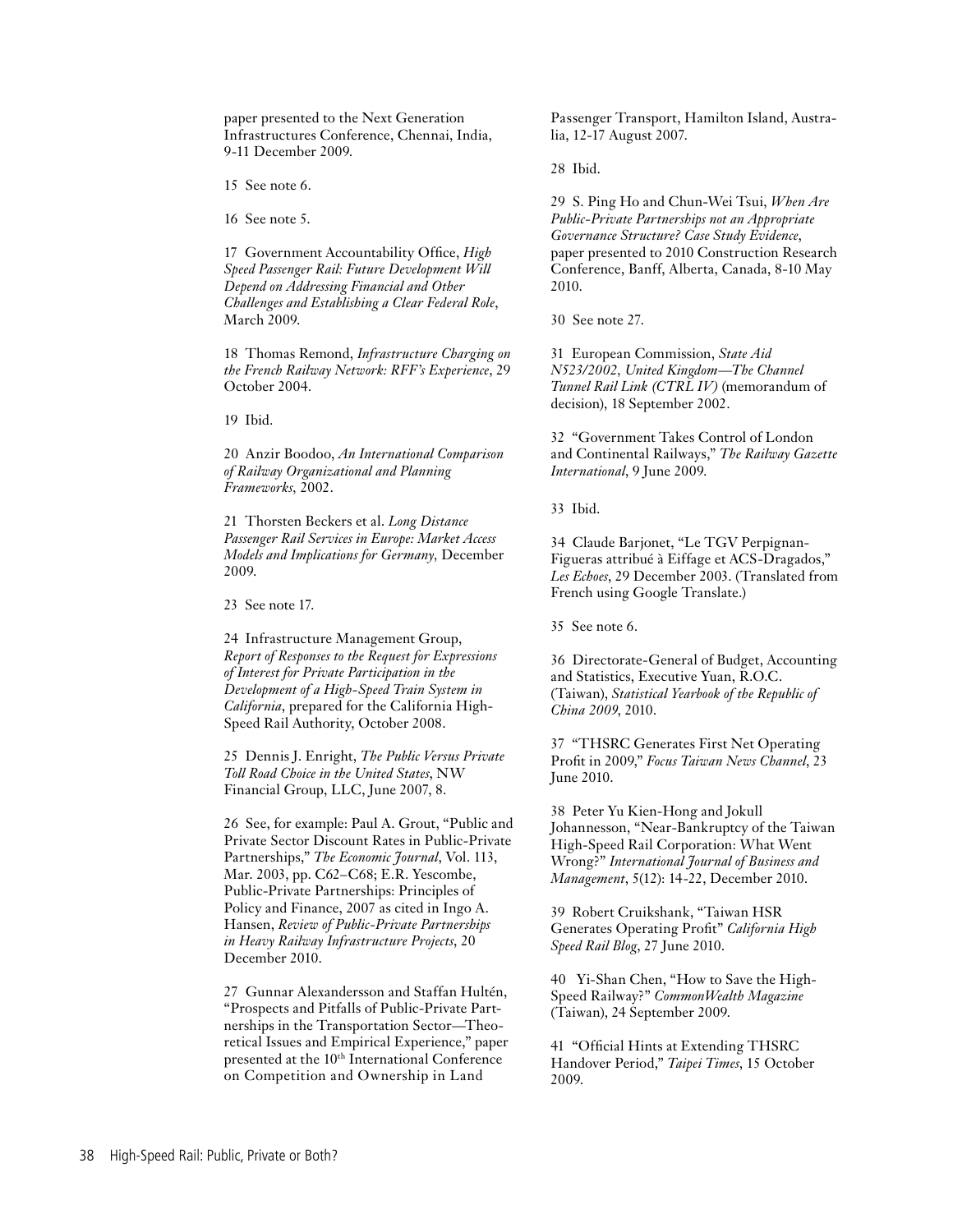paper presented to the Next Generation Infrastructures Conference, Chennai, India, 9-11 December 2009.

15 See note 6.

16 See note 5.

17 Government Accountability Office, *High Speed Passenger Rail: Future Development Will Depend on Addressing Financial and Other Challenges and Establishing a Clear Federal Role*, March 2009.

18 Thomas Remond, *Infrastructure Charging on the French Railway Network: RFF's Experience*, 29 October 2004.

19 Ibid.

20 Anzir Boodoo, *An International Comparison of Railway Organizational and Planning Frameworks*, 2002.

21 Thorsten Beckers et al. *Long Distance Passenger Rail Services in Europe: Market Access Models and Implications for Germany*, December 2009.

23 See note 17.

24 Infrastructure Management Group, *Report of Responses to the Request for Expressions of Interest for Private Participation in the Development of a High-Speed Train System in California*, prepared for the California High-Speed Rail Authority, October 2008.

25 Dennis J. Enright, *The Public Versus Private Toll Road Choice in the United States*, NW Financial Group, LLC, June 2007, 8.

26 See, for example: Paul A. Grout, "Public and Private Sector Discount Rates in Public-Private Partnerships," *The Economic Journal*, Vol. 113, Mar. 2003, pp. C62–C68; E.R. Yescombe, Public-Private Partnerships: Principles of Policy and Finance, 2007 as cited in Ingo A. Hansen, *Review of Public-Private Partnerships in Heavy Railway Infrastructure Projects*, 20 December 2010.

27 Gunnar Alexandersson and Staffan Hultén, "Prospects and Pitfalls of Public-Private Partnerships in the Transportation Sector—Theoretical Issues and Empirical Experience," paper presented at the 10th International Conference on Competition and Ownership in Land Passenger Transport, Hamilton Island, Australia, 12-17 August 2007.

28 Ibid.

29 S. Ping Ho and Chun-Wei Tsui, *When Are Public-Private Partnerships not an Appropriate Governance Structure? Case Study Evidence*, paper presented to 2010 Construction Research Conference, Banff, Alberta, Canada, 8-10 May 2010.

30 See note 27.

31 European Commission, *State Aid N523/2002, United Kingdom—The Channel Tunnel Rail Link (CTRL IV)* (memorandum of decision), 18 September 2002.

32 "Government Takes Control of London and Continental Railways," *The Railway Gazette International*, 9 June 2009.

33 Ibid.

34 Claude Barjonet, "Le TGV Perpignan-Figueras attribué à Eiffage et ACS-Dragados," *Les Echoes*, 29 December 2003. (Translated from French using Google Translate.)

35 See note 6.

36 Directorate-General of Budget, Accounting and Statistics, Executive Yuan, R.O.C. (Taiwan), *Statistical Yearbook of the Republic of China 2009*, 2010.

37 "THSRC Generates First Net Operating Profit in 2009," *Focus Taiwan News Channel*, 23 June 2010.

38 Peter Yu Kien-Hong and Jokull Johannesson, "Near-Bankruptcy of the Taiwan High-Speed Rail Corporation: What Went Wrong?" *International Journal of Business and Management*, 5(12): 14-22, December 2010.

39 Robert Cruikshank, "Taiwan HSR Generates Operating Profit" *California High Speed Rail Blog*, 27 June 2010.

40 Yi-Shan Chen, "How to Save the High-Speed Railway?" *CommonWealth Magazine* (Taiwan), 24 September 2009.

41 "Official Hints at Extending THSRC Handover Period," *Taipei Times*, 15 October 2009.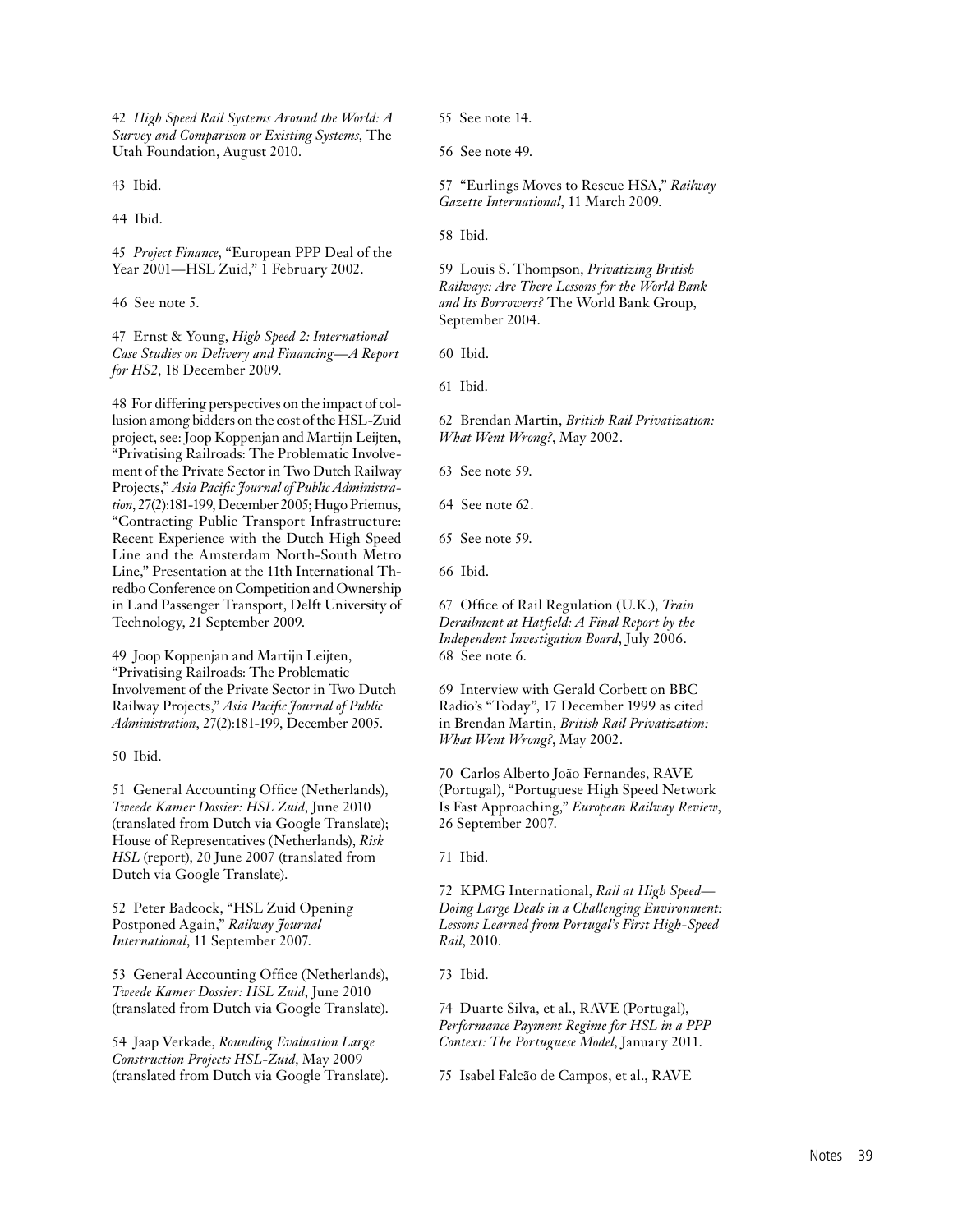42 *High Speed Rail Systems Around the World: A Survey and Comparison or Existing Systems*, The Utah Foundation, August 2010.

43 Ibid.

44 Ibid.

45 *Project Finance*, "European PPP Deal of the Year 2001—HSL Zuid," 1 February 2002.

46 See note 5.

47 Ernst & Young, *High Speed 2: International Case Studies on Delivery and Financing—A Report for HS2*, 18 December 2009.

48 For differing perspectives on the impact of collusion among bidders on the cost of the HSL-Zuid project, see: Joop Koppenjan and Martijn Leijten, "Privatising Railroads: The Problematic Involvement of the Private Sector in Two Dutch Railway Projects," *Asia Pacific Journal of Public Administration*, 27(2):181-199, December 2005; Hugo Priemus, "Contracting Public Transport Infrastructure: Recent Experience with the Dutch High Speed Line and the Amsterdam North-South Metro Line," Presentation at the 11th International Thredbo Conference on Competition and Ownership in Land Passenger Transport, Delft University of Technology, 21 September 2009.

49 Joop Koppenjan and Martijn Leijten, "Privatising Railroads: The Problematic Involvement of the Private Sector in Two Dutch Railway Projects," *Asia Pacific Journal of Public Administration*, 27(2):181-199, December 2005.

50 Ibid.

51 General Accounting Office (Netherlands), *Tweede Kamer Dossier: HSL Zuid*, June 2010 (translated from Dutch via Google Translate); House of Representatives (Netherlands), *Risk HSL* (report), 20 June 2007 (translated from Dutch via Google Translate).

52 Peter Badcock, "HSL Zuid Opening Postponed Again," *Railway Journal International*, 11 September 2007.

53 General Accounting Office (Netherlands), *Tweede Kamer Dossier: HSL Zuid*, June 2010 (translated from Dutch via Google Translate).

54 Jaap Verkade, *Rounding Evaluation Large Construction Projects HSL-Zuid*, May 2009 (translated from Dutch via Google Translate).

55 See note 14.

56 See note 49.

57 "Eurlings Moves to Rescue HSA," *Railway Gazette International*, 11 March 2009.

58 Ibid.

59 Louis S. Thompson, *Privatizing British Railways: Are There Lessons for the World Bank and Its Borrowers?* The World Bank Group, September 2004.

60 Ibid.

61 Ibid.

62 Brendan Martin, *British Rail Privatization: What Went Wrong?*, May 2002.

63 See note 59.

64 See note 62.

65 See note 59.

66 Ibid.

67 Office of Rail Regulation (U.K.), *Train Derailment at Hatfield: A Final Report by the Independent Investigation Board*, July 2006.

68 See note 6.

69 Interview with Gerald Corbett on BBC Radio's "Today", 17 December 1999 as cited in Brendan Martin, *British Rail Privatization: What Went Wrong?*, May 2002.

70 Carlos Alberto João Fernandes, RAVE (Portugal), "Portuguese High Speed Network Is Fast Approaching," *European Railway Review*, 26 September 2007.

71 Ibid.

72 KPMG International, *Rail at High Speed—Doing Large Deals in a Challenging Environment: Lessons Learned from Portugal's First High-Speed Rail*, 2010.

73 Ibid.

74 Duarte Silva, et al., RAVE (Portugal), *Performance Payment Regime for HSL in a PPP Context: The Portuguese Model*, January 2011.

75 Isabel Falcão de Campos, et al., RAVE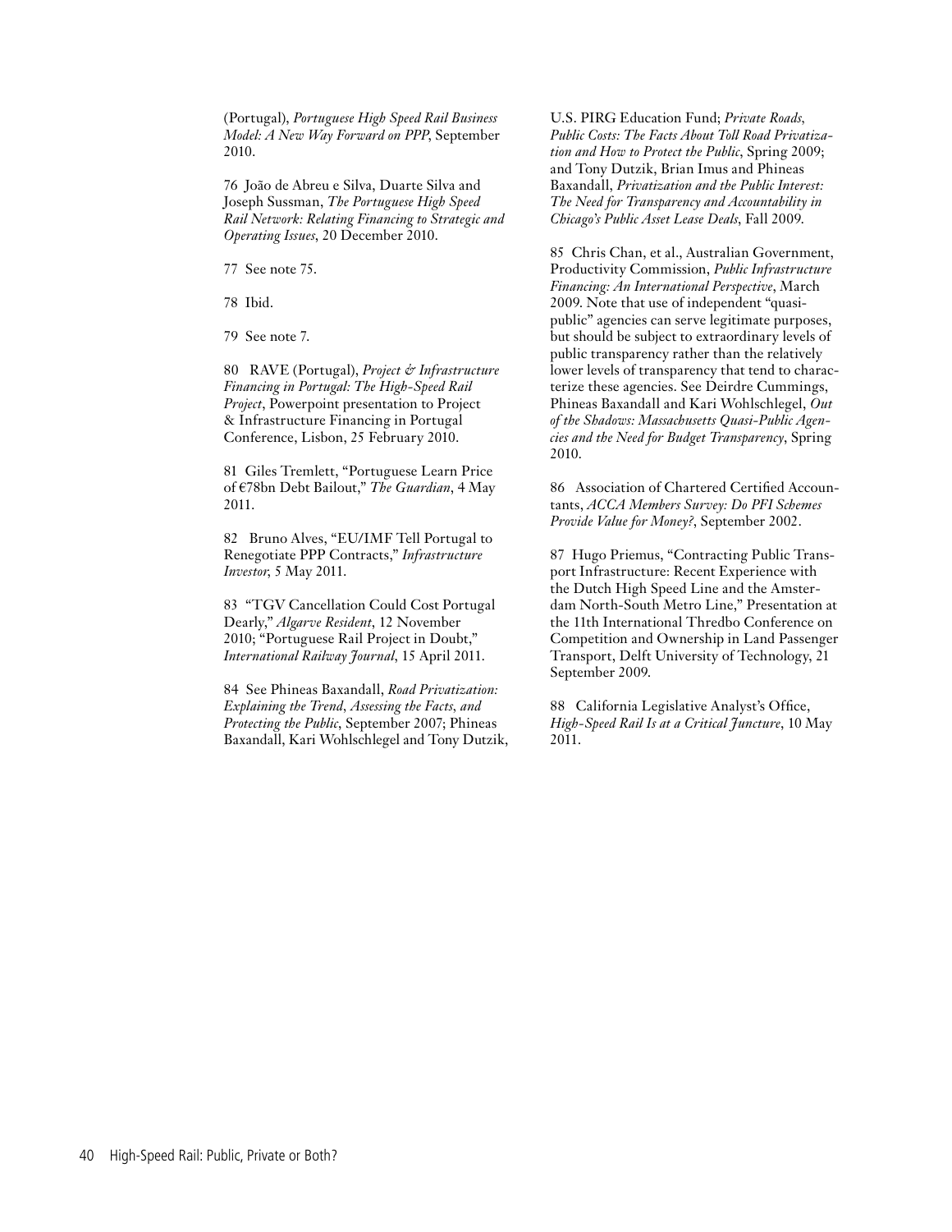(Portugal), *Portuguese High Speed Rail Business Model: A New Way Forward on PPP*, September 2010.

76 João de Abreu e Silva, Duarte Silva and Joseph Sussman, *The Portuguese High Speed Rail Network: Relating Financing to Strategic and Operating Issues*, 20 December 2010.

77 See note 75.

78 Ibid.

79 See note 7.

80 RAVE (Portugal), *Project & Infrastructure Financing in Portugal: The High-Speed Rail Project*, Powerpoint presentation to Project & Infrastructure Financing in Portugal Conference, Lisbon, 25 February 2010.

81 Giles Tremlett, "Portuguese Learn Price of €78bn Debt Bailout," *The Guardian*, 4 May 2011.

82 Bruno Alves, "EU/IMF Tell Portugal to Renegotiate PPP Contracts," *Infrastructure Investor*, 5 May 2011.

83 "TGV Cancellation Could Cost Portugal Dearly," *Algarve Resident*, 12 November 2010; "Portuguese Rail Project in Doubt," *International Railway Journal*, 15 April 2011.

84 See Phineas Baxandall, *Road Privatization: Explaining the Trend, Assessing the Facts, and Protecting the Public*, September 2007; Phineas Baxandall, Kari Wohlschlegel and Tony Dutzik, U.S. PIRG Education Fund; *Private Roads, Public Costs: The Facts About Toll Road Privatization and How to Protect the Public*, Spring 2009; and Tony Dutzik, Brian Imus and Phineas Baxandall, *Privatization and the Public Interest: The Need for Transparency and Accountability in Chicago's Public Asset Lease Deals*, Fall 2009.

85 Chris Chan, et al., Australian Government, Productivity Commission, *Public Infrastructure Financing: An International Perspective*, March 2009. Note that use of independent "quasi-public" agencies can serve legitimate purposes, but should be subject to extraordinary levels of public transparency rather than the relatively lower levels of transparency that tend to characterize these agencies. See Deirdre Cummings, Phineas Baxandall and Kari Wohlschlegel, *Out of the Shadows: Massachusetts Quasi-Public Agencies and the Need for Budget Transparency*, Spring 2010.

86 Association of Chartered Certified Accountants, *ACCA Members Survey: Do PFI Schemes Provide Value for Money?*, September 2002.

87 Hugo Priemus, "Contracting Public Transport Infrastructure: Recent Experience with the Dutch High Speed Line and the Amsterdam North-South Metro Line," Presentation at the 11th International Thredbo Conference on Competition and Ownership in Land Passenger Transport, Delft University of Technology, 21 September 2009.

88 California Legislative Analyst's Office, *High-Speed Rail Is at a Critical Juncture*, 10 May 2011.